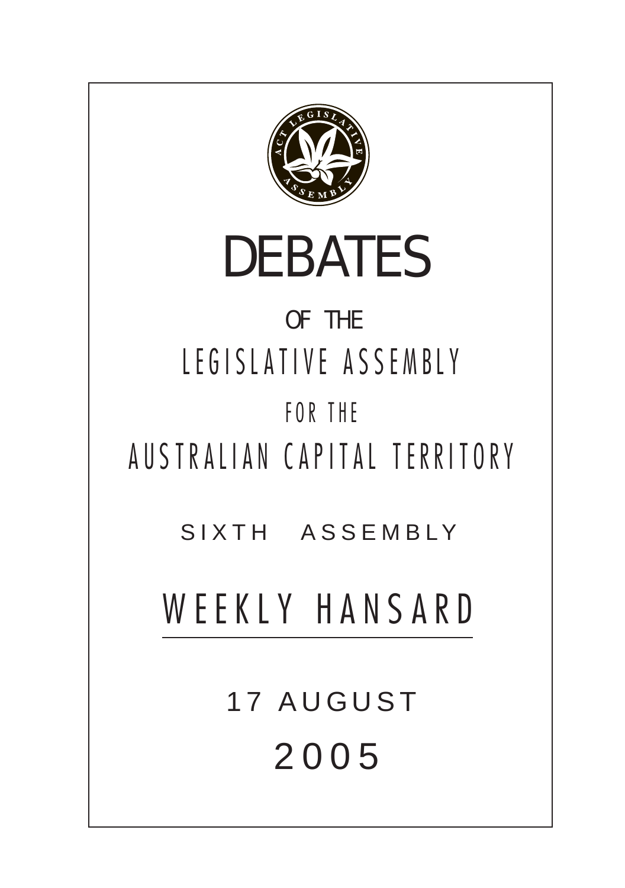# DEBATES

OF THE

LEGISLATIVE ASSEMBLY

FOR THE

AUSTRALIAN CAPITAL TERRITORY

SIXTH ASSEMBLY

## WEEKLY HANSARD

17 AUGUST

2005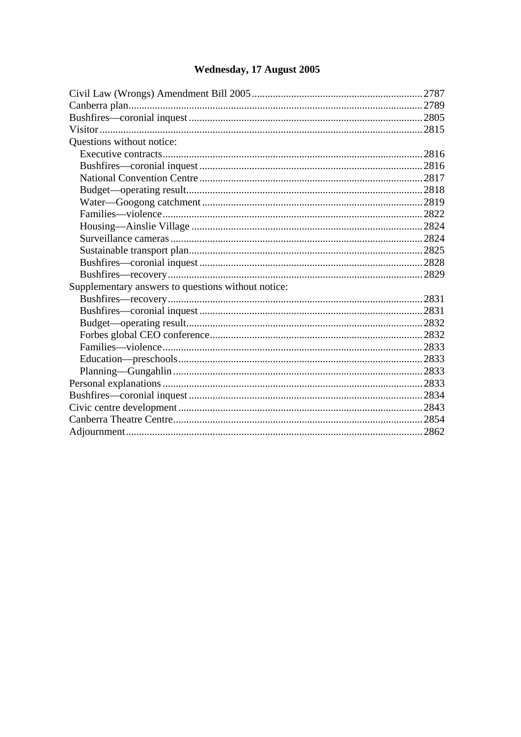**Wednesday, 17 August 2005**

| | |
|---|---|
| Civil Law (Wrongs) Amendment Bill 2005 | 2787 |
| Canberra plan | 2789 |
| Bushfires—coronial inquest | 2805 |
| Visitor | 2815 |
| Questions without notice: | |
| Executive contracts | 2816 |
| Bushfires—coronial inquest | 2816 |
| National Convention Centre | 2817 |
| Budget—operating result | 2818 |
| Water—Googong catchment | 2819 |
| Families—violence | 2822 |
| Housing—Ainslie Village | 2824 |
| Surveillance cameras | 2824 |
| Sustainable transport plan | 2825 |
| Bushfires—coronial inquest | 2828 |
| Bushfires—recovery | 2829 |
| Supplementary answers to questions without notice: | |
| Bushfires—recovery | 2831 |
| Bushfires—coronial inquest | 2831 |
| Budget—operating result | 2832 |
| Forbes global CEO conference | 2832 |
| Families—violence | 2833 |
| Education—preschools | 2833 |
| Planning—Gungahlin | 2833 |
| Personal explanations | 2833 |
| Bushfires—coronial inquest | 2834 |
| Civic centre development | 2843 |
| Canberra Theatre Centre | 2854 |
| Adjournment | 2862 |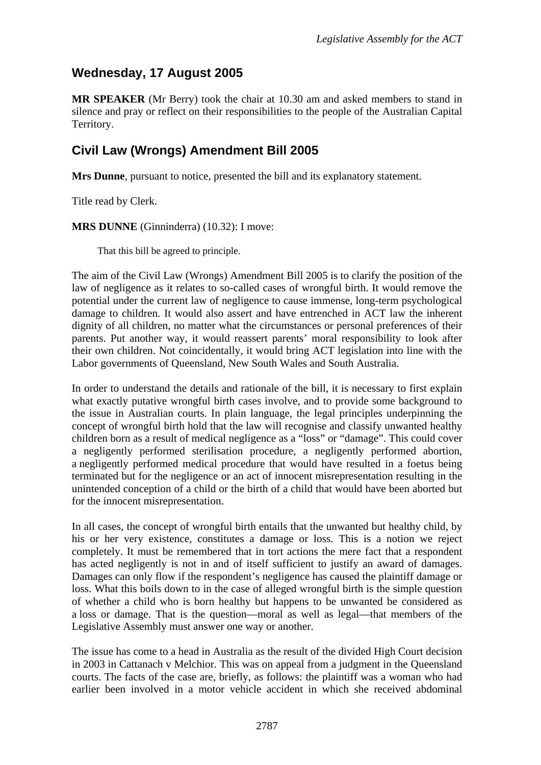## Wednesday, 17 August 2005

**MR SPEAKER** (Mr Berry) took the chair at 10.30 am and asked members to stand in silence and pray or reflect on their responsibilities to the people of the Australian Capital Territory.

## Civil Law (Wrongs) Amendment Bill 2005

**Mrs Dunne**, pursuant to notice, presented the bill and its explanatory statement.

Title read by Clerk.

**MRS DUNNE** (Ginninderra) (10.32): I move:

> That this bill be agreed to principle.

The aim of the Civil Law (Wrongs) Amendment Bill 2005 is to clarify the position of the law of negligence as it relates to so-called cases of wrongful birth. It would remove the potential under the current law of negligence to cause immense, long-term psychological damage to children. It would also assert and have entrenched in ACT law the inherent dignity of all children, no matter what the circumstances or personal preferences of their parents. Put another way, it would reassert parents' moral responsibility to look after their own children. Not coincidentally, it would bring ACT legislation into line with the Labor governments of Queensland, New South Wales and South Australia.

In order to understand the details and rationale of the bill, it is necessary to first explain what exactly putative wrongful birth cases involve, and to provide some background to the issue in Australian courts. In plain language, the legal principles underpinning the concept of wrongful birth hold that the law will recognise and classify unwanted healthy children born as a result of medical negligence as a "loss" or "damage". This could cover a negligently performed sterilisation procedure, a negligently performed abortion, a negligently performed medical procedure that would have resulted in a foetus being terminated but for the negligence or an act of innocent misrepresentation resulting in the unintended conception of a child or the birth of a child that would have been aborted but for the innocent misrepresentation.

In all cases, the concept of wrongful birth entails that the unwanted but healthy child, by his or her very existence, constitutes a damage or loss. This is a notion we reject completely. It must be remembered that in tort actions the mere fact that a respondent has acted negligently is not in and of itself sufficient to justify an award of damages. Damages can only flow if the respondent's negligence has caused the plaintiff damage or loss. What this boils down to in the case of alleged wrongful birth is the simple question of whether a child who is born healthy but happens to be unwanted be considered as a loss or damage. That is the question—moral as well as legal—that members of the Legislative Assembly must answer one way or another.

The issue has come to a head in Australia as the result of the divided High Court decision in 2003 in Cattanach v Melchior. This was on appeal from a judgment in the Queensland courts. The facts of the case are, briefly, as follows: the plaintiff was a woman who had earlier been involved in a motor vehicle accident in which she received abdominal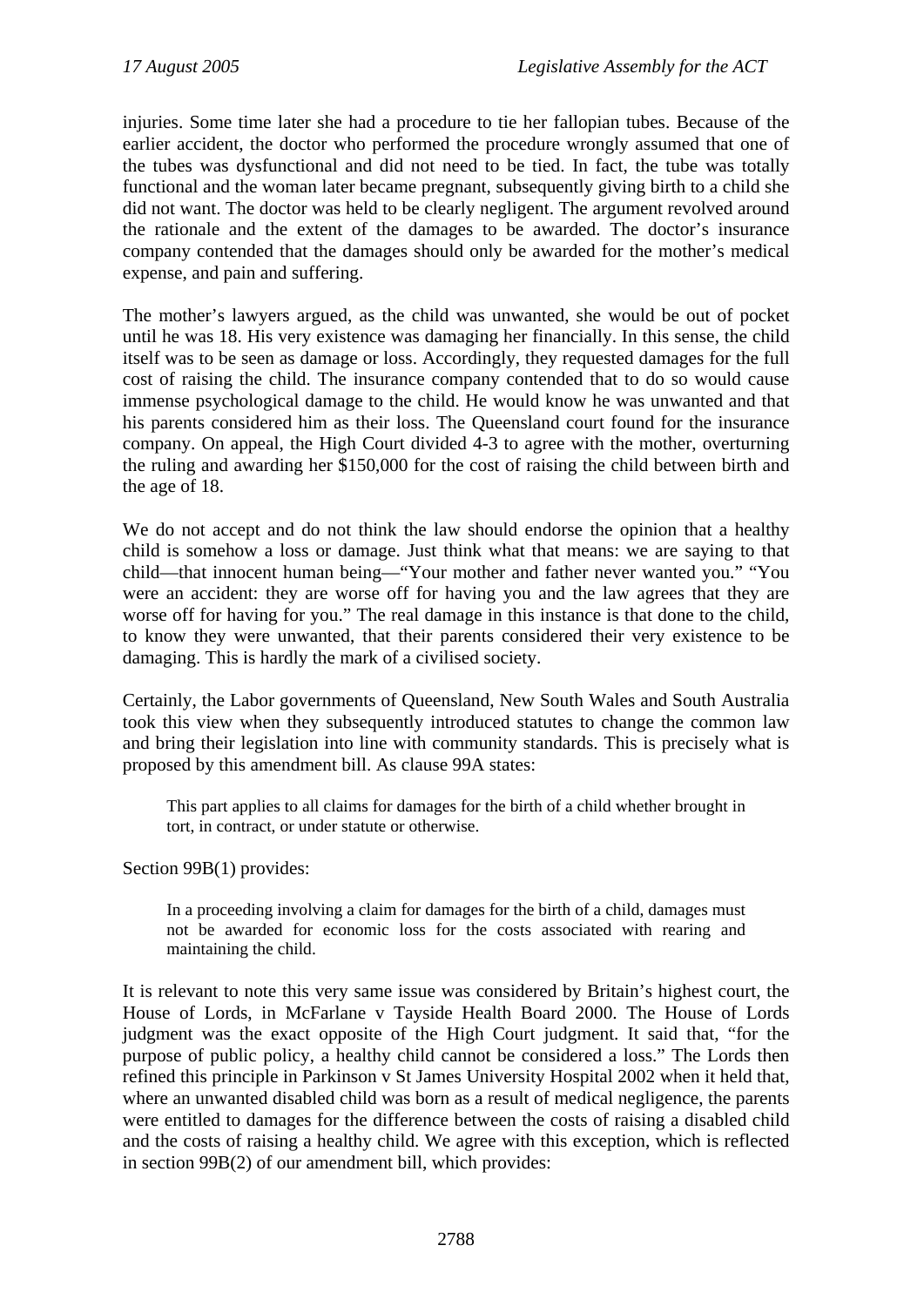injuries. Some time later she had a procedure to tie her fallopian tubes. Because of the earlier accident, the doctor who performed the procedure wrongly assumed that one of the tubes was dysfunctional and did not need to be tied. In fact, the tube was totally functional and the woman later became pregnant, subsequently giving birth to a child she did not want. The doctor was held to be clearly negligent. The argument revolved around the rationale and the extent of the damages to be awarded. The doctor's insurance company contended that the damages should only be awarded for the mother's medical expense, and pain and suffering.

The mother's lawyers argued, as the child was unwanted, she would be out of pocket until he was 18. His very existence was damaging her financially. In this sense, the child itself was to be seen as damage or loss. Accordingly, they requested damages for the full cost of raising the child. The insurance company contended that to do so would cause immense psychological damage to the child. He would know he was unwanted and that his parents considered him as their loss. The Queensland court found for the insurance company. On appeal, the High Court divided 4-3 to agree with the mother, overturning the ruling and awarding her $150,000 for the cost of raising the child between birth and the age of 18.

We do not accept and do not think the law should endorse the opinion that a healthy child is somehow a loss or damage. Just think what that means: we are saying to that child—that innocent human being—"Your mother and father never wanted you." "You were an accident: they are worse off for having you and the law agrees that they are worse off for having for you." The real damage in this instance is that done to the child, to know they were unwanted, that their parents considered their very existence to be damaging. This is hardly the mark of a civilised society.

Certainly, the Labor governments of Queensland, New South Wales and South Australia took this view when they subsequently introduced statutes to change the common law and bring their legislation into line with community standards. This is precisely what is proposed by this amendment bill. As clause 99A states:

> This part applies to all claims for damages for the birth of a child whether brought in tort, in contract, or under statute or otherwise.

Section 99B(1) provides:

> In a proceeding involving a claim for damages for the birth of a child, damages must not be awarded for economic loss for the costs associated with rearing and maintaining the child.

It is relevant to note this very same issue was considered by Britain's highest court, the House of Lords, in McFarlane v Tayside Health Board 2000. The House of Lords judgment was the exact opposite of the High Court judgment. It said that, "for the purpose of public policy, a healthy child cannot be considered a loss." The Lords then refined this principle in Parkinson v St James University Hospital 2002 when it held that, where an unwanted disabled child was born as a result of medical negligence, the parents were entitled to damages for the difference between the costs of raising a disabled child and the costs of raising a healthy child. We agree with this exception, which is reflected in section 99B(2) of our amendment bill, which provides: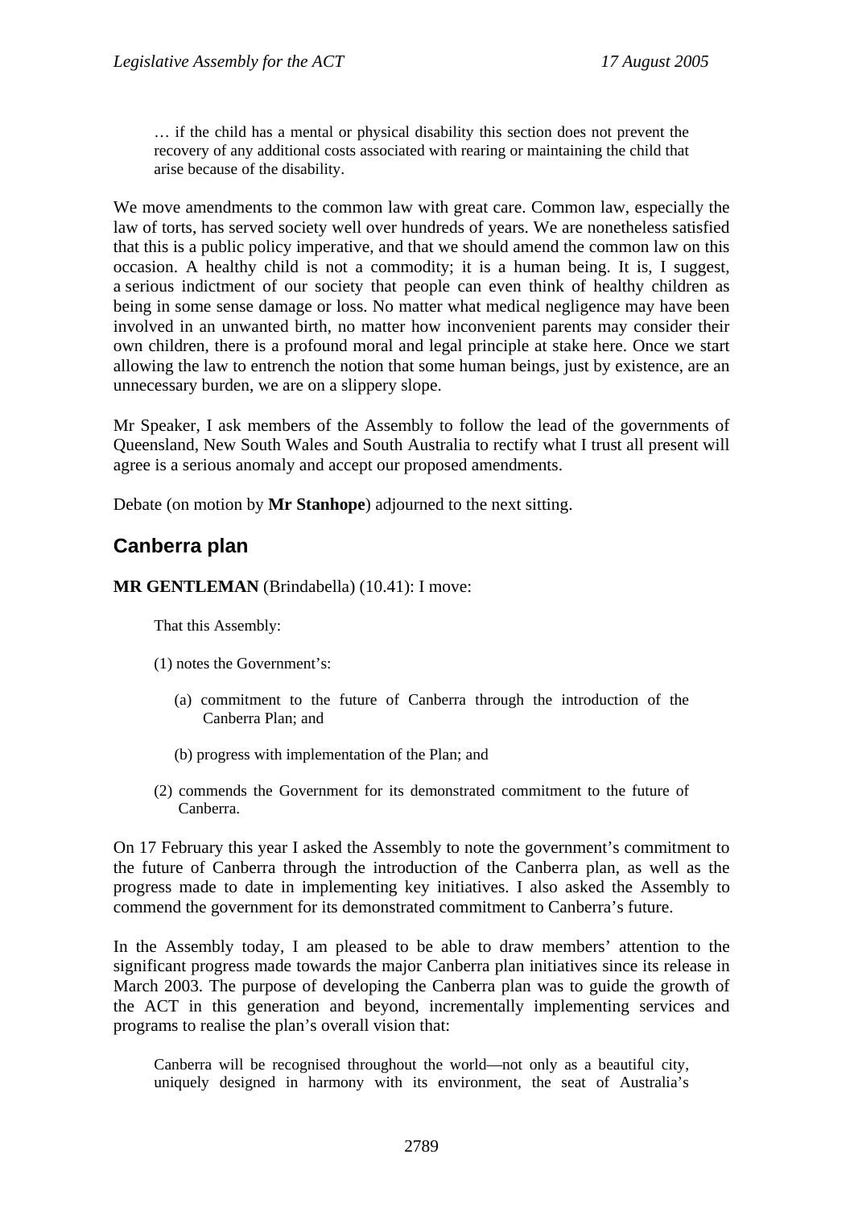> … if the child has a mental or physical disability this section does not prevent the recovery of any additional costs associated with rearing or maintaining the child that arise because of the disability.

We move amendments to the common law with great care. Common law, especially the law of torts, has served society well over hundreds of years. We are nonetheless satisfied that this is a public policy imperative, and that we should amend the common law on this occasion. A healthy child is not a commodity; it is a human being. It is, I suggest, a serious indictment of our society that people can even think of healthy children as being in some sense damage or loss. No matter what medical negligence may have been involved in an unwanted birth, no matter how inconvenient parents may consider their own children, there is a profound moral and legal principle at stake here. Once we start allowing the law to entrench the notion that some human beings, just by existence, are an unnecessary burden, we are on a slippery slope.

Mr Speaker, I ask members of the Assembly to follow the lead of the governments of Queensland, New South Wales and South Australia to rectify what I trust all present will agree is a serious anomaly and accept our proposed amendments.

Debate (on motion by **Mr Stanhope**) adjourned to the next sitting.

## Canberra plan

**MR GENTLEMAN** (Brindabella) (10.41): I move:

> That this Assembly:
>
> (1) notes the Government's:
>
> (a) commitment to the future of Canberra through the introduction of the Canberra Plan; and
>
> (b) progress with implementation of the Plan; and
>
> (2) commends the Government for its demonstrated commitment to the future of Canberra.

On 17 February this year I asked the Assembly to note the government's commitment to the future of Canberra through the introduction of the Canberra plan, as well as the progress made to date in implementing key initiatives. I also asked the Assembly to commend the government for its demonstrated commitment to Canberra's future.

In the Assembly today, I am pleased to be able to draw members' attention to the significant progress made towards the major Canberra plan initiatives since its release in March 2003. The purpose of developing the Canberra plan was to guide the growth of the ACT in this generation and beyond, incrementally implementing services and programs to realise the plan's overall vision that:

> Canberra will be recognised throughout the world—not only as a beautiful city, uniquely designed in harmony with its environment, the seat of Australia's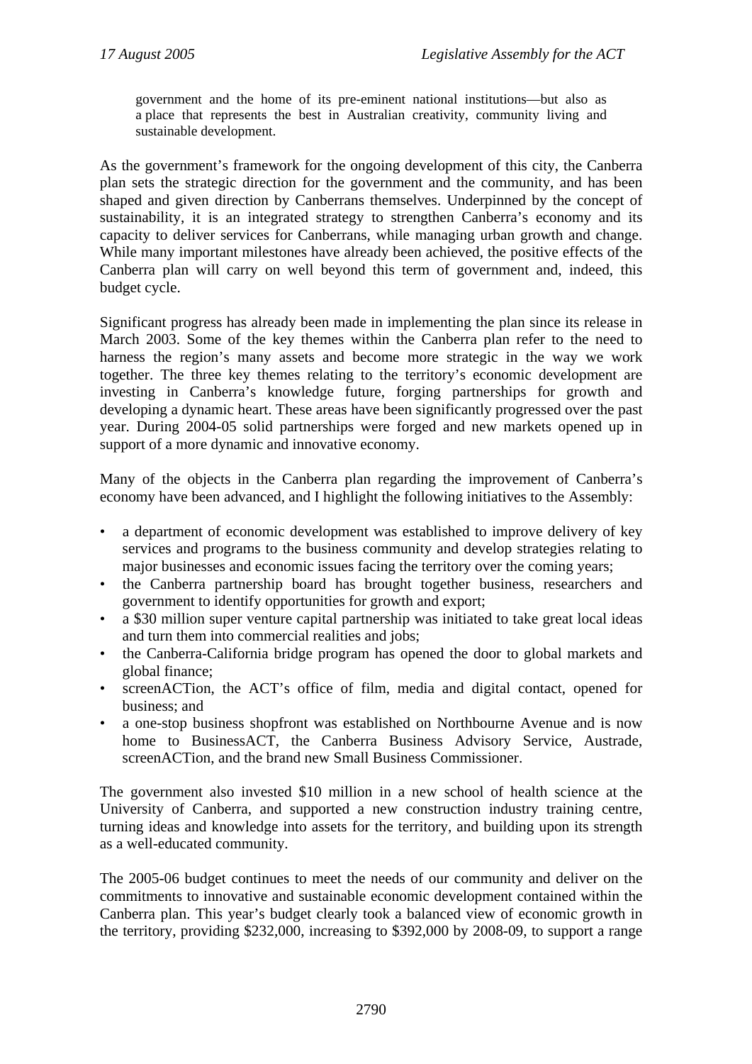> government and the home of its pre-eminent national institutions—but also as a place that represents the best in Australian creativity, community living and sustainable development.

As the government's framework for the ongoing development of this city, the Canberra plan sets the strategic direction for the government and the community, and has been shaped and given direction by Canberrans themselves. Underpinned by the concept of sustainability, it is an integrated strategy to strengthen Canberra's economy and its capacity to deliver services for Canberrans, while managing urban growth and change. While many important milestones have already been achieved, the positive effects of the Canberra plan will carry on well beyond this term of government and, indeed, this budget cycle.

Significant progress has already been made in implementing the plan since its release in March 2003. Some of the key themes within the Canberra plan refer to the need to harness the region's many assets and become more strategic in the way we work together. The three key themes relating to the territory's economic development are investing in Canberra's knowledge future, forging partnerships for growth and developing a dynamic heart. These areas have been significantly progressed over the past year. During 2004-05 solid partnerships were forged and new markets opened up in support of a more dynamic and innovative economy.

Many of the objects in the Canberra plan regarding the improvement of Canberra's economy have been advanced, and I highlight the following initiatives to the Assembly:

- a department of economic development was established to improve delivery of key services and programs to the business community and develop strategies relating to major businesses and economic issues facing the territory over the coming years;
- the Canberra partnership board has brought together business, researchers and government to identify opportunities for growth and export;
- a $30 million super venture capital partnership was initiated to take great local ideas and turn them into commercial realities and jobs;
- the Canberra-California bridge program has opened the door to global markets and global finance;
- screenACTion, the ACT's office of film, media and digital contact, opened for business; and
- a one-stop business shopfront was established on Northbourne Avenue and is now home to BusinessACT, the Canberra Business Advisory Service, Austrade, screenACTion, and the brand new Small Business Commissioner.

The government also invested $10 million in a new school of health science at the University of Canberra, and supported a new construction industry training centre, turning ideas and knowledge into assets for the territory, and building upon its strength as a well-educated community.

The 2005-06 budget continues to meet the needs of our community and deliver on the commitments to innovative and sustainable economic development contained within the Canberra plan. This year's budget clearly took a balanced view of economic growth in the territory, providing $232,000, increasing to $392,000 by 2008-09, to support a range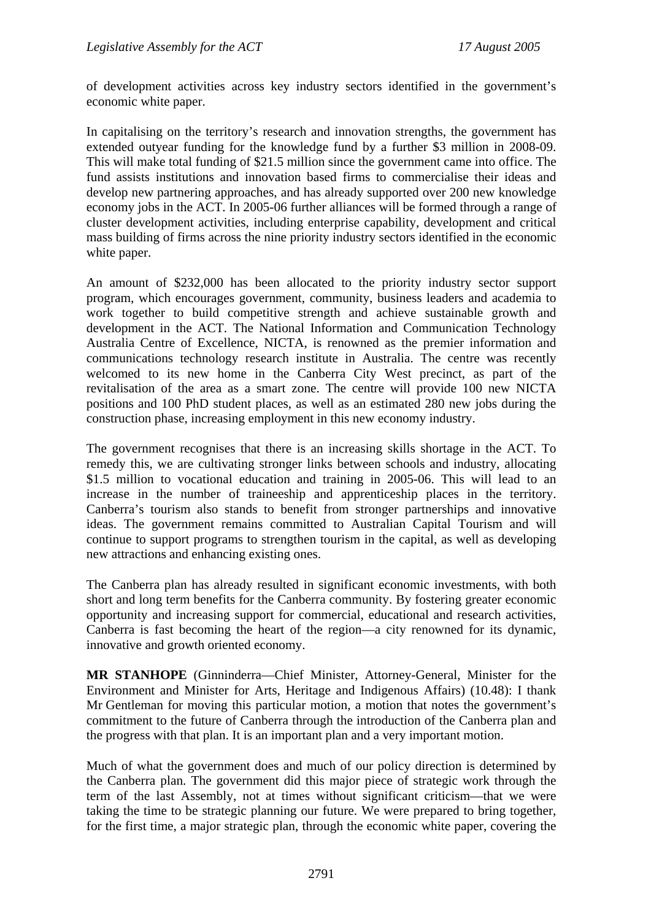of development activities across key industry sectors identified in the government's economic white paper.

In capitalising on the territory's research and innovation strengths, the government has extended outyear funding for the knowledge fund by a further $3 million in 2008-09. This will make total funding of $21.5 million since the government came into office. The fund assists institutions and innovation based firms to commercialise their ideas and develop new partnering approaches, and has already supported over 200 new knowledge economy jobs in the ACT. In 2005-06 further alliances will be formed through a range of cluster development activities, including enterprise capability, development and critical mass building of firms across the nine priority industry sectors identified in the economic white paper.

An amount of $232,000 has been allocated to the priority industry sector support program, which encourages government, community, business leaders and academia to work together to build competitive strength and achieve sustainable growth and development in the ACT. The National Information and Communication Technology Australia Centre of Excellence, NICTA, is renowned as the premier information and communications technology research institute in Australia. The centre was recently welcomed to its new home in the Canberra City West precinct, as part of the revitalisation of the area as a smart zone. The centre will provide 100 new NICTA positions and 100 PhD student places, as well as an estimated 280 new jobs during the construction phase, increasing employment in this new economy industry.

The government recognises that there is an increasing skills shortage in the ACT. To remedy this, we are cultivating stronger links between schools and industry, allocating $1.5 million to vocational education and training in 2005-06. This will lead to an increase in the number of traineeship and apprenticeship places in the territory. Canberra's tourism also stands to benefit from stronger partnerships and innovative ideas. The government remains committed to Australian Capital Tourism and will continue to support programs to strengthen tourism in the capital, as well as developing new attractions and enhancing existing ones.

The Canberra plan has already resulted in significant economic investments, with both short and long term benefits for the Canberra community. By fostering greater economic opportunity and increasing support for commercial, educational and research activities, Canberra is fast becoming the heart of the region—a city renowned for its dynamic, innovative and growth oriented economy.

**MR STANHOPE** (Ginninderra—Chief Minister, Attorney-General, Minister for the Environment and Minister for Arts, Heritage and Indigenous Affairs) (10.48): I thank Mr Gentleman for moving this particular motion, a motion that notes the government's commitment to the future of Canberra through the introduction of the Canberra plan and the progress with that plan. It is an important plan and a very important motion.

Much of what the government does and much of our policy direction is determined by the Canberra plan. The government did this major piece of strategic work through the term of the last Assembly, not at times without significant criticism—that we were taking the time to be strategic planning our future. We were prepared to bring together, for the first time, a major strategic plan, through the economic white paper, covering the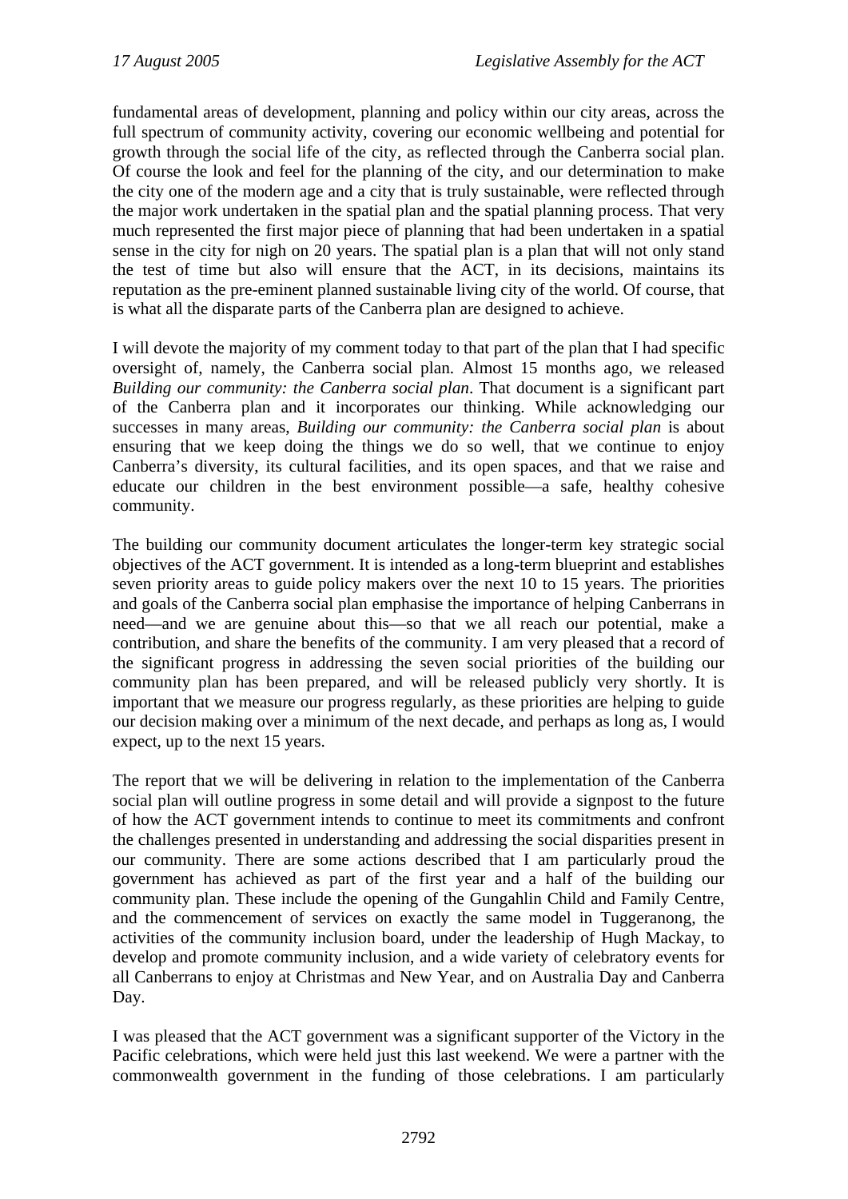fundamental areas of development, planning and policy within our city areas, across the full spectrum of community activity, covering our economic wellbeing and potential for growth through the social life of the city, as reflected through the Canberra social plan. Of course the look and feel for the planning of the city, and our determination to make the city one of the modern age and a city that is truly sustainable, were reflected through the major work undertaken in the spatial plan and the spatial planning process. That very much represented the first major piece of planning that had been undertaken in a spatial sense in the city for nigh on 20 years. The spatial plan is a plan that will not only stand the test of time but also will ensure that the ACT, in its decisions, maintains its reputation as the pre-eminent planned sustainable living city of the world. Of course, that is what all the disparate parts of the Canberra plan are designed to achieve.

I will devote the majority of my comment today to that part of the plan that I had specific oversight of, namely, the Canberra social plan. Almost 15 months ago, we released *Building our community: the Canberra social plan*. That document is a significant part of the Canberra plan and it incorporates our thinking. While acknowledging our successes in many areas, *Building our community: the Canberra social plan* is about ensuring that we keep doing the things we do so well, that we continue to enjoy Canberra's diversity, its cultural facilities, and its open spaces, and that we raise and educate our children in the best environment possible—a safe, healthy cohesive community.

The building our community document articulates the longer-term key strategic social objectives of the ACT government. It is intended as a long-term blueprint and establishes seven priority areas to guide policy makers over the next 10 to 15 years. The priorities and goals of the Canberra social plan emphasise the importance of helping Canberrans in need—and we are genuine about this—so that we all reach our potential, make a contribution, and share the benefits of the community. I am very pleased that a record of the significant progress in addressing the seven social priorities of the building our community plan has been prepared, and will be released publicly very shortly. It is important that we measure our progress regularly, as these priorities are helping to guide our decision making over a minimum of the next decade, and perhaps as long as, I would expect, up to the next 15 years.

The report that we will be delivering in relation to the implementation of the Canberra social plan will outline progress in some detail and will provide a signpost to the future of how the ACT government intends to continue to meet its commitments and confront the challenges presented in understanding and addressing the social disparities present in our community. There are some actions described that I am particularly proud the government has achieved as part of the first year and a half of the building our community plan. These include the opening of the Gungahlin Child and Family Centre, and the commencement of services on exactly the same model in Tuggeranong, the activities of the community inclusion board, under the leadership of Hugh Mackay, to develop and promote community inclusion, and a wide variety of celebratory events for all Canberrans to enjoy at Christmas and New Year, and on Australia Day and Canberra Day.

I was pleased that the ACT government was a significant supporter of the Victory in the Pacific celebrations, which were held just this last weekend. We were a partner with the commonwealth government in the funding of those celebrations. I am particularly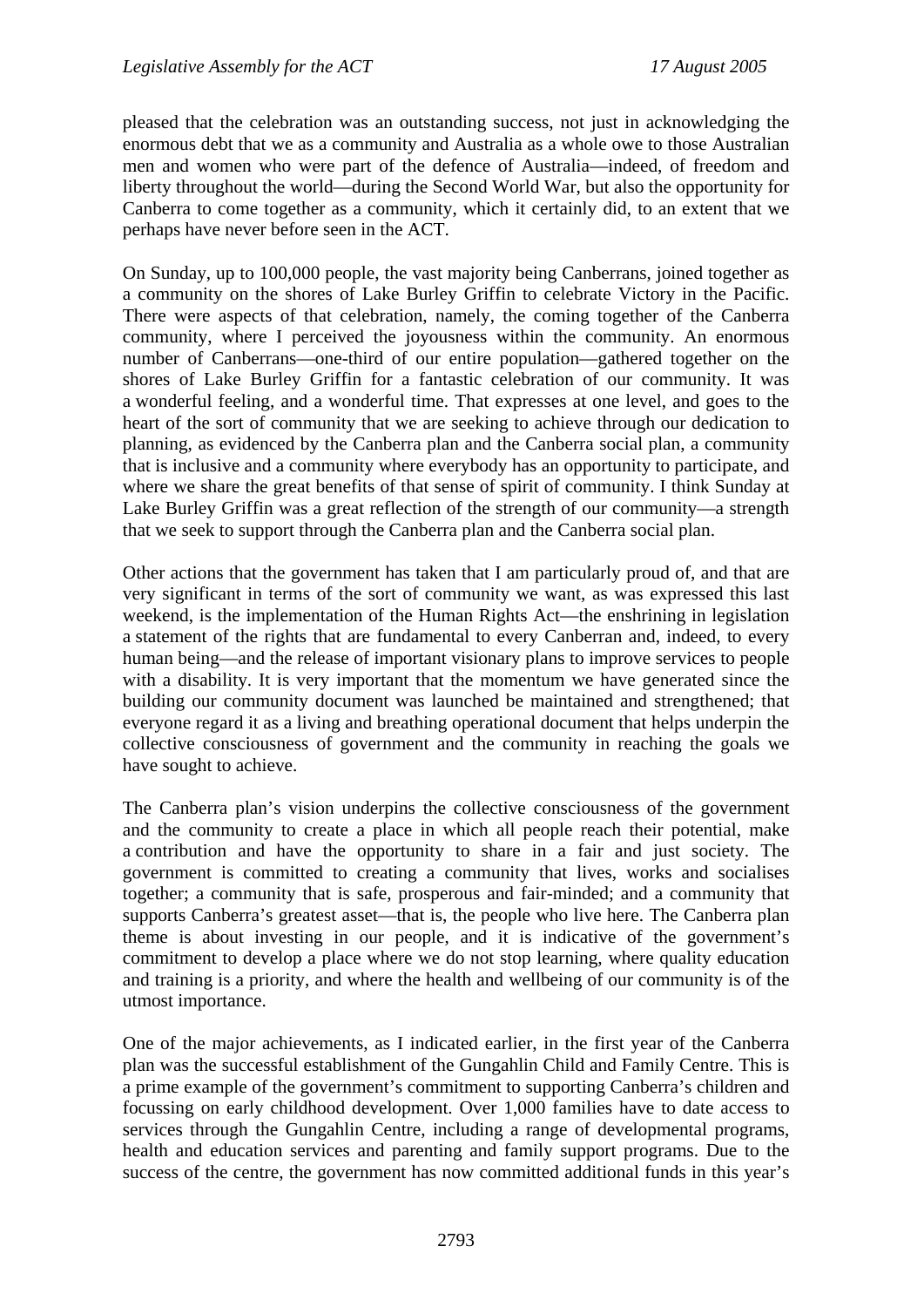pleased that the celebration was an outstanding success, not just in acknowledging the enormous debt that we as a community and Australia as a whole owe to those Australian men and women who were part of the defence of Australia—indeed, of freedom and liberty throughout the world—during the Second World War, but also the opportunity for Canberra to come together as a community, which it certainly did, to an extent that we perhaps have never before seen in the ACT.

On Sunday, up to 100,000 people, the vast majority being Canberrans, joined together as a community on the shores of Lake Burley Griffin to celebrate Victory in the Pacific. There were aspects of that celebration, namely, the coming together of the Canberra community, where I perceived the joyousness within the community. An enormous number of Canberrans—one-third of our entire population—gathered together on the shores of Lake Burley Griffin for a fantastic celebration of our community. It was a wonderful feeling, and a wonderful time. That expresses at one level, and goes to the heart of the sort of community that we are seeking to achieve through our dedication to planning, as evidenced by the Canberra plan and the Canberra social plan, a community that is inclusive and a community where everybody has an opportunity to participate, and where we share the great benefits of that sense of spirit of community. I think Sunday at Lake Burley Griffin was a great reflection of the strength of our community—a strength that we seek to support through the Canberra plan and the Canberra social plan.

Other actions that the government has taken that I am particularly proud of, and that are very significant in terms of the sort of community we want, as was expressed this last weekend, is the implementation of the Human Rights Act—the enshrining in legislation a statement of the rights that are fundamental to every Canberran and, indeed, to every human being—and the release of important visionary plans to improve services to people with a disability. It is very important that the momentum we have generated since the building our community document was launched be maintained and strengthened; that everyone regard it as a living and breathing operational document that helps underpin the collective consciousness of government and the community in reaching the goals we have sought to achieve.

The Canberra plan's vision underpins the collective consciousness of the government and the community to create a place in which all people reach their potential, make a contribution and have the opportunity to share in a fair and just society. The government is committed to creating a community that lives, works and socialises together; a community that is safe, prosperous and fair-minded; and a community that supports Canberra's greatest asset—that is, the people who live here. The Canberra plan theme is about investing in our people, and it is indicative of the government's commitment to develop a place where we do not stop learning, where quality education and training is a priority, and where the health and wellbeing of our community is of the utmost importance.

One of the major achievements, as I indicated earlier, in the first year of the Canberra plan was the successful establishment of the Gungahlin Child and Family Centre. This is a prime example of the government's commitment to supporting Canberra's children and focussing on early childhood development. Over 1,000 families have to date access to services through the Gungahlin Centre, including a range of developmental programs, health and education services and parenting and family support programs. Due to the success of the centre, the government has now committed additional funds in this year's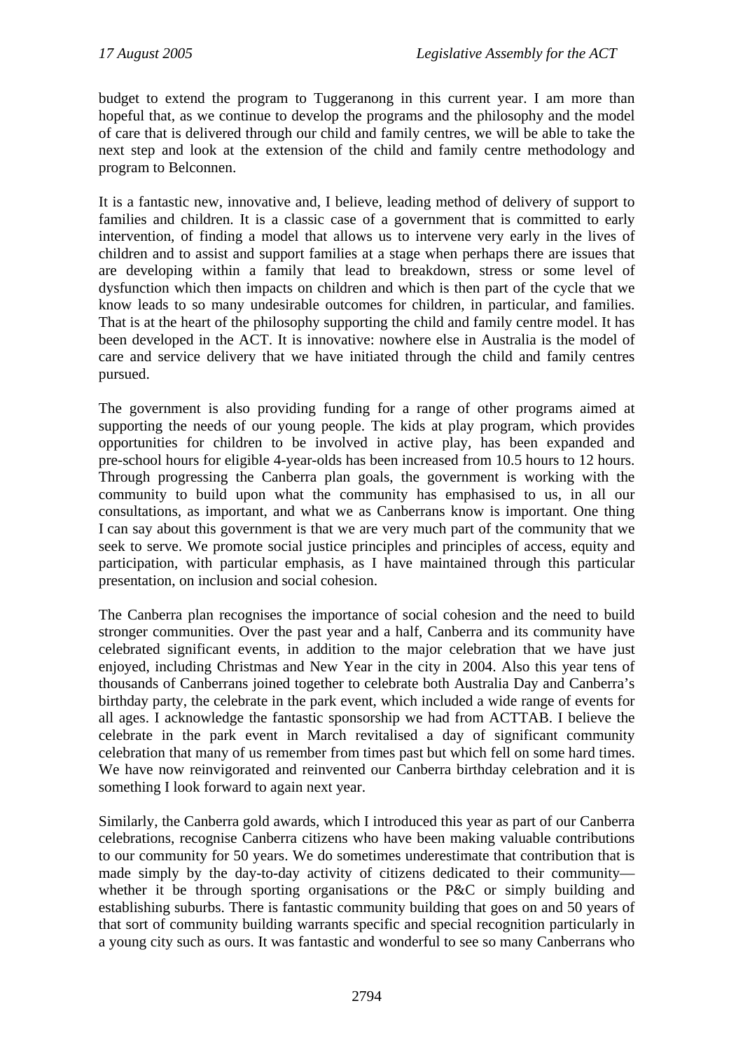budget to extend the program to Tuggeranong in this current year. I am more than hopeful that, as we continue to develop the programs and the philosophy and the model of care that is delivered through our child and family centres, we will be able to take the next step and look at the extension of the child and family centre methodology and program to Belconnen.

It is a fantastic new, innovative and, I believe, leading method of delivery of support to families and children. It is a classic case of a government that is committed to early intervention, of finding a model that allows us to intervene very early in the lives of children and to assist and support families at a stage when perhaps there are issues that are developing within a family that lead to breakdown, stress or some level of dysfunction which then impacts on children and which is then part of the cycle that we know leads to so many undesirable outcomes for children, in particular, and families. That is at the heart of the philosophy supporting the child and family centre model. It has been developed in the ACT. It is innovative: nowhere else in Australia is the model of care and service delivery that we have initiated through the child and family centres pursued.

The government is also providing funding for a range of other programs aimed at supporting the needs of our young people. The kids at play program, which provides opportunities for children to be involved in active play, has been expanded and pre-school hours for eligible 4-year-olds has been increased from 10.5 hours to 12 hours. Through progressing the Canberra plan goals, the government is working with the community to build upon what the community has emphasised to us, in all our consultations, as important, and what we as Canberrans know is important. One thing I can say about this government is that we are very much part of the community that we seek to serve. We promote social justice principles and principles of access, equity and participation, with particular emphasis, as I have maintained through this particular presentation, on inclusion and social cohesion.

The Canberra plan recognises the importance of social cohesion and the need to build stronger communities. Over the past year and a half, Canberra and its community have celebrated significant events, in addition to the major celebration that we have just enjoyed, including Christmas and New Year in the city in 2004. Also this year tens of thousands of Canberrans joined together to celebrate both Australia Day and Canberra's birthday party, the celebrate in the park event, which included a wide range of events for all ages. I acknowledge the fantastic sponsorship we had from ACTTAB. I believe the celebrate in the park event in March revitalised a day of significant community celebration that many of us remember from times past but which fell on some hard times. We have now reinvigorated and reinvented our Canberra birthday celebration and it is something I look forward to again next year.

Similarly, the Canberra gold awards, which I introduced this year as part of our Canberra celebrations, recognise Canberra citizens who have been making valuable contributions to our community for 50 years. We do sometimes underestimate that contribution that is made simply by the day-to-day activity of citizens dedicated to their community—whether it be through sporting organisations or the P&C or simply building and establishing suburbs. There is fantastic community building that goes on and 50 years of that sort of community building warrants specific and special recognition particularly in a young city such as ours. It was fantastic and wonderful to see so many Canberrans who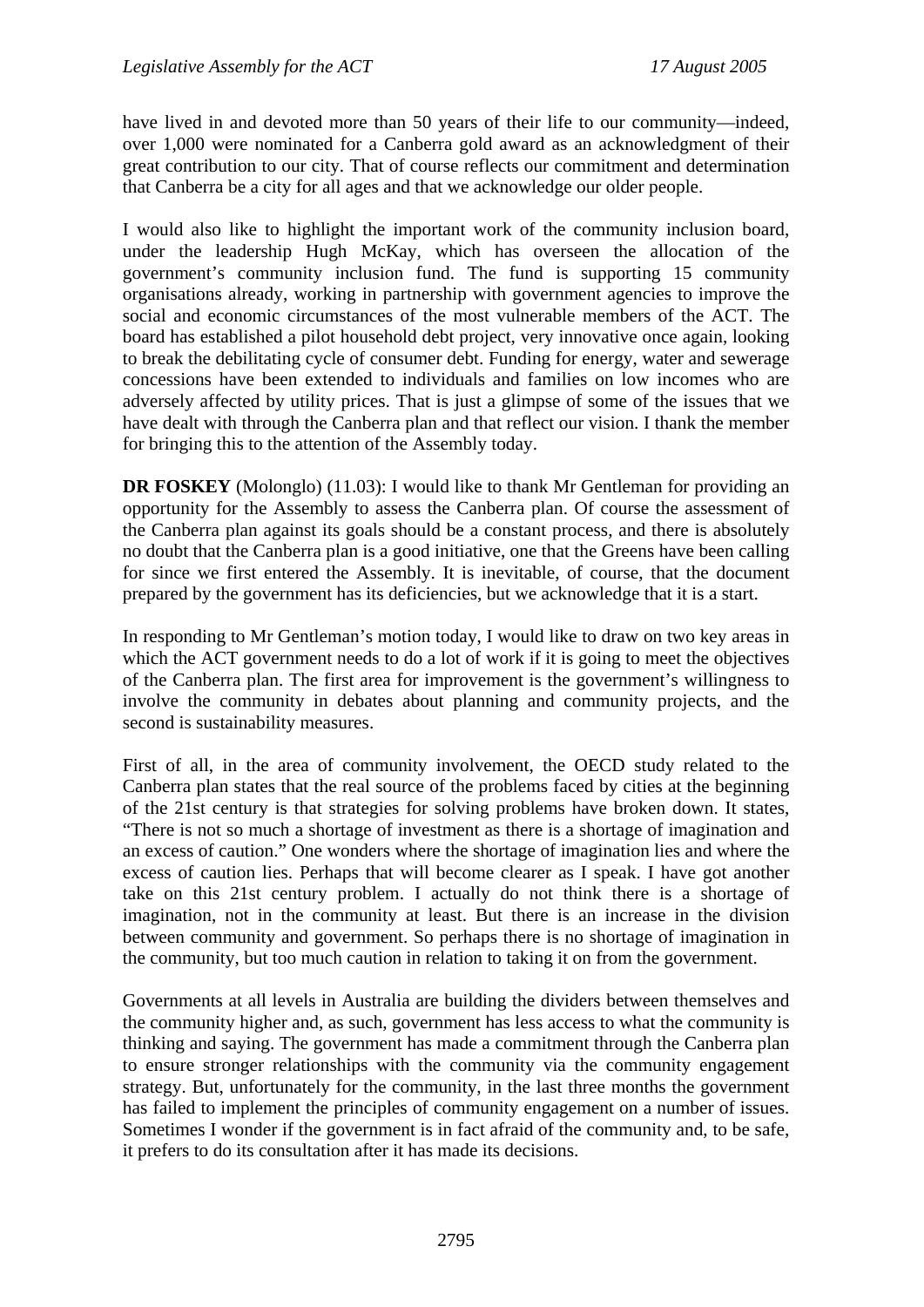have lived in and devoted more than 50 years of their life to our community—indeed, over 1,000 were nominated for a Canberra gold award as an acknowledgment of their great contribution to our city. That of course reflects our commitment and determination that Canberra be a city for all ages and that we acknowledge our older people.

I would also like to highlight the important work of the community inclusion board, under the leadership Hugh McKay, which has overseen the allocation of the government's community inclusion fund. The fund is supporting 15 community organisations already, working in partnership with government agencies to improve the social and economic circumstances of the most vulnerable members of the ACT. The board has established a pilot household debt project, very innovative once again, looking to break the debilitating cycle of consumer debt. Funding for energy, water and sewerage concessions have been extended to individuals and families on low incomes who are adversely affected by utility prices. That is just a glimpse of some of the issues that we have dealt with through the Canberra plan and that reflect our vision. I thank the member for bringing this to the attention of the Assembly today.

**DR FOSKEY** (Molonglo) (11.03): I would like to thank Mr Gentleman for providing an opportunity for the Assembly to assess the Canberra plan. Of course the assessment of the Canberra plan against its goals should be a constant process, and there is absolutely no doubt that the Canberra plan is a good initiative, one that the Greens have been calling for since we first entered the Assembly. It is inevitable, of course, that the document prepared by the government has its deficiencies, but we acknowledge that it is a start.

In responding to Mr Gentleman's motion today, I would like to draw on two key areas in which the ACT government needs to do a lot of work if it is going to meet the objectives of the Canberra plan. The first area for improvement is the government's willingness to involve the community in debates about planning and community projects, and the second is sustainability measures.

First of all, in the area of community involvement, the OECD study related to the Canberra plan states that the real source of the problems faced by cities at the beginning of the 21st century is that strategies for solving problems have broken down. It states, "There is not so much a shortage of investment as there is a shortage of imagination and an excess of caution." One wonders where the shortage of imagination lies and where the excess of caution lies. Perhaps that will become clearer as I speak. I have got another take on this 21st century problem. I actually do not think there is a shortage of imagination, not in the community at least. But there is an increase in the division between community and government. So perhaps there is no shortage of imagination in the community, but too much caution in relation to taking it on from the government.

Governments at all levels in Australia are building the dividers between themselves and the community higher and, as such, government has less access to what the community is thinking and saying. The government has made a commitment through the Canberra plan to ensure stronger relationships with the community via the community engagement strategy. But, unfortunately for the community, in the last three months the government has failed to implement the principles of community engagement on a number of issues. Sometimes I wonder if the government is in fact afraid of the community and, to be safe, it prefers to do its consultation after it has made its decisions.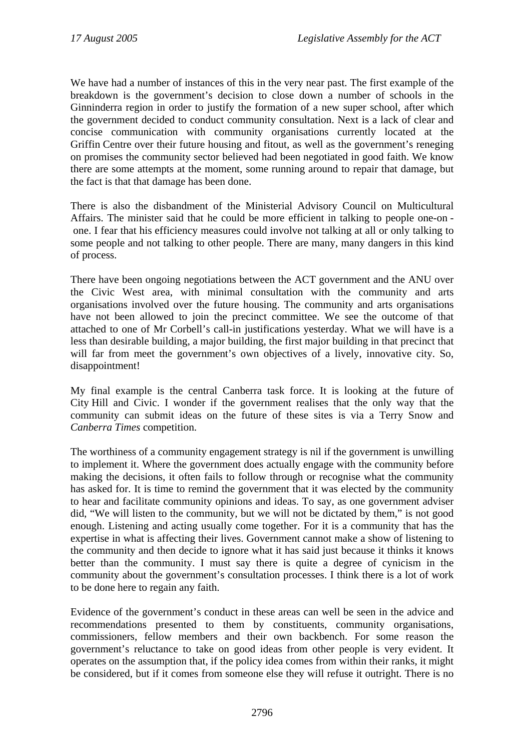We have had a number of instances of this in the very near past. The first example of the breakdown is the government's decision to close down a number of schools in the Ginninderra region in order to justify the formation of a new super school, after which the government decided to conduct community consultation. Next is a lack of clear and concise communication with community organisations currently located at the Griffin Centre over their future housing and fitout, as well as the government's reneging on promises the community sector believed had been negotiated in good faith. We know there are some attempts at the moment, some running around to repair that damage, but the fact is that that damage has been done.

There is also the disbandment of the Ministerial Advisory Council on Multicultural Affairs. The minister said that he could be more efficient in talking to people one-on-one. I fear that his efficiency measures could involve not talking at all or only talking to some people and not talking to other people. There are many, many dangers in this kind of process.

There have been ongoing negotiations between the ACT government and the ANU over the Civic West area, with minimal consultation with the community and arts organisations involved over the future housing. The community and arts organisations have not been allowed to join the precinct committee. We see the outcome of that attached to one of Mr Corbell's call-in justifications yesterday. What we will have is a less than desirable building, a major building, the first major building in that precinct that will far from meet the government's own objectives of a lively, innovative city. So, disappointment!

My final example is the central Canberra task force. It is looking at the future of City Hill and Civic. I wonder if the government realises that the only way that the community can submit ideas on the future of these sites is via a Terry Snow and *Canberra Times* competition.

The worthiness of a community engagement strategy is nil if the government is unwilling to implement it. Where the government does actually engage with the community before making the decisions, it often fails to follow through or recognise what the community has asked for. It is time to remind the government that it was elected by the community to hear and facilitate community opinions and ideas. To say, as one government adviser did, "We will listen to the community, but we will not be dictated by them," is not good enough. Listening and acting usually come together. For it is a community that has the expertise in what is affecting their lives. Government cannot make a show of listening to the community and then decide to ignore what it has said just because it thinks it knows better than the community. I must say there is quite a degree of cynicism in the community about the government's consultation processes. I think there is a lot of work to be done here to regain any faith.

Evidence of the government's conduct in these areas can well be seen in the advice and recommendations presented to them by constituents, community organisations, commissioners, fellow members and their own backbench. For some reason the government's reluctance to take on good ideas from other people is very evident. It operates on the assumption that, if the policy idea comes from within their ranks, it might be considered, but if it comes from someone else they will refuse it outright. There is no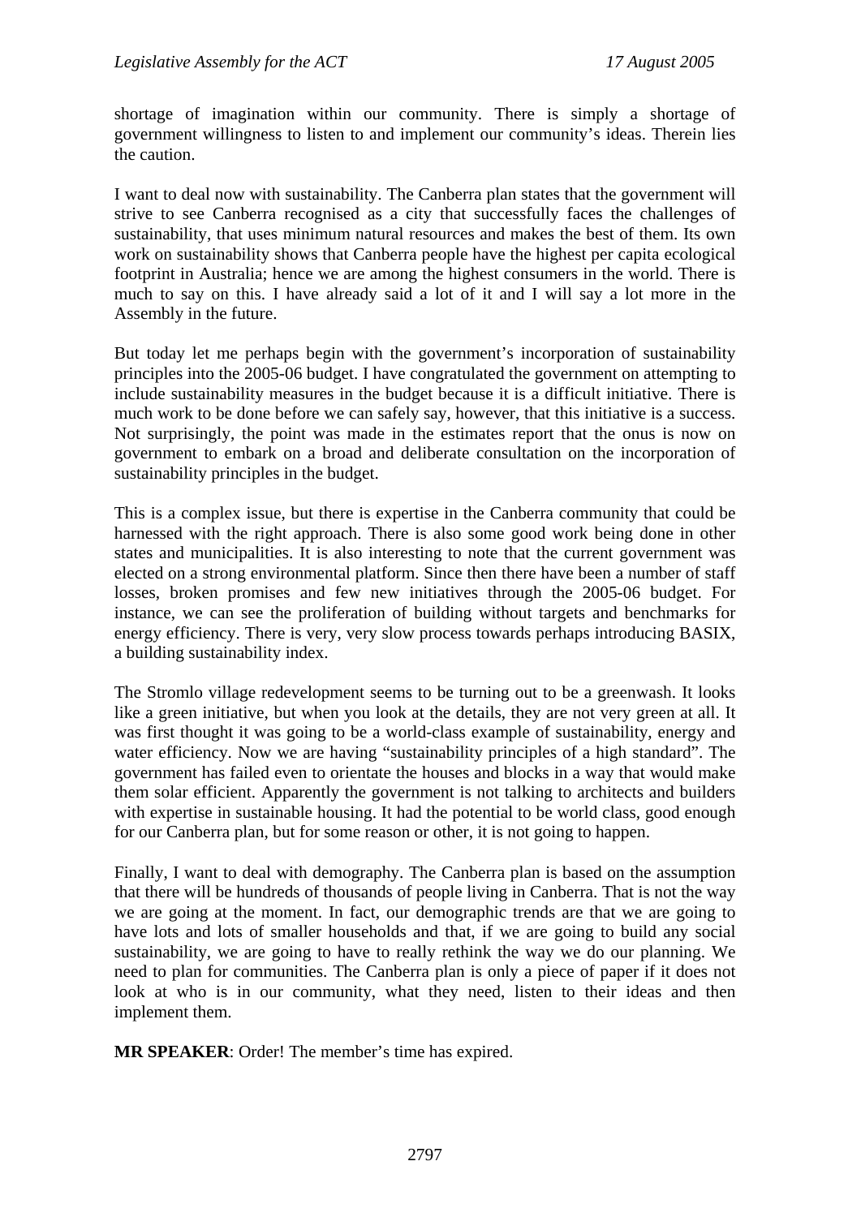shortage of imagination within our community. There is simply a shortage of government willingness to listen to and implement our community's ideas. Therein lies the caution.

I want to deal now with sustainability. The Canberra plan states that the government will strive to see Canberra recognised as a city that successfully faces the challenges of sustainability, that uses minimum natural resources and makes the best of them. Its own work on sustainability shows that Canberra people have the highest per capita ecological footprint in Australia; hence we are among the highest consumers in the world. There is much to say on this. I have already said a lot of it and I will say a lot more in the Assembly in the future.

But today let me perhaps begin with the government's incorporation of sustainability principles into the 2005-06 budget. I have congratulated the government on attempting to include sustainability measures in the budget because it is a difficult initiative. There is much work to be done before we can safely say, however, that this initiative is a success. Not surprisingly, the point was made in the estimates report that the onus is now on government to embark on a broad and deliberate consultation on the incorporation of sustainability principles in the budget.

This is a complex issue, but there is expertise in the Canberra community that could be harnessed with the right approach. There is also some good work being done in other states and municipalities. It is also interesting to note that the current government was elected on a strong environmental platform. Since then there have been a number of staff losses, broken promises and few new initiatives through the 2005-06 budget. For instance, we can see the proliferation of building without targets and benchmarks for energy efficiency. There is very, very slow process towards perhaps introducing BASIX, a building sustainability index.

The Stromlo village redevelopment seems to be turning out to be a greenwash. It looks like a green initiative, but when you look at the details, they are not very green at all. It was first thought it was going to be a world-class example of sustainability, energy and water efficiency. Now we are having "sustainability principles of a high standard". The government has failed even to orientate the houses and blocks in a way that would make them solar efficient. Apparently the government is not talking to architects and builders with expertise in sustainable housing. It had the potential to be world class, good enough for our Canberra plan, but for some reason or other, it is not going to happen.

Finally, I want to deal with demography. The Canberra plan is based on the assumption that there will be hundreds of thousands of people living in Canberra. That is not the way we are going at the moment. In fact, our demographic trends are that we are going to have lots and lots of smaller households and that, if we are going to build any social sustainability, we are going to have to really rethink the way we do our planning. We need to plan for communities. The Canberra plan is only a piece of paper if it does not look at who is in our community, what they need, listen to their ideas and then implement them.

**MR SPEAKER**: Order! The member's time has expired.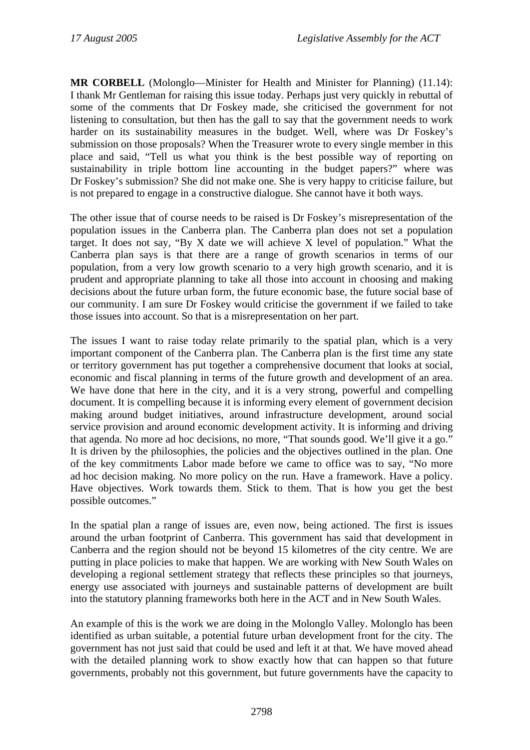**MR CORBELL** (Molonglo—Minister for Health and Minister for Planning) (11.14): I thank Mr Gentleman for raising this issue today. Perhaps just very quickly in rebuttal of some of the comments that Dr Foskey made, she criticised the government for not listening to consultation, but then has the gall to say that the government needs to work harder on its sustainability measures in the budget. Well, where was Dr Foskey's submission on those proposals? When the Treasurer wrote to every single member in this place and said, "Tell us what you think is the best possible way of reporting on sustainability in triple bottom line accounting in the budget papers?" where was Dr Foskey's submission? She did not make one. She is very happy to criticise failure, but is not prepared to engage in a constructive dialogue. She cannot have it both ways.

The other issue that of course needs to be raised is Dr Foskey's misrepresentation of the population issues in the Canberra plan. The Canberra plan does not set a population target. It does not say, "By X date we will achieve X level of population." What the Canberra plan says is that there are a range of growth scenarios in terms of our population, from a very low growth scenario to a very high growth scenario, and it is prudent and appropriate planning to take all those into account in choosing and making decisions about the future urban form, the future economic base, the future social base of our community. I am sure Dr Foskey would criticise the government if we failed to take those issues into account. So that is a misrepresentation on her part.

The issues I want to raise today relate primarily to the spatial plan, which is a very important component of the Canberra plan. The Canberra plan is the first time any state or territory government has put together a comprehensive document that looks at social, economic and fiscal planning in terms of the future growth and development of an area. We have done that here in the city, and it is a very strong, powerful and compelling document. It is compelling because it is informing every element of government decision making around budget initiatives, around infrastructure development, around social service provision and around economic development activity. It is informing and driving that agenda. No more ad hoc decisions, no more, "That sounds good. We'll give it a go." It is driven by the philosophies, the policies and the objectives outlined in the plan. One of the key commitments Labor made before we came to office was to say, "No more ad hoc decision making. No more policy on the run. Have a framework. Have a policy. Have objectives. Work towards them. Stick to them. That is how you get the best possible outcomes."

In the spatial plan a range of issues are, even now, being actioned. The first is issues around the urban footprint of Canberra. This government has said that development in Canberra and the region should not be beyond 15 kilometres of the city centre. We are putting in place policies to make that happen. We are working with New South Wales on developing a regional settlement strategy that reflects these principles so that journeys, energy use associated with journeys and sustainable patterns of development are built into the statutory planning frameworks both here in the ACT and in New South Wales.

An example of this is the work we are doing in the Molonglo Valley. Molonglo has been identified as urban suitable, a potential future urban development front for the city. The government has not just said that could be used and left it at that. We have moved ahead with the detailed planning work to show exactly how that can happen so that future governments, probably not this government, but future governments have the capacity to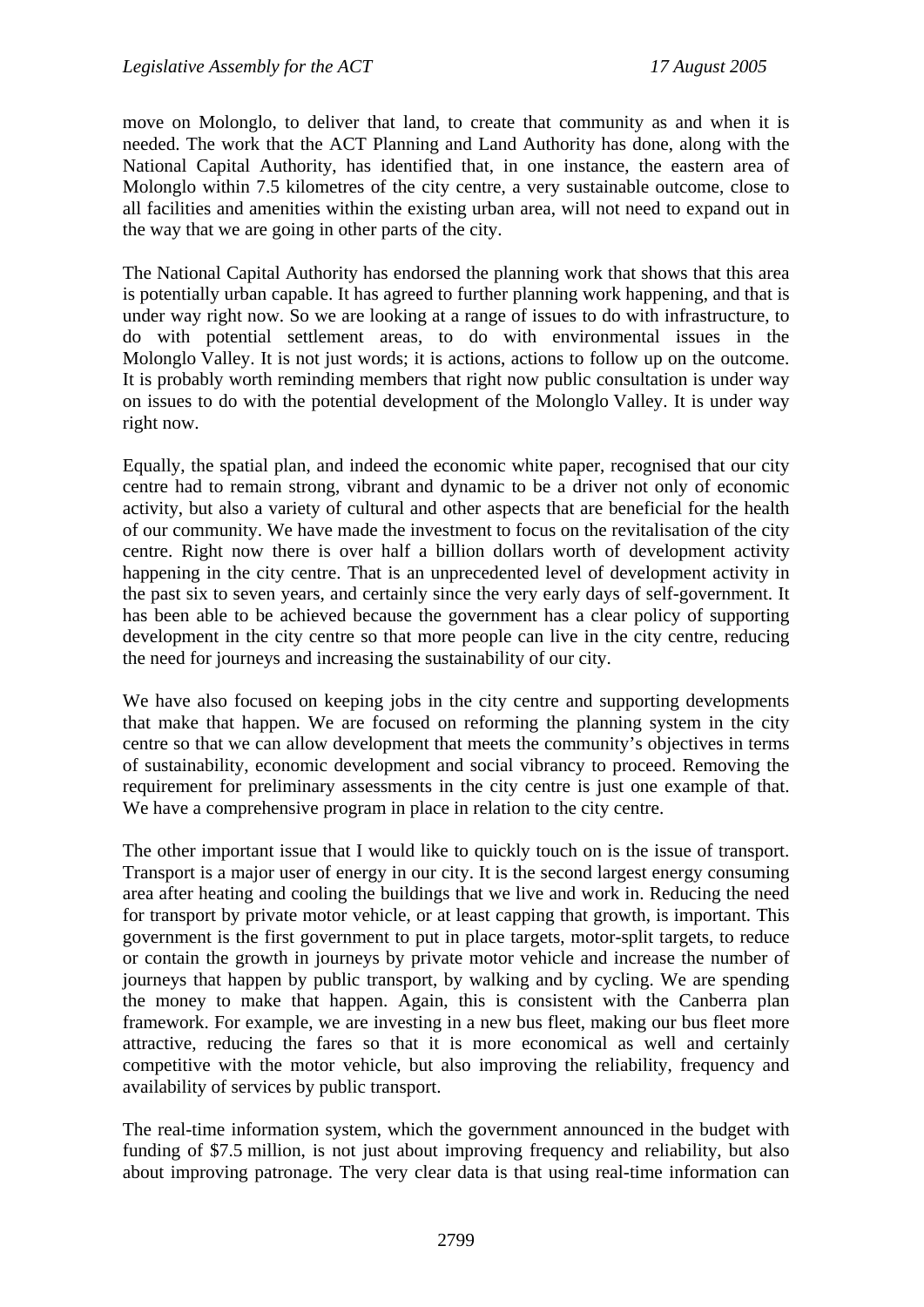move on Molonglo, to deliver that land, to create that community as and when it is needed. The work that the ACT Planning and Land Authority has done, along with the National Capital Authority, has identified that, in one instance, the eastern area of Molonglo within 7.5 kilometres of the city centre, a very sustainable outcome, close to all facilities and amenities within the existing urban area, will not need to expand out in the way that we are going in other parts of the city.

The National Capital Authority has endorsed the planning work that shows that this area is potentially urban capable. It has agreed to further planning work happening, and that is under way right now. So we are looking at a range of issues to do with infrastructure, to do with potential settlement areas, to do with environmental issues in the Molonglo Valley. It is not just words; it is actions, actions to follow up on the outcome. It is probably worth reminding members that right now public consultation is under way on issues to do with the potential development of the Molonglo Valley. It is under way right now.

Equally, the spatial plan, and indeed the economic white paper, recognised that our city centre had to remain strong, vibrant and dynamic to be a driver not only of economic activity, but also a variety of cultural and other aspects that are beneficial for the health of our community. We have made the investment to focus on the revitalisation of the city centre. Right now there is over half a billion dollars worth of development activity happening in the city centre. That is an unprecedented level of development activity in the past six to seven years, and certainly since the very early days of self-government. It has been able to be achieved because the government has a clear policy of supporting development in the city centre so that more people can live in the city centre, reducing the need for journeys and increasing the sustainability of our city.

We have also focused on keeping jobs in the city centre and supporting developments that make that happen. We are focused on reforming the planning system in the city centre so that we can allow development that meets the community's objectives in terms of sustainability, economic development and social vibrancy to proceed. Removing the requirement for preliminary assessments in the city centre is just one example of that. We have a comprehensive program in place in relation to the city centre.

The other important issue that I would like to quickly touch on is the issue of transport. Transport is a major user of energy in our city. It is the second largest energy consuming area after heating and cooling the buildings that we live and work in. Reducing the need for transport by private motor vehicle, or at least capping that growth, is important. This government is the first government to put in place targets, motor-split targets, to reduce or contain the growth in journeys by private motor vehicle and increase the number of journeys that happen by public transport, by walking and by cycling. We are spending the money to make that happen. Again, this is consistent with the Canberra plan framework. For example, we are investing in a new bus fleet, making our bus fleet more attractive, reducing the fares so that it is more economical as well and certainly competitive with the motor vehicle, but also improving the reliability, frequency and availability of services by public transport.

The real-time information system, which the government announced in the budget with funding of $7.5 million, is not just about improving frequency and reliability, but also about improving patronage. The very clear data is that using real-time information can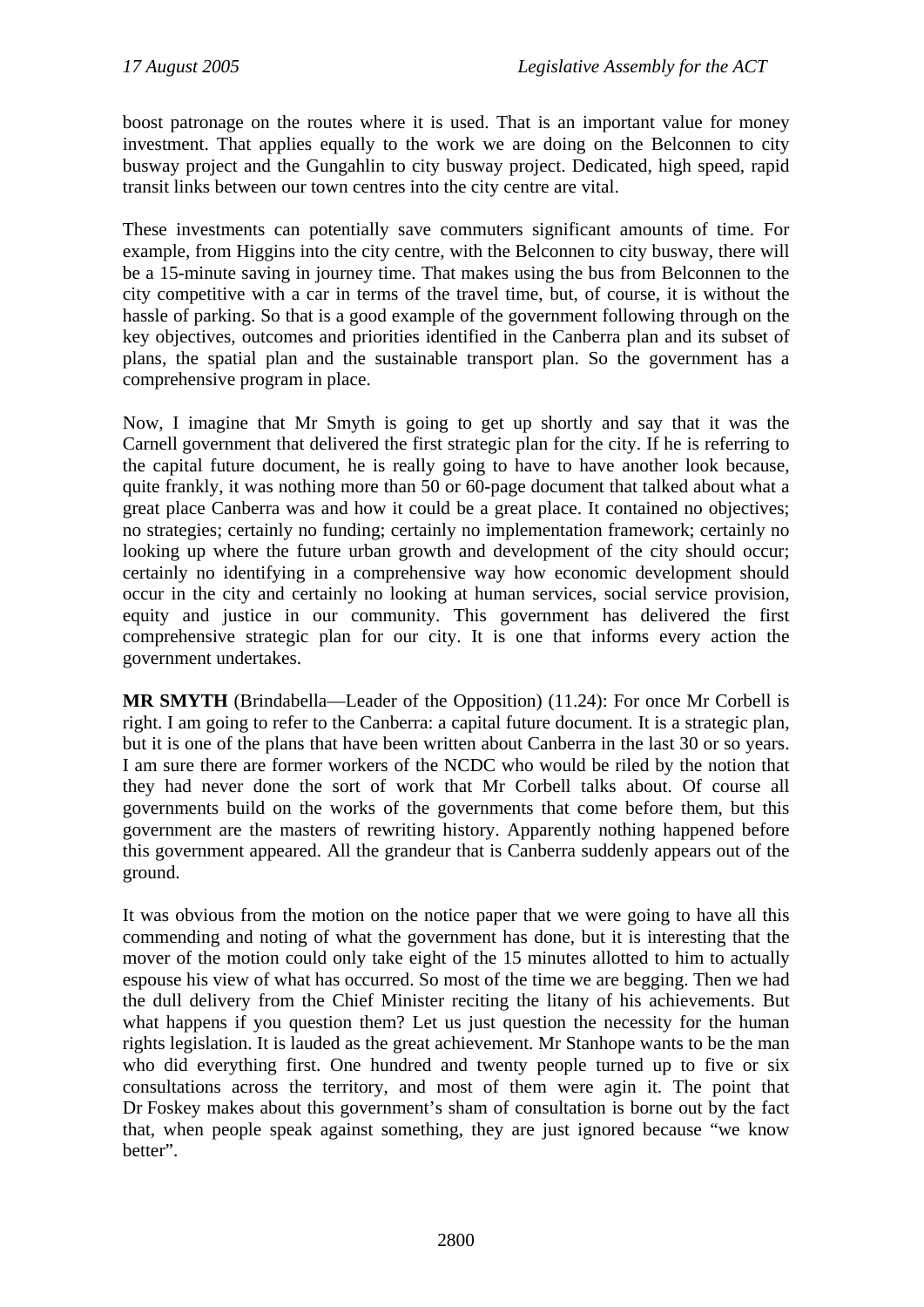boost patronage on the routes where it is used. That is an important value for money investment. That applies equally to the work we are doing on the Belconnen to city busway project and the Gungahlin to city busway project. Dedicated, high speed, rapid transit links between our town centres into the city centre are vital.

These investments can potentially save commuters significant amounts of time. For example, from Higgins into the city centre, with the Belconnen to city busway, there will be a 15-minute saving in journey time. That makes using the bus from Belconnen to the city competitive with a car in terms of the travel time, but, of course, it is without the hassle of parking. So that is a good example of the government following through on the key objectives, outcomes and priorities identified in the Canberra plan and its subset of plans, the spatial plan and the sustainable transport plan. So the government has a comprehensive program in place.

Now, I imagine that Mr Smyth is going to get up shortly and say that it was the Carnell government that delivered the first strategic plan for the city. If he is referring to the capital future document, he is really going to have to have another look because, quite frankly, it was nothing more than 50 or 60-page document that talked about what a great place Canberra was and how it could be a great place. It contained no objectives; no strategies; certainly no funding; certainly no implementation framework; certainly no looking up where the future urban growth and development of the city should occur; certainly no identifying in a comprehensive way how economic development should occur in the city and certainly no looking at human services, social service provision, equity and justice in our community. This government has delivered the first comprehensive strategic plan for our city. It is one that informs every action the government undertakes.

**MR SMYTH** (Brindabella—Leader of the Opposition) (11.24): For once Mr Corbell is right. I am going to refer to the Canberra: a capital future document. It is a strategic plan, but it is one of the plans that have been written about Canberra in the last 30 or so years. I am sure there are former workers of the NCDC who would be riled by the notion that they had never done the sort of work that Mr Corbell talks about. Of course all governments build on the works of the governments that come before them, but this government are the masters of rewriting history. Apparently nothing happened before this government appeared. All the grandeur that is Canberra suddenly appears out of the ground.

It was obvious from the motion on the notice paper that we were going to have all this commending and noting of what the government has done, but it is interesting that the mover of the motion could only take eight of the 15 minutes allotted to him to actually espouse his view of what has occurred. So most of the time we are begging. Then we had the dull delivery from the Chief Minister reciting the litany of his achievements. But what happens if you question them? Let us just question the necessity for the human rights legislation. It is lauded as the great achievement. Mr Stanhope wants to be the man who did everything first. One hundred and twenty people turned up to five or six consultations across the territory, and most of them were agin it. The point that Dr Foskey makes about this government's sham of consultation is borne out by the fact that, when people speak against something, they are just ignored because "we know better".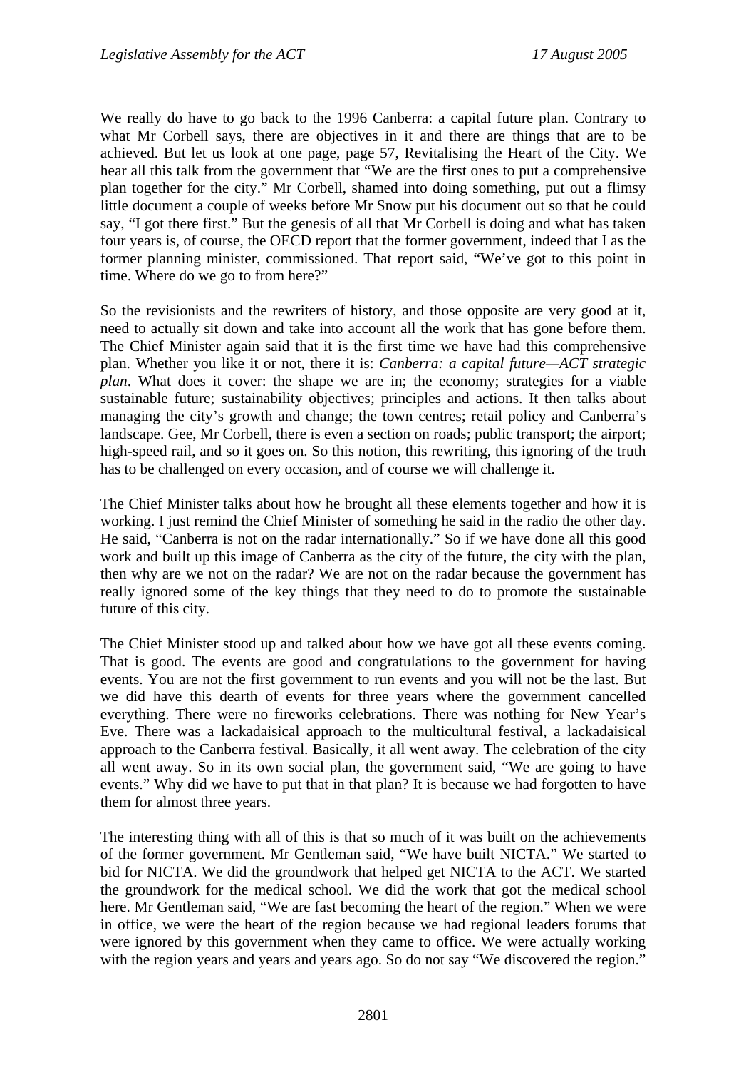We really do have to go back to the 1996 Canberra: a capital future plan. Contrary to what Mr Corbell says, there are objectives in it and there are things that are to be achieved. But let us look at one page, page 57, Revitalising the Heart of the City. We hear all this talk from the government that "We are the first ones to put a comprehensive plan together for the city." Mr Corbell, shamed into doing something, put out a flimsy little document a couple of weeks before Mr Snow put his document out so that he could say, "I got there first." But the genesis of all that Mr Corbell is doing and what has taken four years is, of course, the OECD report that the former government, indeed that I as the former planning minister, commissioned. That report said, "We've got to this point in time. Where do we go to from here?"

So the revisionists and the rewriters of history, and those opposite are very good at it, need to actually sit down and take into account all the work that has gone before them. The Chief Minister again said that it is the first time we have had this comprehensive plan. Whether you like it or not, there it is: *Canberra: a capital future—ACT strategic plan*. What does it cover: the shape we are in; the economy; strategies for a viable sustainable future; sustainability objectives; principles and actions. It then talks about managing the city's growth and change; the town centres; retail policy and Canberra's landscape. Gee, Mr Corbell, there is even a section on roads; public transport; the airport; high-speed rail, and so it goes on. So this notion, this rewriting, this ignoring of the truth has to be challenged on every occasion, and of course we will challenge it.

The Chief Minister talks about how he brought all these elements together and how it is working. I just remind the Chief Minister of something he said in the radio the other day. He said, "Canberra is not on the radar internationally." So if we have done all this good work and built up this image of Canberra as the city of the future, the city with the plan, then why are we not on the radar? We are not on the radar because the government has really ignored some of the key things that they need to do to promote the sustainable future of this city.

The Chief Minister stood up and talked about how we have got all these events coming. That is good. The events are good and congratulations to the government for having events. You are not the first government to run events and you will not be the last. But we did have this dearth of events for three years where the government cancelled everything. There were no fireworks celebrations. There was nothing for New Year's Eve. There was a lackadaisical approach to the multicultural festival, a lackadaisical approach to the Canberra festival. Basically, it all went away. The celebration of the city all went away. So in its own social plan, the government said, "We are going to have events." Why did we have to put that in that plan? It is because we had forgotten to have them for almost three years.

The interesting thing with all of this is that so much of it was built on the achievements of the former government. Mr Gentleman said, "We have built NICTA." We started to bid for NICTA. We did the groundwork that helped get NICTA to the ACT. We started the groundwork for the medical school. We did the work that got the medical school here. Mr Gentleman said, "We are fast becoming the heart of the region." When we were in office, we were the heart of the region because we had regional leaders forums that were ignored by this government when they came to office. We were actually working with the region years and years and years ago. So do not say "We discovered the region."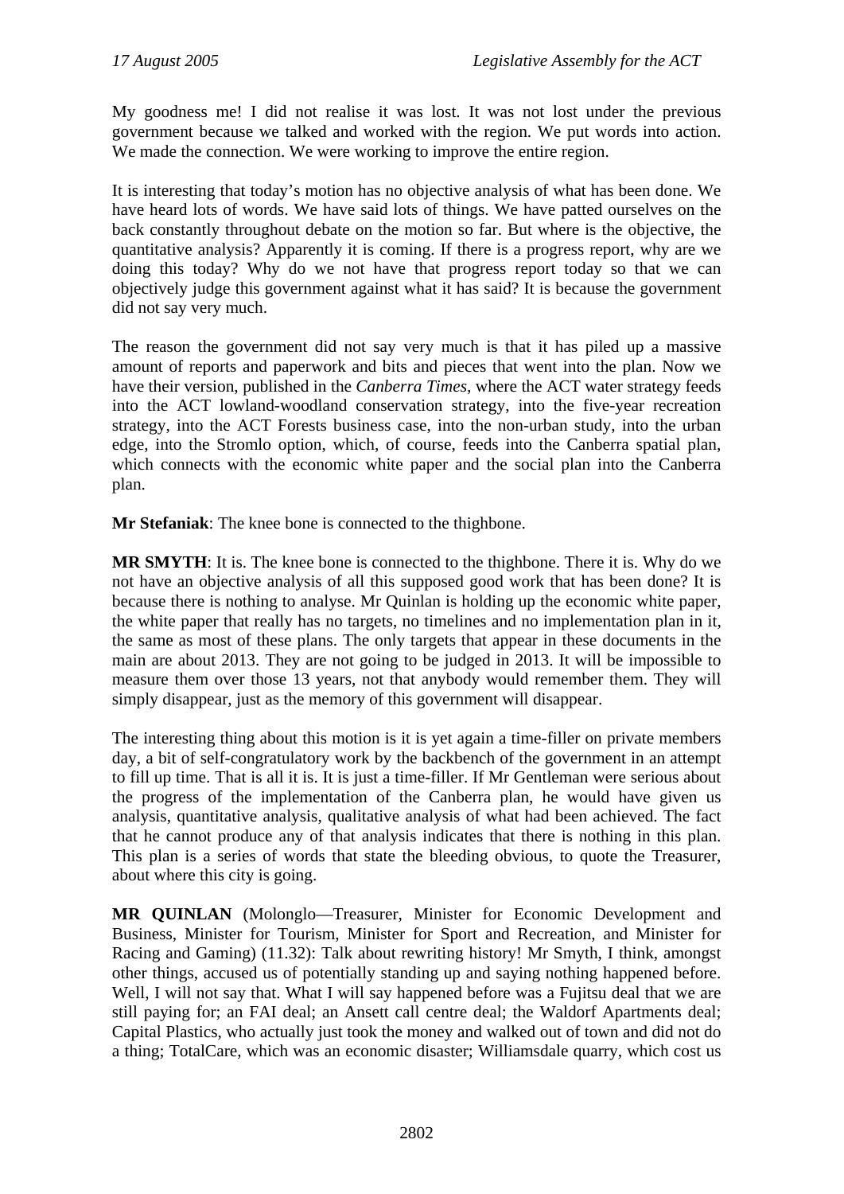My goodness me! I did not realise it was lost. It was not lost under the previous government because we talked and worked with the region. We put words into action. We made the connection. We were working to improve the entire region.

It is interesting that today's motion has no objective analysis of what has been done. We have heard lots of words. We have said lots of things. We have patted ourselves on the back constantly throughout debate on the motion so far. But where is the objective, the quantitative analysis? Apparently it is coming. If there is a progress report, why are we doing this today? Why do we not have that progress report today so that we can objectively judge this government against what it has said? It is because the government did not say very much.

The reason the government did not say very much is that it has piled up a massive amount of reports and paperwork and bits and pieces that went into the plan. Now we have their version, published in the *Canberra Times*, where the ACT water strategy feeds into the ACT lowland-woodland conservation strategy, into the five-year recreation strategy, into the ACT Forests business case, into the non-urban study, into the urban edge, into the Stromlo option, which, of course, feeds into the Canberra spatial plan, which connects with the economic white paper and the social plan into the Canberra plan.

**Mr Stefaniak**: The knee bone is connected to the thighbone.

**MR SMYTH**: It is. The knee bone is connected to the thighbone. There it is. Why do we not have an objective analysis of all this supposed good work that has been done? It is because there is nothing to analyse. Mr Quinlan is holding up the economic white paper, the white paper that really has no targets, no timelines and no implementation plan in it, the same as most of these plans. The only targets that appear in these documents in the main are about 2013. They are not going to be judged in 2013. It will be impossible to measure them over those 13 years, not that anybody would remember them. They will simply disappear, just as the memory of this government will disappear.

The interesting thing about this motion is it is yet again a time-filler on private members day, a bit of self-congratulatory work by the backbench of the government in an attempt to fill up time. That is all it is. It is just a time-filler. If Mr Gentleman were serious about the progress of the implementation of the Canberra plan, he would have given us analysis, quantitative analysis, qualitative analysis of what had been achieved. The fact that he cannot produce any of that analysis indicates that there is nothing in this plan. This plan is a series of words that state the bleeding obvious, to quote the Treasurer, about where this city is going.

**MR QUINLAN** (Molonglo—Treasurer, Minister for Economic Development and Business, Minister for Tourism, Minister for Sport and Recreation, and Minister for Racing and Gaming) (11.32): Talk about rewriting history! Mr Smyth, I think, amongst other things, accused us of potentially standing up and saying nothing happened before. Well, I will not say that. What I will say happened before was a Fujitsu deal that we are still paying for; an FAI deal; an Ansett call centre deal; the Waldorf Apartments deal; Capital Plastics, who actually just took the money and walked out of town and did not do a thing; TotalCare, which was an economic disaster; Williamsdale quarry, which cost us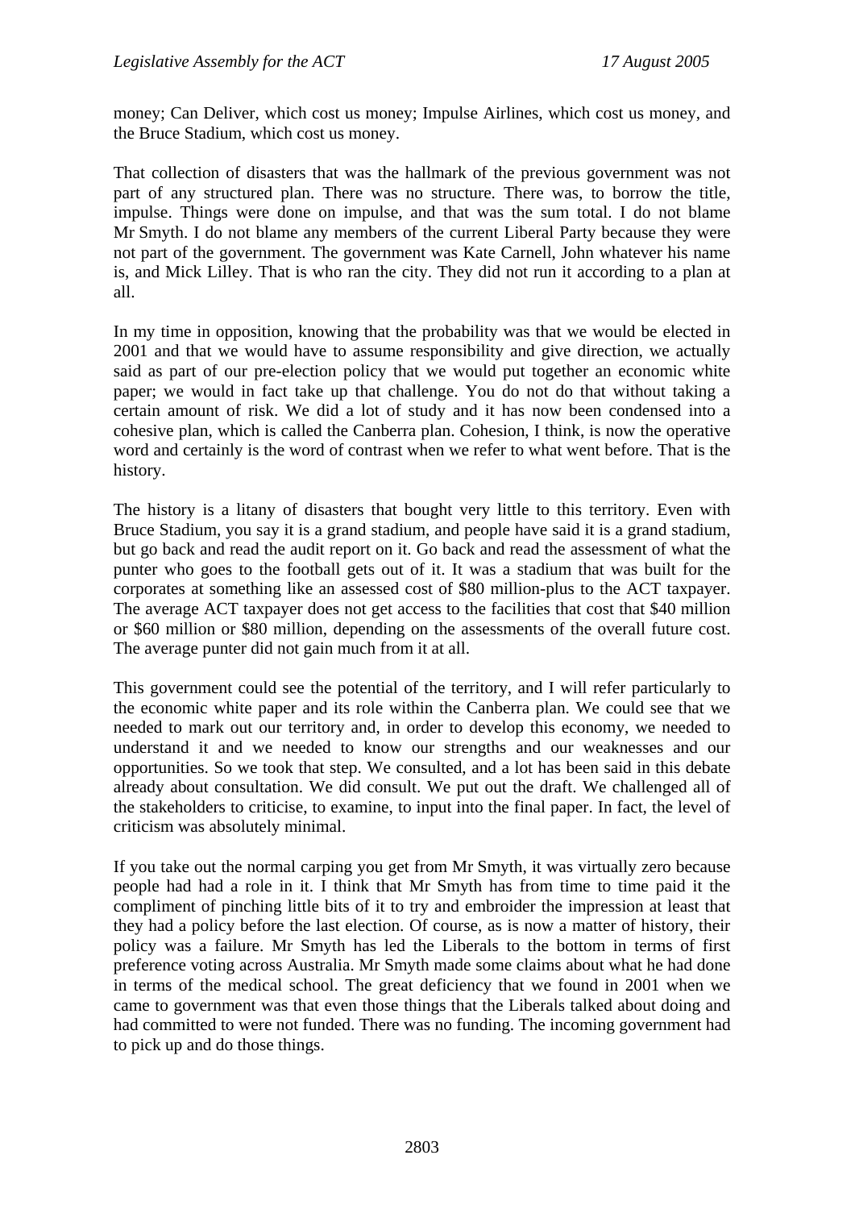money; Can Deliver, which cost us money; Impulse Airlines, which cost us money, and the Bruce Stadium, which cost us money.

That collection of disasters that was the hallmark of the previous government was not part of any structured plan. There was no structure. There was, to borrow the title, impulse. Things were done on impulse, and that was the sum total. I do not blame Mr Smyth. I do not blame any members of the current Liberal Party because they were not part of the government. The government was Kate Carnell, John whatever his name is, and Mick Lilley. That is who ran the city. They did not run it according to a plan at all.

In my time in opposition, knowing that the probability was that we would be elected in 2001 and that we would have to assume responsibility and give direction, we actually said as part of our pre-election policy that we would put together an economic white paper; we would in fact take up that challenge. You do not do that without taking a certain amount of risk. We did a lot of study and it has now been condensed into a cohesive plan, which is called the Canberra plan. Cohesion, I think, is now the operative word and certainly is the word of contrast when we refer to what went before. That is the history.

The history is a litany of disasters that bought very little to this territory. Even with Bruce Stadium, you say it is a grand stadium, and people have said it is a grand stadium, but go back and read the audit report on it. Go back and read the assessment of what the punter who goes to the football gets out of it. It was a stadium that was built for the corporates at something like an assessed cost of $80 million-plus to the ACT taxpayer. The average ACT taxpayer does not get access to the facilities that cost that $40 million or $60 million or $80 million, depending on the assessments of the overall future cost. The average punter did not gain much from it at all.

This government could see the potential of the territory, and I will refer particularly to the economic white paper and its role within the Canberra plan. We could see that we needed to mark out our territory and, in order to develop this economy, we needed to understand it and we needed to know our strengths and our weaknesses and our opportunities. So we took that step. We consulted, and a lot has been said in this debate already about consultation. We did consult. We put out the draft. We challenged all of the stakeholders to criticise, to examine, to input into the final paper. In fact, the level of criticism was absolutely minimal.

If you take out the normal carping you get from Mr Smyth, it was virtually zero because people had had a role in it. I think that Mr Smyth has from time to time paid it the compliment of pinching little bits of it to try and embroider the impression at least that they had a policy before the last election. Of course, as is now a matter of history, their policy was a failure. Mr Smyth has led the Liberals to the bottom in terms of first preference voting across Australia. Mr Smyth made some claims about what he had done in terms of the medical school. The great deficiency that we found in 2001 when we came to government was that even those things that the Liberals talked about doing and had committed to were not funded. There was no funding. The incoming government had to pick up and do those things.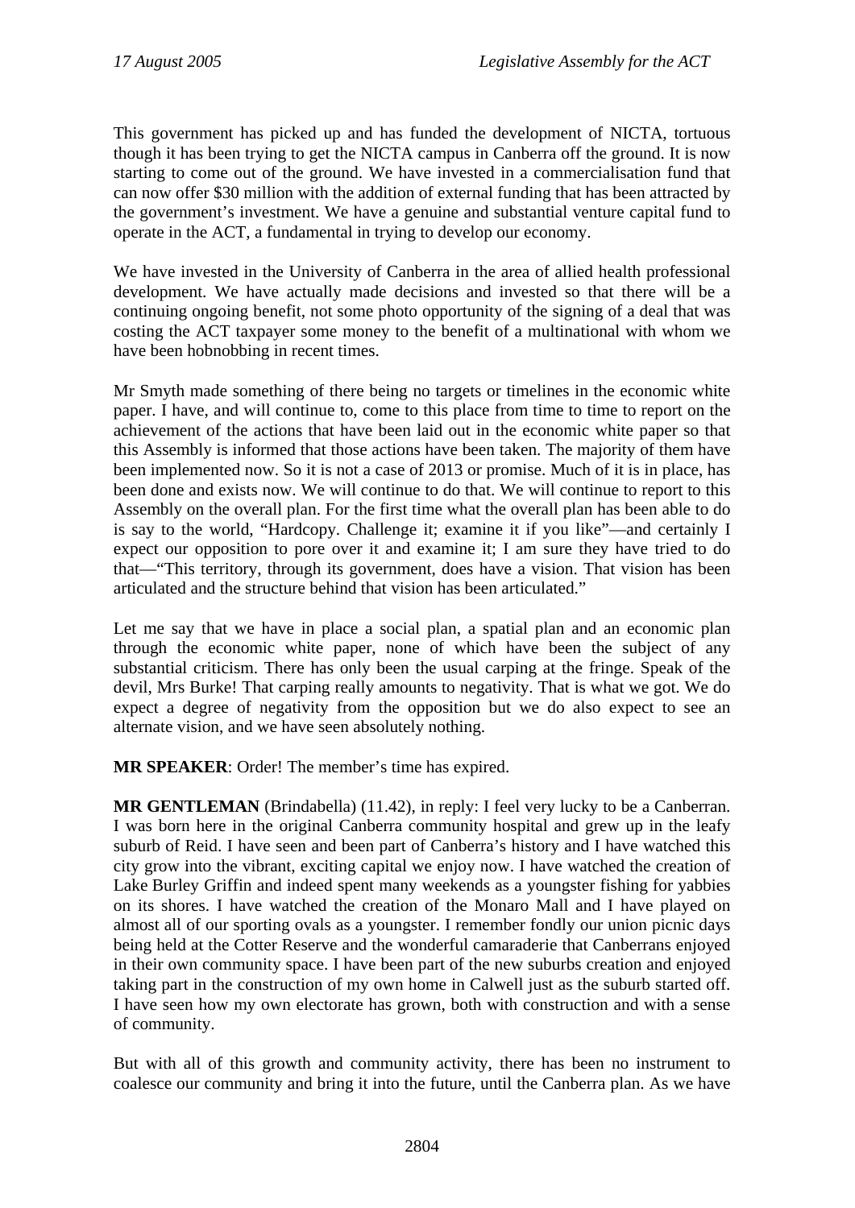This government has picked up and has funded the development of NICTA, tortuous though it has been trying to get the NICTA campus in Canberra off the ground. It is now starting to come out of the ground. We have invested in a commercialisation fund that can now offer $30 million with the addition of external funding that has been attracted by the government's investment. We have a genuine and substantial venture capital fund to operate in the ACT, a fundamental in trying to develop our economy.

We have invested in the University of Canberra in the area of allied health professional development. We have actually made decisions and invested so that there will be a continuing ongoing benefit, not some photo opportunity of the signing of a deal that was costing the ACT taxpayer some money to the benefit of a multinational with whom we have been hobnobbing in recent times.

Mr Smyth made something of there being no targets or timelines in the economic white paper. I have, and will continue to, come to this place from time to time to report on the achievement of the actions that have been laid out in the economic white paper so that this Assembly is informed that those actions have been taken. The majority of them have been implemented now. So it is not a case of 2013 or promise. Much of it is in place, has been done and exists now. We will continue to do that. We will continue to report to this Assembly on the overall plan. For the first time what the overall plan has been able to do is say to the world, "Hardcopy. Challenge it; examine it if you like"—and certainly I expect our opposition to pore over it and examine it; I am sure they have tried to do that—"This territory, through its government, does have a vision. That vision has been articulated and the structure behind that vision has been articulated."

Let me say that we have in place a social plan, a spatial plan and an economic plan through the economic white paper, none of which have been the subject of any substantial criticism. There has only been the usual carping at the fringe. Speak of the devil, Mrs Burke! That carping really amounts to negativity. That is what we got. We do expect a degree of negativity from the opposition but we do also expect to see an alternate vision, and we have seen absolutely nothing.

**MR SPEAKER**: Order! The member's time has expired.

**MR GENTLEMAN** (Brindabella) (11.42), in reply: I feel very lucky to be a Canberran. I was born here in the original Canberra community hospital and grew up in the leafy suburb of Reid. I have seen and been part of Canberra's history and I have watched this city grow into the vibrant, exciting capital we enjoy now. I have watched the creation of Lake Burley Griffin and indeed spent many weekends as a youngster fishing for yabbies on its shores. I have watched the creation of the Monaro Mall and I have played on almost all of our sporting ovals as a youngster. I remember fondly our union picnic days being held at the Cotter Reserve and the wonderful camaraderie that Canberrans enjoyed in their own community space. I have been part of the new suburbs creation and enjoyed taking part in the construction of my own home in Calwell just as the suburb started off. I have seen how my own electorate has grown, both with construction and with a sense of community.

But with all of this growth and community activity, there has been no instrument to coalesce our community and bring it into the future, until the Canberra plan. As we have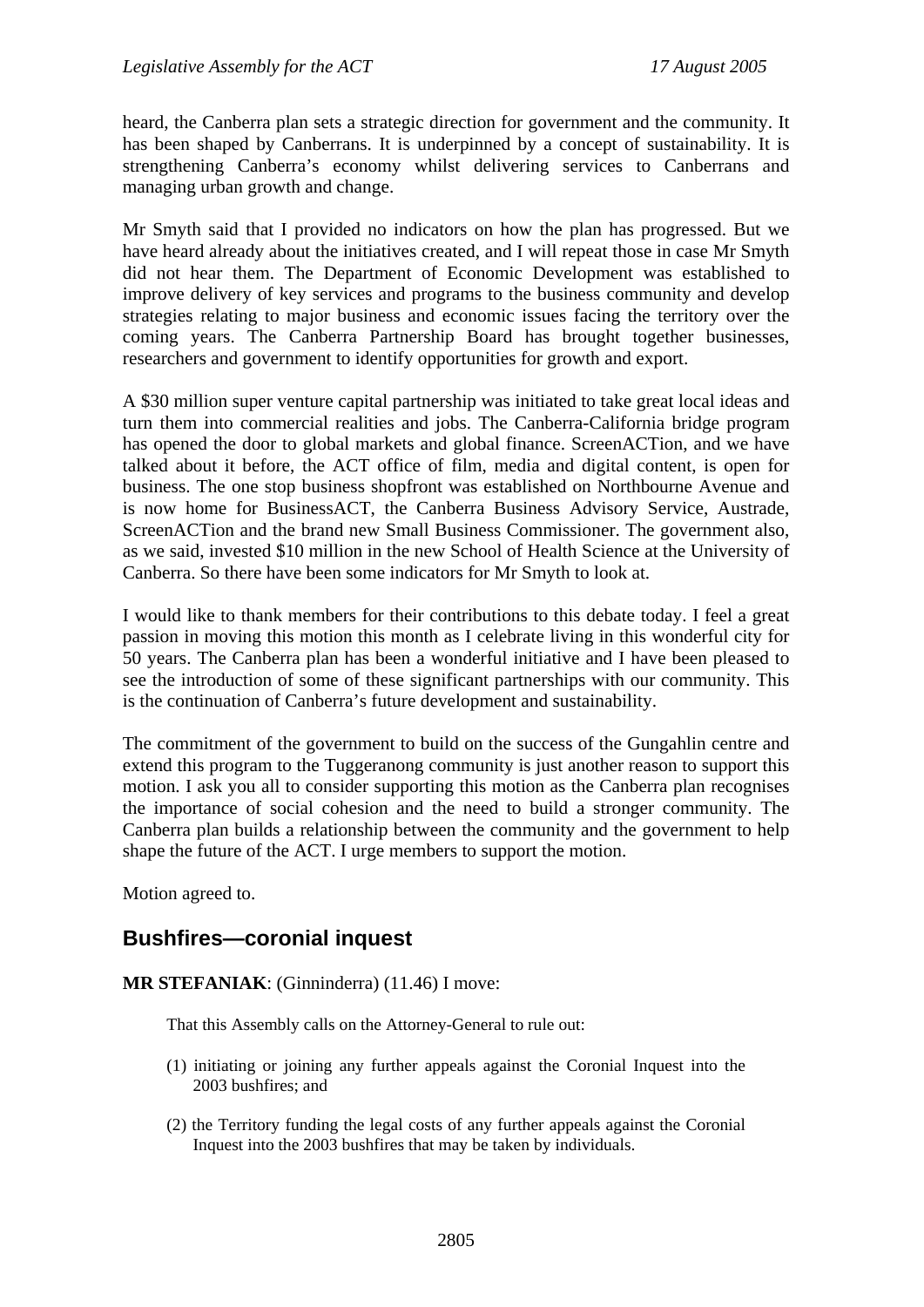heard, the Canberra plan sets a strategic direction for government and the community. It has been shaped by Canberrans. It is underpinned by a concept of sustainability. It is strengthening Canberra's economy whilst delivering services to Canberrans and managing urban growth and change.

Mr Smyth said that I provided no indicators on how the plan has progressed. But we have heard already about the initiatives created, and I will repeat those in case Mr Smyth did not hear them. The Department of Economic Development was established to improve delivery of key services and programs to the business community and develop strategies relating to major business and economic issues facing the territory over the coming years. The Canberra Partnership Board has brought together businesses, researchers and government to identify opportunities for growth and export.

A $30 million super venture capital partnership was initiated to take great local ideas and turn them into commercial realities and jobs. The Canberra-California bridge program has opened the door to global markets and global finance. ScreenACTion, and we have talked about it before, the ACT office of film, media and digital content, is open for business. The one stop business shopfront was established on Northbourne Avenue and is now home for BusinessACT, the Canberra Business Advisory Service, Austrade, ScreenACTion and the brand new Small Business Commissioner. The government also, as we said, invested $10 million in the new School of Health Science at the University of Canberra. So there have been some indicators for Mr Smyth to look at.

I would like to thank members for their contributions to this debate today. I feel a great passion in moving this motion this month as I celebrate living in this wonderful city for 50 years. The Canberra plan has been a wonderful initiative and I have been pleased to see the introduction of some of these significant partnerships with our community. This is the continuation of Canberra's future development and sustainability.

The commitment of the government to build on the success of the Gungahlin centre and extend this program to the Tuggeranong community is just another reason to support this motion. I ask you all to consider supporting this motion as the Canberra plan recognises the importance of social cohesion and the need to build a stronger community. The Canberra plan builds a relationship between the community and the government to help shape the future of the ACT. I urge members to support the motion.

Motion agreed to.

## Bushfires—coronial inquest

**MR STEFANIAK**: (Ginninderra) (11.46) I move:

> That this Assembly calls on the Attorney-General to rule out:
>
> (1) initiating or joining any further appeals against the Coronial Inquest into the 2003 bushfires; and
>
> (2) the Territory funding the legal costs of any further appeals against the Coronial Inquest into the 2003 bushfires that may be taken by individuals.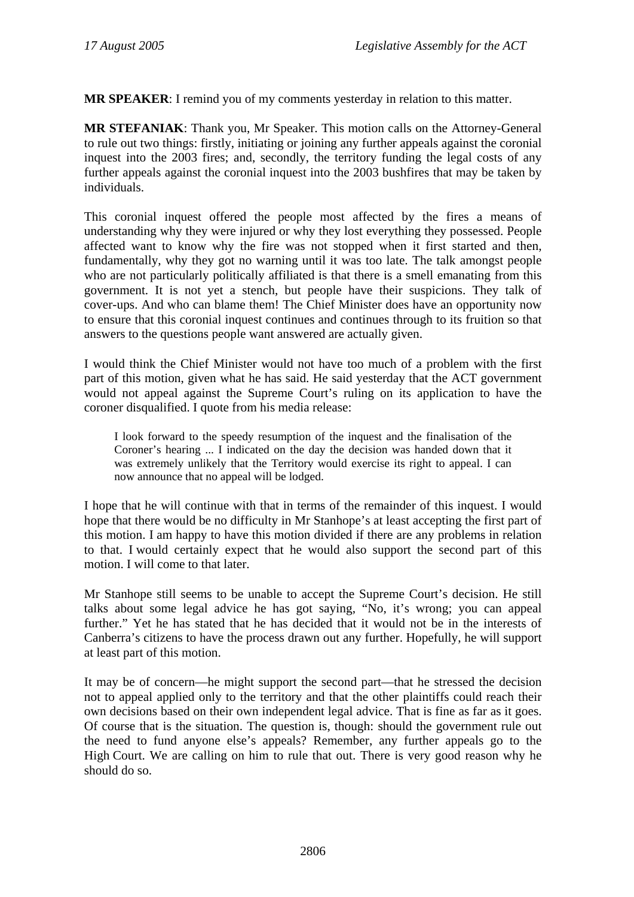**MR SPEAKER**: I remind you of my comments yesterday in relation to this matter.

**MR STEFANIAK**: Thank you, Mr Speaker. This motion calls on the Attorney-General to rule out two things: firstly, initiating or joining any further appeals against the coronial inquest into the 2003 fires; and, secondly, the territory funding the legal costs of any further appeals against the coronial inquest into the 2003 bushfires that may be taken by individuals.

This coronial inquest offered the people most affected by the fires a means of understanding why they were injured or why they lost everything they possessed. People affected want to know why the fire was not stopped when it first started and then, fundamentally, why they got no warning until it was too late. The talk amongst people who are not particularly politically affiliated is that there is a smell emanating from this government. It is not yet a stench, but people have their suspicions. They talk of cover-ups. And who can blame them! The Chief Minister does have an opportunity now to ensure that this coronial inquest continues and continues through to its fruition so that answers to the questions people want answered are actually given.

I would think the Chief Minister would not have too much of a problem with the first part of this motion, given what he has said. He said yesterday that the ACT government would not appeal against the Supreme Court's ruling on its application to have the coroner disqualified. I quote from his media release:

> I look forward to the speedy resumption of the inquest and the finalisation of the Coroner's hearing ... I indicated on the day the decision was handed down that it was extremely unlikely that the Territory would exercise its right to appeal. I can now announce that no appeal will be lodged.

I hope that he will continue with that in terms of the remainder of this inquest. I would hope that there would be no difficulty in Mr Stanhope's at least accepting the first part of this motion. I am happy to have this motion divided if there are any problems in relation to that. I would certainly expect that he would also support the second part of this motion. I will come to that later.

Mr Stanhope still seems to be unable to accept the Supreme Court's decision. He still talks about some legal advice he has got saying, "No, it's wrong; you can appeal further." Yet he has stated that he has decided that it would not be in the interests of Canberra's citizens to have the process drawn out any further. Hopefully, he will support at least part of this motion.

It may be of concern—he might support the second part—that he stressed the decision not to appeal applied only to the territory and that the other plaintiffs could reach their own decisions based on their own independent legal advice. That is fine as far as it goes. Of course that is the situation. The question is, though: should the government rule out the need to fund anyone else's appeals? Remember, any further appeals go to the High Court. We are calling on him to rule that out. There is very good reason why he should do so.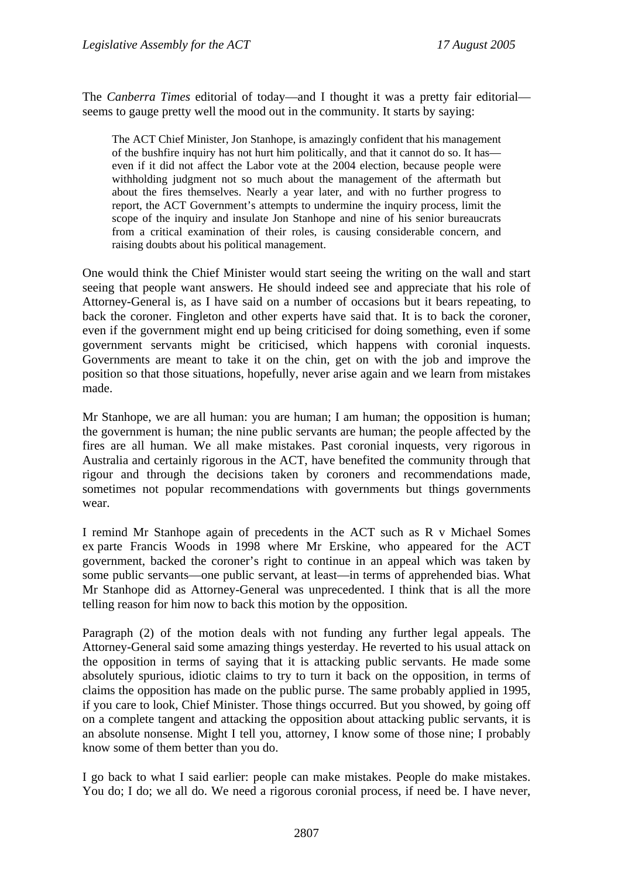The *Canberra Times* editorial of today—and I thought it was a pretty fair editorial—seems to gauge pretty well the mood out in the community. It starts by saying:

> The ACT Chief Minister, Jon Stanhope, is amazingly confident that his management of the bushfire inquiry has not hurt him politically, and that it cannot do so. It has—even if it did not affect the Labor vote at the 2004 election, because people were withholding judgment not so much about the management of the aftermath but about the fires themselves. Nearly a year later, and with no further progress to report, the ACT Government's attempts to undermine the inquiry process, limit the scope of the inquiry and insulate Jon Stanhope and nine of his senior bureaucrats from a critical examination of their roles, is causing considerable concern, and raising doubts about his political management.

One would think the Chief Minister would start seeing the writing on the wall and start seeing that people want answers. He should indeed see and appreciate that his role of Attorney-General is, as I have said on a number of occasions but it bears repeating, to back the coroner. Fingleton and other experts have said that. It is to back the coroner, even if the government might end up being criticised for doing something, even if some government servants might be criticised, which happens with coronial inquests. Governments are meant to take it on the chin, get on with the job and improve the position so that those situations, hopefully, never arise again and we learn from mistakes made.

Mr Stanhope, we are all human: you are human; I am human; the opposition is human; the government is human; the nine public servants are human; the people affected by the fires are all human. We all make mistakes. Past coronial inquests, very rigorous in Australia and certainly rigorous in the ACT, have benefited the community through that rigour and through the decisions taken by coroners and recommendations made, sometimes not popular recommendations with governments but things governments wear.

I remind Mr Stanhope again of precedents in the ACT such as R v Michael Somes ex parte Francis Woods in 1998 where Mr Erskine, who appeared for the ACT government, backed the coroner's right to continue in an appeal which was taken by some public servants—one public servant, at least—in terms of apprehended bias. What Mr Stanhope did as Attorney-General was unprecedented. I think that is all the more telling reason for him now to back this motion by the opposition.

Paragraph (2) of the motion deals with not funding any further legal appeals. The Attorney-General said some amazing things yesterday. He reverted to his usual attack on the opposition in terms of saying that it is attacking public servants. He made some absolutely spurious, idiotic claims to try to turn it back on the opposition, in terms of claims the opposition has made on the public purse. The same probably applied in 1995, if you care to look, Chief Minister. Those things occurred. But you showed, by going off on a complete tangent and attacking the opposition about attacking public servants, it is an absolute nonsense. Might I tell you, attorney, I know some of those nine; I probably know some of them better than you do.

I go back to what I said earlier: people can make mistakes. People do make mistakes. You do; I do; we all do. We need a rigorous coronial process, if need be. I have never,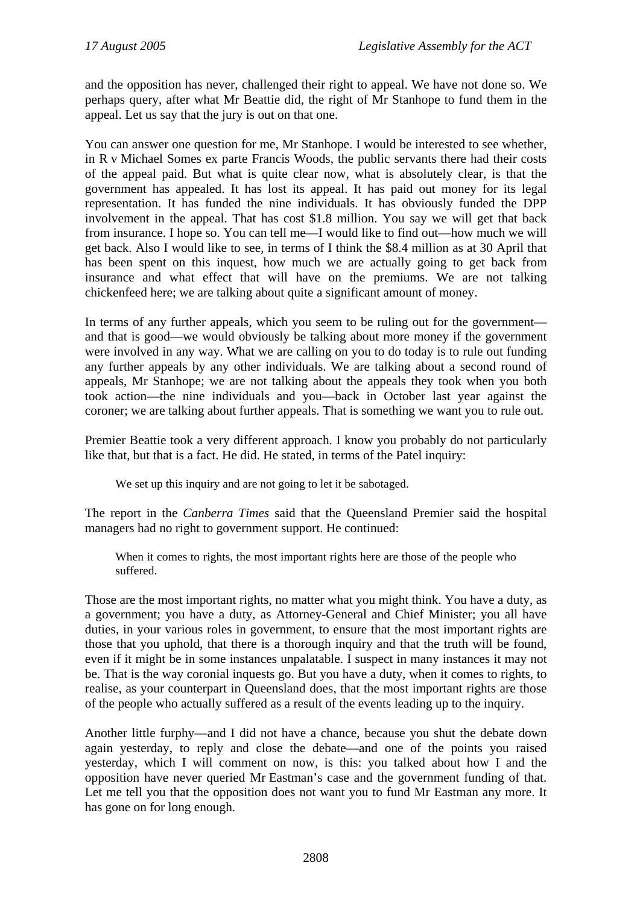and the opposition has never, challenged their right to appeal. We have not done so. We perhaps query, after what Mr Beattie did, the right of Mr Stanhope to fund them in the appeal. Let us say that the jury is out on that one.

You can answer one question for me, Mr Stanhope. I would be interested to see whether, in R v Michael Somes ex parte Francis Woods, the public servants there had their costs of the appeal paid. But what is quite clear now, what is absolutely clear, is that the government has appealed. It has lost its appeal. It has paid out money for its legal representation. It has funded the nine individuals. It has obviously funded the DPP involvement in the appeal. That has cost \$1.8 million. You say we will get that back from insurance. I hope so. You can tell me—I would like to find out—how much we will get back. Also I would like to see, in terms of I think the \$8.4 million as at 30 April that has been spent on this inquest, how much we are actually going to get back from insurance and what effect that will have on the premiums. We are not talking chickenfeed here; we are talking about quite a significant amount of money.

In terms of any further appeals, which you seem to be ruling out for the government—and that is good—we would obviously be talking about more money if the government were involved in any way. What we are calling on you to do today is to rule out funding any further appeals by any other individuals. We are talking about a second round of appeals, Mr Stanhope; we are not talking about the appeals they took when you both took action—the nine individuals and you—back in October last year against the coroner; we are talking about further appeals. That is something we want you to rule out.

Premier Beattie took a very different approach. I know you probably do not particularly like that, but that is a fact. He did. He stated, in terms of the Patel inquiry:

> We set up this inquiry and are not going to let it be sabotaged.

The report in the *Canberra Times* said that the Queensland Premier said the hospital managers had no right to government support. He continued:

> When it comes to rights, the most important rights here are those of the people who suffered.

Those are the most important rights, no matter what you might think. You have a duty, as a government; you have a duty, as Attorney-General and Chief Minister; you all have duties, in your various roles in government, to ensure that the most important rights are those that you uphold, that there is a thorough inquiry and that the truth will be found, even if it might be in some instances unpalatable. I suspect in many instances it may not be. That is the way coronial inquests go. But you have a duty, when it comes to rights, to realise, as your counterpart in Queensland does, that the most important rights are those of the people who actually suffered as a result of the events leading up to the inquiry.

Another little furphy—and I did not have a chance, because you shut the debate down again yesterday, to reply and close the debate—and one of the points you raised yesterday, which I will comment on now, is this: you talked about how I and the opposition have never queried Mr Eastman's case and the government funding of that. Let me tell you that the opposition does not want you to fund Mr Eastman any more. It has gone on for long enough.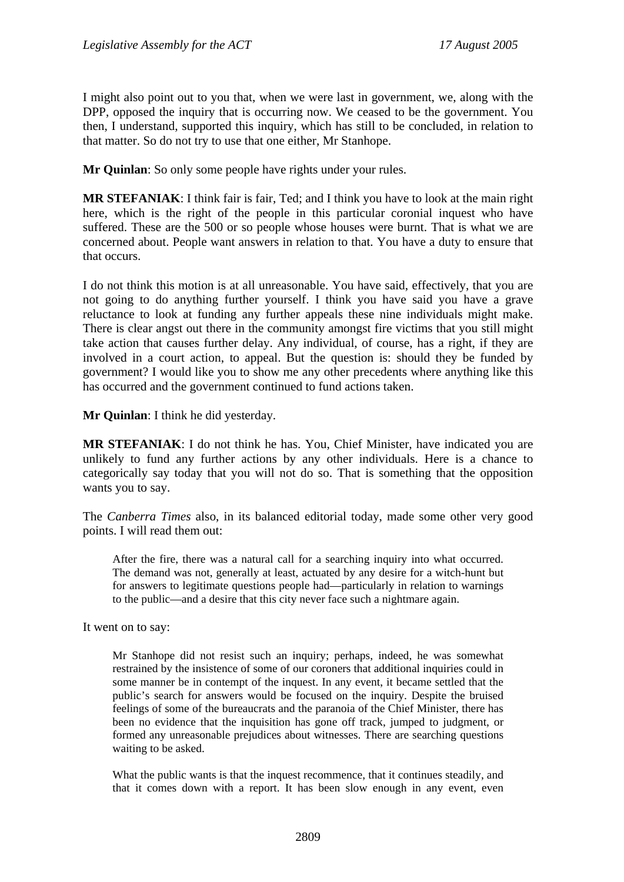I might also point out to you that, when we were last in government, we, along with the DPP, opposed the inquiry that is occurring now. We ceased to be the government. You then, I understand, supported this inquiry, which has still to be concluded, in relation to that matter. So do not try to use that one either, Mr Stanhope.

**Mr Quinlan**: So only some people have rights under your rules.

**MR STEFANIAK**: I think fair is fair, Ted; and I think you have to look at the main right here, which is the right of the people in this particular coronial inquest who have suffered. These are the 500 or so people whose houses were burnt. That is what we are concerned about. People want answers in relation to that. You have a duty to ensure that that occurs.

I do not think this motion is at all unreasonable. You have said, effectively, that you are not going to do anything further yourself. I think you have said you have a grave reluctance to look at funding any further appeals these nine individuals might make. There is clear angst out there in the community amongst fire victims that you still might take action that causes further delay. Any individual, of course, has a right, if they are involved in a court action, to appeal. But the question is: should they be funded by government? I would like you to show me any other precedents where anything like this has occurred and the government continued to fund actions taken.

**Mr Quinlan**: I think he did yesterday.

**MR STEFANIAK**: I do not think he has. You, Chief Minister, have indicated you are unlikely to fund any further actions by any other individuals. Here is a chance to categorically say today that you will not do so. That is something that the opposition wants you to say.

The *Canberra Times* also, in its balanced editorial today, made some other very good points. I will read them out:

> After the fire, there was a natural call for a searching inquiry into what occurred. The demand was not, generally at least, actuated by any desire for a witch-hunt but for answers to legitimate questions people had—particularly in relation to warnings to the public—and a desire that this city never face such a nightmare again.

It went on to say:

> Mr Stanhope did not resist such an inquiry; perhaps, indeed, he was somewhat restrained by the insistence of some of our coroners that additional inquiries could in some manner be in contempt of the inquest. In any event, it became settled that the public's search for answers would be focused on the inquiry. Despite the bruised feelings of some of the bureaucrats and the paranoia of the Chief Minister, there has been no evidence that the inquisition has gone off track, jumped to judgment, or formed any unreasonable prejudices about witnesses. There are searching questions waiting to be asked.
>
> What the public wants is that the inquest recommence, that it continues steadily, and that it comes down with a report. It has been slow enough in any event, even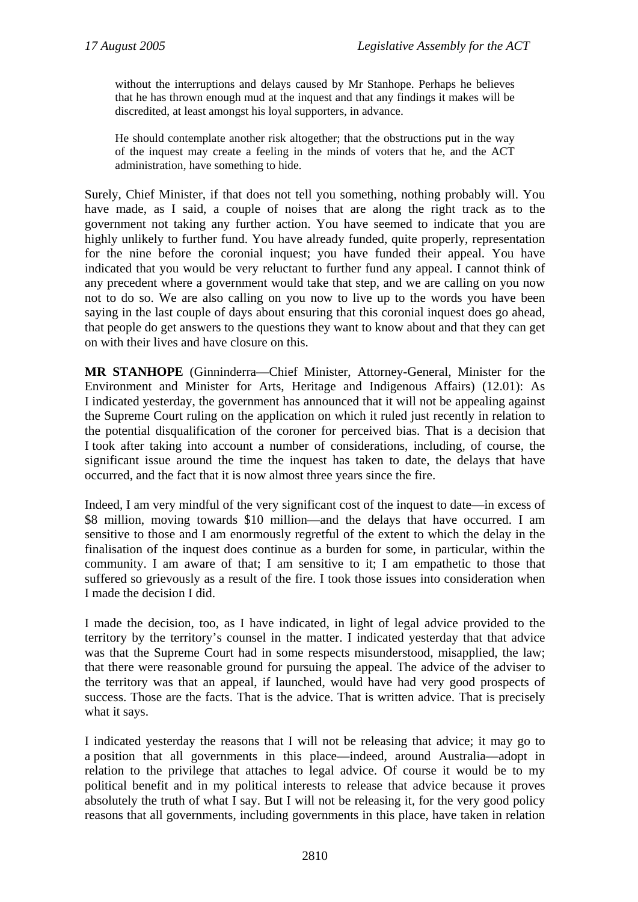> without the interruptions and delays caused by Mr Stanhope. Perhaps he believes that he has thrown enough mud at the inquest and that any findings it makes will be discredited, at least amongst his loyal supporters, in advance.
>
> He should contemplate another risk altogether; that the obstructions put in the way of the inquest may create a feeling in the minds of voters that he, and the ACT administration, have something to hide.

Surely, Chief Minister, if that does not tell you something, nothing probably will. You have made, as I said, a couple of noises that are along the right track as to the government not taking any further action. You have seemed to indicate that you are highly unlikely to further fund. You have already funded, quite properly, representation for the nine before the coronial inquest; you have funded their appeal. You have indicated that you would be very reluctant to further fund any appeal. I cannot think of any precedent where a government would take that step, and we are calling on you now not to do so. We are also calling on you now to live up to the words you have been saying in the last couple of days about ensuring that this coronial inquest does go ahead, that people do get answers to the questions they want to know about and that they can get on with their lives and have closure on this.

**MR STANHOPE** (Ginninderra—Chief Minister, Attorney-General, Minister for the Environment and Minister for Arts, Heritage and Indigenous Affairs) (12.01): As I indicated yesterday, the government has announced that it will not be appealing against the Supreme Court ruling on the application on which it ruled just recently in relation to the potential disqualification of the coroner for perceived bias. That is a decision that I took after taking into account a number of considerations, including, of course, the significant issue around the time the inquest has taken to date, the delays that have occurred, and the fact that it is now almost three years since the fire.

Indeed, I am very mindful of the very significant cost of the inquest to date—in excess of $8 million, moving towards $10 million—and the delays that have occurred. I am sensitive to those and I am enormously regretful of the extent to which the delay in the finalisation of the inquest does continue as a burden for some, in particular, within the community. I am aware of that; I am sensitive to it; I am empathetic to those that suffered so grievously as a result of the fire. I took those issues into consideration when I made the decision I did.

I made the decision, too, as I have indicated, in light of legal advice provided to the territory by the territory's counsel in the matter. I indicated yesterday that that advice was that the Supreme Court had in some respects misunderstood, misapplied, the law; that there were reasonable ground for pursuing the appeal. The advice of the adviser to the territory was that an appeal, if launched, would have had very good prospects of success. Those are the facts. That is the advice. That is written advice. That is precisely what it says.

I indicated yesterday the reasons that I will not be releasing that advice; it may go to a position that all governments in this place—indeed, around Australia—adopt in relation to the privilege that attaches to legal advice. Of course it would be to my political benefit and in my political interests to release that advice because it proves absolutely the truth of what I say. But I will not be releasing it, for the very good policy reasons that all governments, including governments in this place, have taken in relation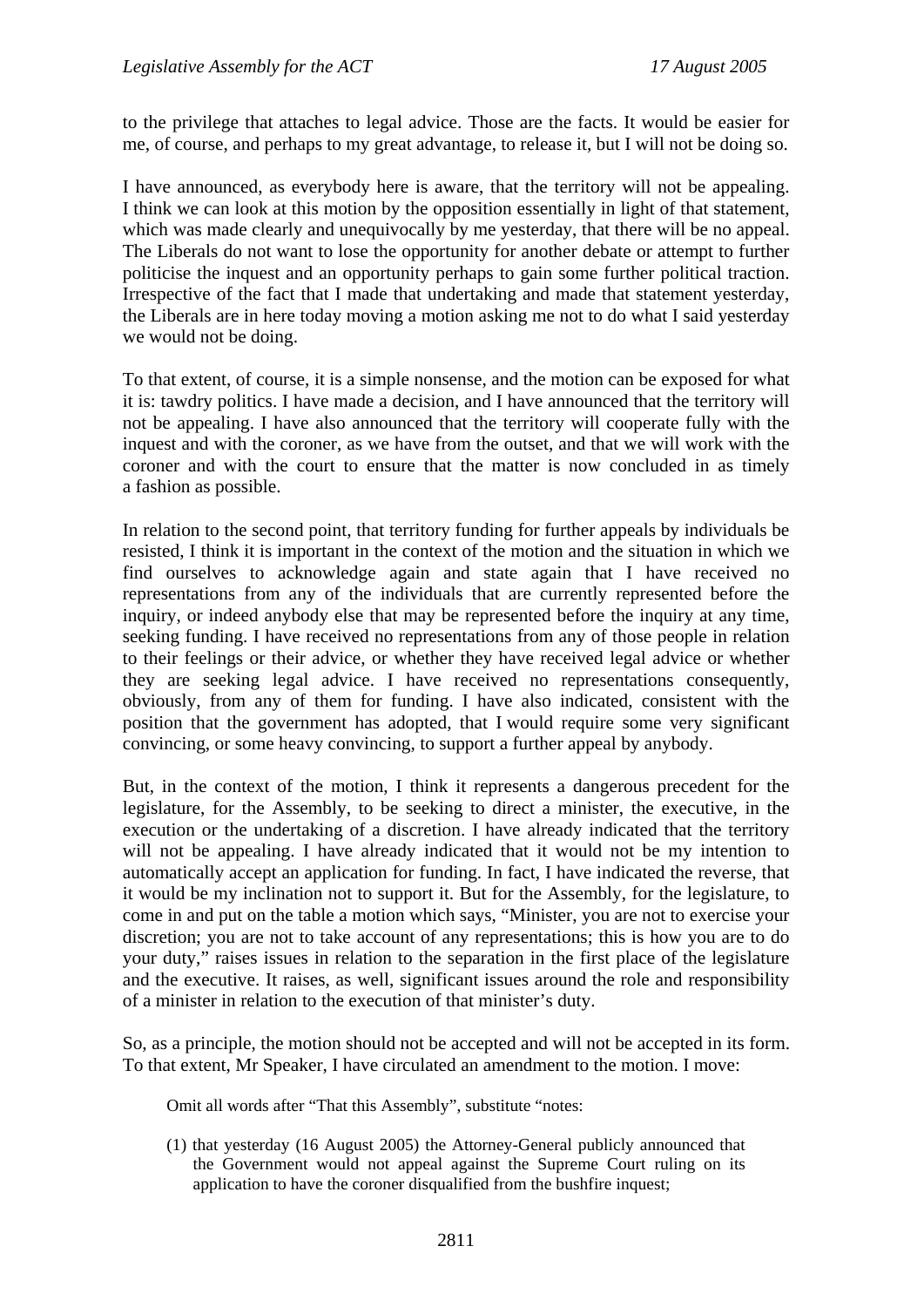to the privilege that attaches to legal advice. Those are the facts. It would be easier for me, of course, and perhaps to my great advantage, to release it, but I will not be doing so.

I have announced, as everybody here is aware, that the territory will not be appealing. I think we can look at this motion by the opposition essentially in light of that statement, which was made clearly and unequivocally by me yesterday, that there will be no appeal. The Liberals do not want to lose the opportunity for another debate or attempt to further politicise the inquest and an opportunity perhaps to gain some further political traction. Irrespective of the fact that I made that undertaking and made that statement yesterday, the Liberals are in here today moving a motion asking me not to do what I said yesterday we would not be doing.

To that extent, of course, it is a simple nonsense, and the motion can be exposed for what it is: tawdry politics. I have made a decision, and I have announced that the territory will not be appealing. I have also announced that the territory will cooperate fully with the inquest and with the coroner, as we have from the outset, and that we will work with the coroner and with the court to ensure that the matter is now concluded in as timely a fashion as possible.

In relation to the second point, that territory funding for further appeals by individuals be resisted, I think it is important in the context of the motion and the situation in which we find ourselves to acknowledge again and state again that I have received no representations from any of the individuals that are currently represented before the inquiry, or indeed anybody else that may be represented before the inquiry at any time, seeking funding. I have received no representations from any of those people in relation to their feelings or their advice, or whether they have received legal advice or whether they are seeking legal advice. I have received no representations consequently, obviously, from any of them for funding. I have also indicated, consistent with the position that the government has adopted, that I would require some very significant convincing, or some heavy convincing, to support a further appeal by anybody.

But, in the context of the motion, I think it represents a dangerous precedent for the legislature, for the Assembly, to be seeking to direct a minister, the executive, in the execution or the undertaking of a discretion. I have already indicated that the territory will not be appealing. I have already indicated that it would not be my intention to automatically accept an application for funding. In fact, I have indicated the reverse, that it would be my inclination not to support it. But for the Assembly, for the legislature, to come in and put on the table a motion which says, "Minister, you are not to exercise your discretion; you are not to take account of any representations; this is how you are to do your duty," raises issues in relation to the separation in the first place of the legislature and the executive. It raises, as well, significant issues around the role and responsibility of a minister in relation to the execution of that minister's duty.

So, as a principle, the motion should not be accepted and will not be accepted in its form. To that extent, Mr Speaker, I have circulated an amendment to the motion. I move:

> Omit all words after "That this Assembly", substitute "notes:
>
> (1) that yesterday (16 August 2005) the Attorney-General publicly announced that the Government would not appeal against the Supreme Court ruling on its application to have the coroner disqualified from the bushfire inquest;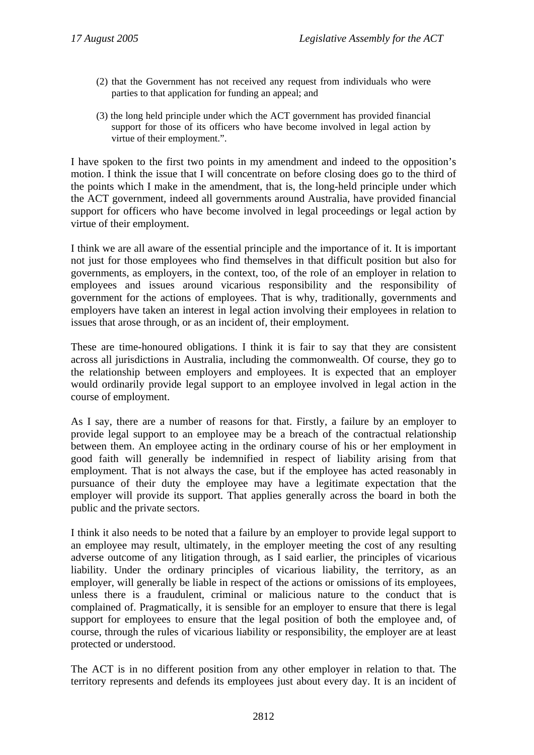(2) that the Government has not received any request from individuals who were parties to that application for funding an appeal; and

(3) the long held principle under which the ACT government has provided financial support for those of its officers who have become involved in legal action by virtue of their employment.".

I have spoken to the first two points in my amendment and indeed to the opposition's motion. I think the issue that I will concentrate on before closing does go to the third of the points which I make in the amendment, that is, the long-held principle under which the ACT government, indeed all governments around Australia, have provided financial support for officers who have become involved in legal proceedings or legal action by virtue of their employment.

I think we are all aware of the essential principle and the importance of it. It is important not just for those employees who find themselves in that difficult position but also for governments, as employers, in the context, too, of the role of an employer in relation to employees and issues around vicarious responsibility and the responsibility of government for the actions of employees. That is why, traditionally, governments and employers have taken an interest in legal action involving their employees in relation to issues that arose through, or as an incident of, their employment.

These are time-honoured obligations. I think it is fair to say that they are consistent across all jurisdictions in Australia, including the commonwealth. Of course, they go to the relationship between employers and employees. It is expected that an employer would ordinarily provide legal support to an employee involved in legal action in the course of employment.

As I say, there are a number of reasons for that. Firstly, a failure by an employer to provide legal support to an employee may be a breach of the contractual relationship between them. An employee acting in the ordinary course of his or her employment in good faith will generally be indemnified in respect of liability arising from that employment. That is not always the case, but if the employee has acted reasonably in pursuance of their duty the employee may have a legitimate expectation that the employer will provide its support. That applies generally across the board in both the public and the private sectors.

I think it also needs to be noted that a failure by an employer to provide legal support to an employee may result, ultimately, in the employer meeting the cost of any resulting adverse outcome of any litigation through, as I said earlier, the principles of vicarious liability. Under the ordinary principles of vicarious liability, the territory, as an employer, will generally be liable in respect of the actions or omissions of its employees, unless there is a fraudulent, criminal or malicious nature to the conduct that is complained of. Pragmatically, it is sensible for an employer to ensure that there is legal support for employees to ensure that the legal position of both the employee and, of course, through the rules of vicarious liability or responsibility, the employer are at least protected or understood.

The ACT is in no different position from any other employer in relation to that. The territory represents and defends its employees just about every day. It is an incident of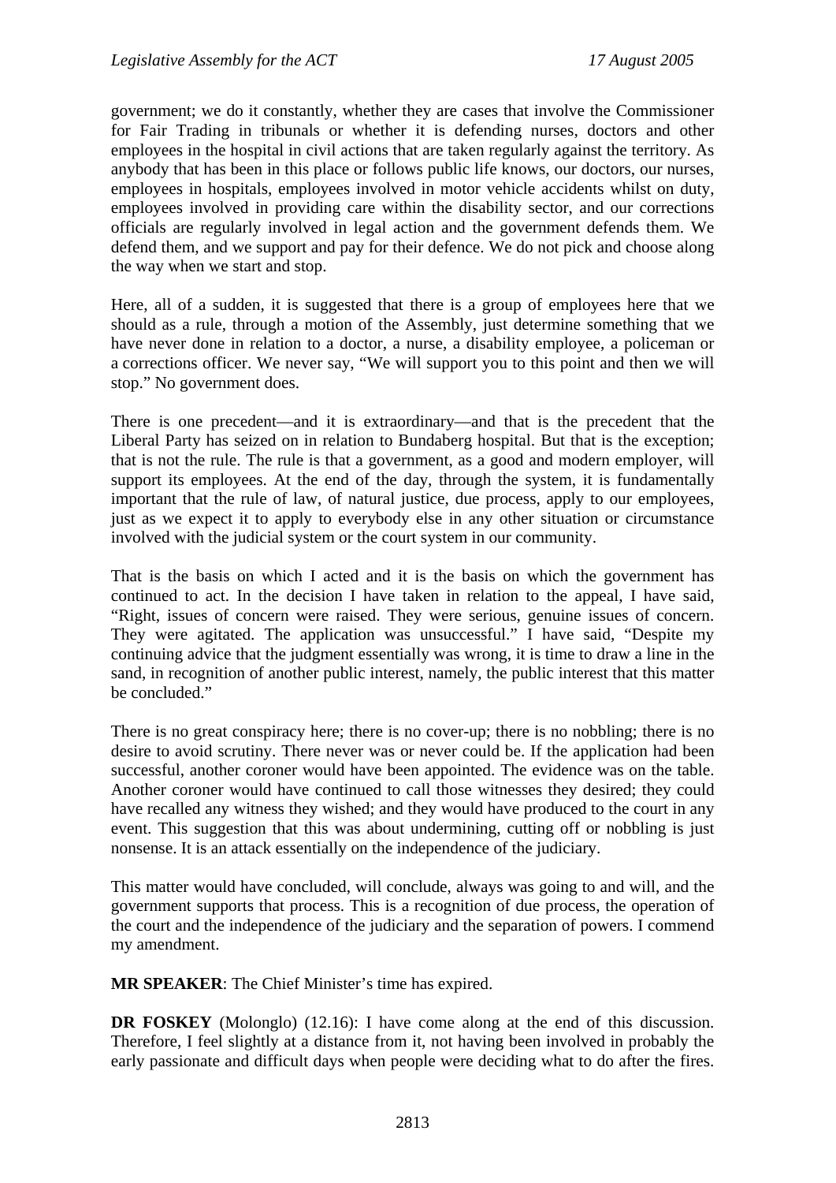government; we do it constantly, whether they are cases that involve the Commissioner for Fair Trading in tribunals or whether it is defending nurses, doctors and other employees in the hospital in civil actions that are taken regularly against the territory. As anybody that has been in this place or follows public life knows, our doctors, our nurses, employees in hospitals, employees involved in motor vehicle accidents whilst on duty, employees involved in providing care within the disability sector, and our corrections officials are regularly involved in legal action and the government defends them. We defend them, and we support and pay for their defence. We do not pick and choose along the way when we start and stop.

Here, all of a sudden, it is suggested that there is a group of employees here that we should as a rule, through a motion of the Assembly, just determine something that we have never done in relation to a doctor, a nurse, a disability employee, a policeman or a corrections officer. We never say, "We will support you to this point and then we will stop." No government does.

There is one precedent—and it is extraordinary—and that is the precedent that the Liberal Party has seized on in relation to Bundaberg hospital. But that is the exception; that is not the rule. The rule is that a government, as a good and modern employer, will support its employees. At the end of the day, through the system, it is fundamentally important that the rule of law, of natural justice, due process, apply to our employees, just as we expect it to apply to everybody else in any other situation or circumstance involved with the judicial system or the court system in our community.

That is the basis on which I acted and it is the basis on which the government has continued to act. In the decision I have taken in relation to the appeal, I have said, "Right, issues of concern were raised. They were serious, genuine issues of concern. They were agitated. The application was unsuccessful." I have said, "Despite my continuing advice that the judgment essentially was wrong, it is time to draw a line in the sand, in recognition of another public interest, namely, the public interest that this matter be concluded."

There is no great conspiracy here; there is no cover-up; there is no nobbling; there is no desire to avoid scrutiny. There never was or never could be. If the application had been successful, another coroner would have been appointed. The evidence was on the table. Another coroner would have continued to call those witnesses they desired; they could have recalled any witness they wished; and they would have produced to the court in any event. This suggestion that this was about undermining, cutting off or nobbling is just nonsense. It is an attack essentially on the independence of the judiciary.

This matter would have concluded, will conclude, always was going to and will, and the government supports that process. This is a recognition of due process, the operation of the court and the independence of the judiciary and the separation of powers. I commend my amendment.

**MR SPEAKER**: The Chief Minister's time has expired.

**DR FOSKEY** (Molonglo) (12.16): I have come along at the end of this discussion. Therefore, I feel slightly at a distance from it, not having been involved in probably the early passionate and difficult days when people were deciding what to do after the fires.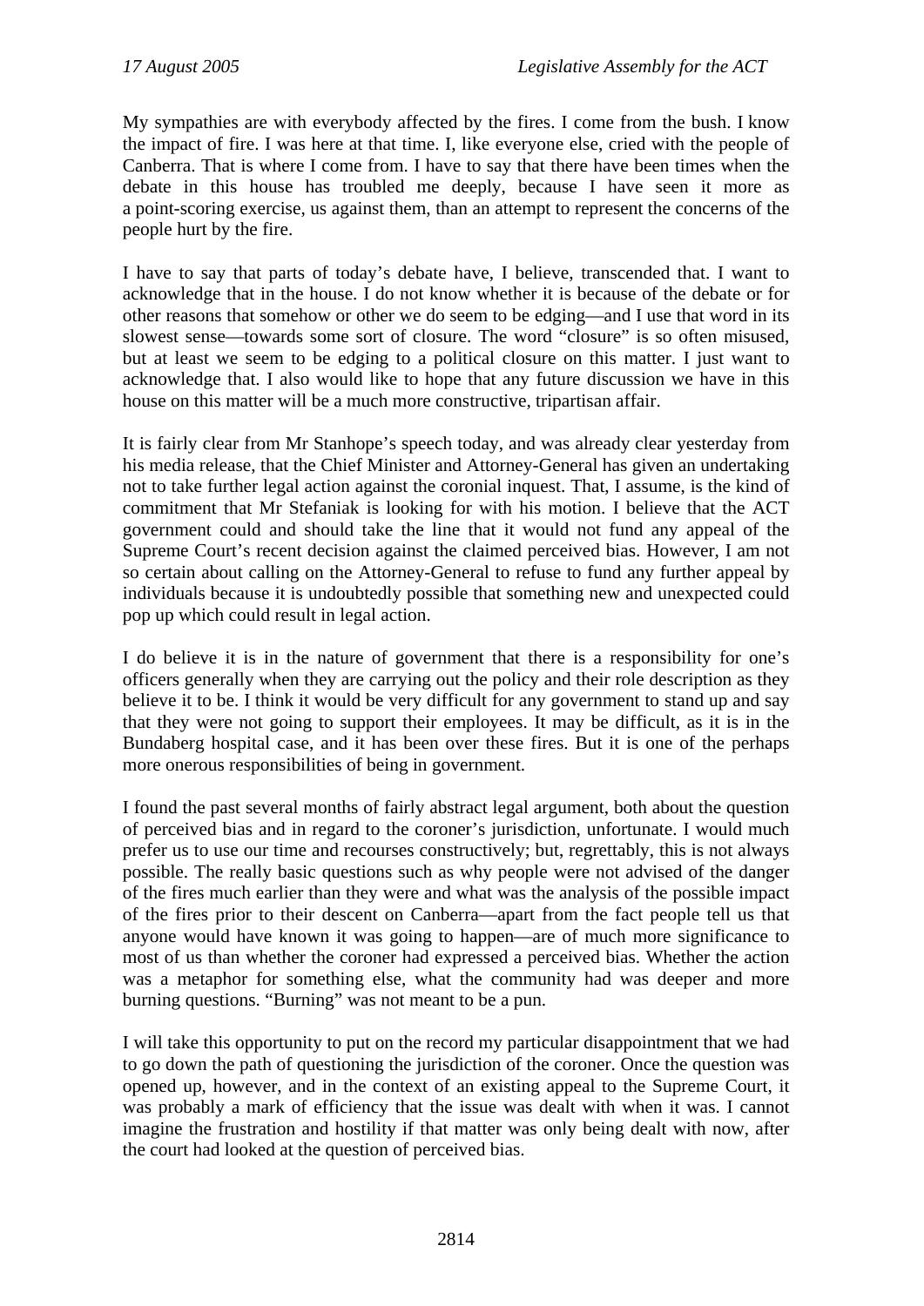My sympathies are with everybody affected by the fires. I come from the bush. I know the impact of fire. I was here at that time. I, like everyone else, cried with the people of Canberra. That is where I come from. I have to say that there have been times when the debate in this house has troubled me deeply, because I have seen it more as a point-scoring exercise, us against them, than an attempt to represent the concerns of the people hurt by the fire.

I have to say that parts of today's debate have, I believe, transcended that. I want to acknowledge that in the house. I do not know whether it is because of the debate or for other reasons that somehow or other we do seem to be edging—and I use that word in its slowest sense—towards some sort of closure. The word "closure" is so often misused, but at least we seem to be edging to a political closure on this matter. I just want to acknowledge that. I also would like to hope that any future discussion we have in this house on this matter will be a much more constructive, tripartisan affair.

It is fairly clear from Mr Stanhope's speech today, and was already clear yesterday from his media release, that the Chief Minister and Attorney-General has given an undertaking not to take further legal action against the coronial inquest. That, I assume, is the kind of commitment that Mr Stefaniak is looking for with his motion. I believe that the ACT government could and should take the line that it would not fund any appeal of the Supreme Court's recent decision against the claimed perceived bias. However, I am not so certain about calling on the Attorney-General to refuse to fund any further appeal by individuals because it is undoubtedly possible that something new and unexpected could pop up which could result in legal action.

I do believe it is in the nature of government that there is a responsibility for one's officers generally when they are carrying out the policy and their role description as they believe it to be. I think it would be very difficult for any government to stand up and say that they were not going to support their employees. It may be difficult, as it is in the Bundaberg hospital case, and it has been over these fires. But it is one of the perhaps more onerous responsibilities of being in government.

I found the past several months of fairly abstract legal argument, both about the question of perceived bias and in regard to the coroner's jurisdiction, unfortunate. I would much prefer us to use our time and recourses constructively; but, regrettably, this is not always possible. The really basic questions such as why people were not advised of the danger of the fires much earlier than they were and what was the analysis of the possible impact of the fires prior to their descent on Canberra—apart from the fact people tell us that anyone would have known it was going to happen—are of much more significance to most of us than whether the coroner had expressed a perceived bias. Whether the action was a metaphor for something else, what the community had was deeper and more burning questions. "Burning" was not meant to be a pun.

I will take this opportunity to put on the record my particular disappointment that we had to go down the path of questioning the jurisdiction of the coroner. Once the question was opened up, however, and in the context of an existing appeal to the Supreme Court, it was probably a mark of efficiency that the issue was dealt with when it was. I cannot imagine the frustration and hostility if that matter was only being dealt with now, after the court had looked at the question of perceived bias.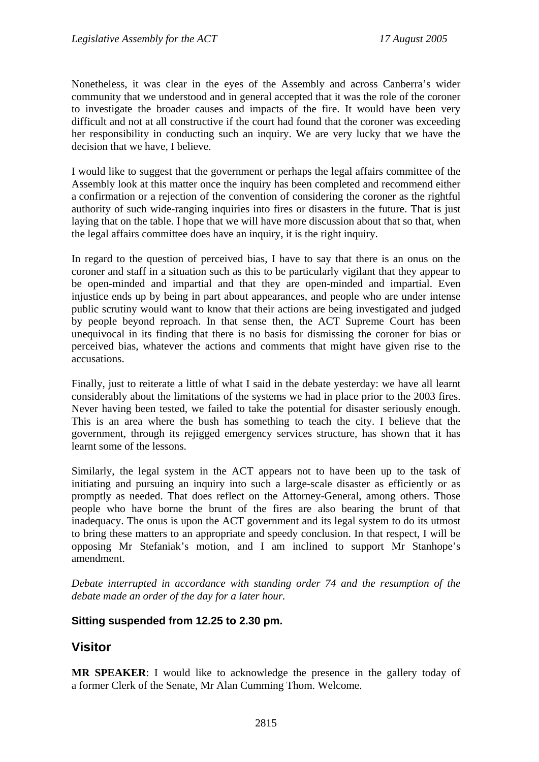Nonetheless, it was clear in the eyes of the Assembly and across Canberra's wider community that we understood and in general accepted that it was the role of the coroner to investigate the broader causes and impacts of the fire. It would have been very difficult and not at all constructive if the court had found that the coroner was exceeding her responsibility in conducting such an inquiry. We are very lucky that we have the decision that we have, I believe.

I would like to suggest that the government or perhaps the legal affairs committee of the Assembly look at this matter once the inquiry has been completed and recommend either a confirmation or a rejection of the convention of considering the coroner as the rightful authority of such wide-ranging inquiries into fires or disasters in the future. That is just laying that on the table. I hope that we will have more discussion about that so that, when the legal affairs committee does have an inquiry, it is the right inquiry.

In regard to the question of perceived bias, I have to say that there is an onus on the coroner and staff in a situation such as this to be particularly vigilant that they appear to be open-minded and impartial and that they are open-minded and impartial. Even injustice ends up by being in part about appearances, and people who are under intense public scrutiny would want to know that their actions are being investigated and judged by people beyond reproach. In that sense then, the ACT Supreme Court has been unequivocal in its finding that there is no basis for dismissing the coroner for bias or perceived bias, whatever the actions and comments that might have given rise to the accusations.

Finally, just to reiterate a little of what I said in the debate yesterday: we have all learnt considerably about the limitations of the systems we had in place prior to the 2003 fires. Never having been tested, we failed to take the potential for disaster seriously enough. This is an area where the bush has something to teach the city. I believe that the government, through its rejigged emergency services structure, has shown that it has learnt some of the lessons.

Similarly, the legal system in the ACT appears not to have been up to the task of initiating and pursuing an inquiry into such a large-scale disaster as efficiently or as promptly as needed. That does reflect on the Attorney-General, among others. Those people who have borne the brunt of the fires are also bearing the brunt of that inadequacy. The onus is upon the ACT government and its legal system to do its utmost to bring these matters to an appropriate and speedy conclusion. In that respect, I will be opposing Mr Stefaniak's motion, and I am inclined to support Mr Stanhope's amendment.

*Debate interrupted in accordance with standing order 74 and the resumption of the debate made an order of the day for a later hour.*

**Sitting suspended from 12.25 to 2.30 pm.**

## Visitor

**MR SPEAKER**: I would like to acknowledge the presence in the gallery today of a former Clerk of the Senate, Mr Alan Cumming Thom. Welcome.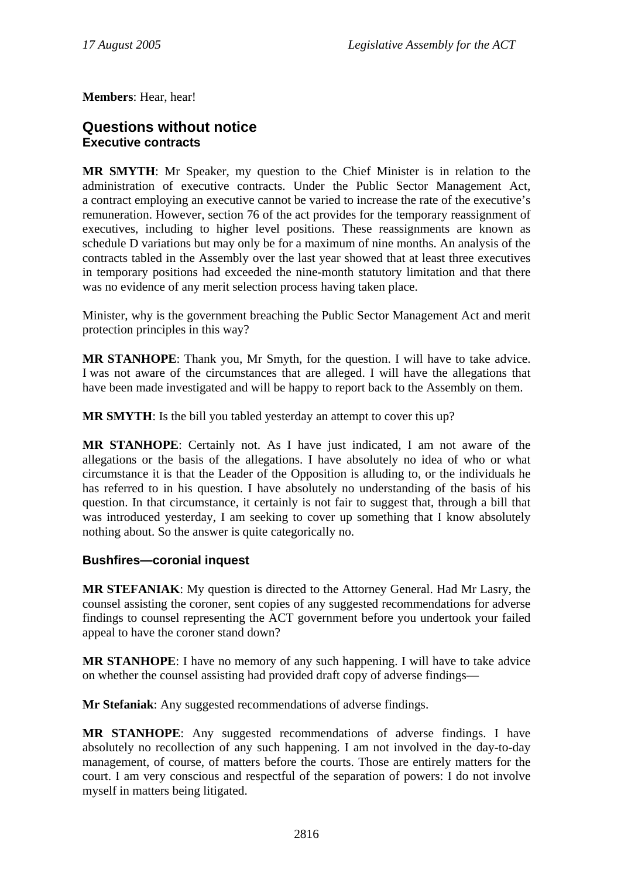**Members**: Hear, hear!

## Questions without notice

### Executive contracts

**MR SMYTH**: Mr Speaker, my question to the Chief Minister is in relation to the administration of executive contracts. Under the Public Sector Management Act, a contract employing an executive cannot be varied to increase the rate of the executive's remuneration. However, section 76 of the act provides for the temporary reassignment of executives, including to higher level positions. These reassignments are known as schedule D variations but may only be for a maximum of nine months. An analysis of the contracts tabled in the Assembly over the last year showed that at least three executives in temporary positions had exceeded the nine-month statutory limitation and that there was no evidence of any merit selection process having taken place.

Minister, why is the government breaching the Public Sector Management Act and merit protection principles in this way?

**MR STANHOPE**: Thank you, Mr Smyth, for the question. I will have to take advice. I was not aware of the circumstances that are alleged. I will have the allegations that have been made investigated and will be happy to report back to the Assembly on them.

**MR SMYTH**: Is the bill you tabled yesterday an attempt to cover this up?

**MR STANHOPE**: Certainly not. As I have just indicated, I am not aware of the allegations or the basis of the allegations. I have absolutely no idea of who or what circumstance it is that the Leader of the Opposition is alluding to, or the individuals he has referred to in his question. I have absolutely no understanding of the basis of his question. In that circumstance, it certainly is not fair to suggest that, through a bill that was introduced yesterday, I am seeking to cover up something that I know absolutely nothing about. So the answer is quite categorically no.

### Bushfires—coronial inquest

**MR STEFANIAK**: My question is directed to the Attorney General. Had Mr Lasry, the counsel assisting the coroner, sent copies of any suggested recommendations for adverse findings to counsel representing the ACT government before you undertook your failed appeal to have the coroner stand down?

**MR STANHOPE**: I have no memory of any such happening. I will have to take advice on whether the counsel assisting had provided draft copy of adverse findings—

**Mr Stefaniak**: Any suggested recommendations of adverse findings.

**MR STANHOPE**: Any suggested recommendations of adverse findings. I have absolutely no recollection of any such happening. I am not involved in the day-to-day management, of course, of matters before the courts. Those are entirely matters for the court. I am very conscious and respectful of the separation of powers: I do not involve myself in matters being litigated.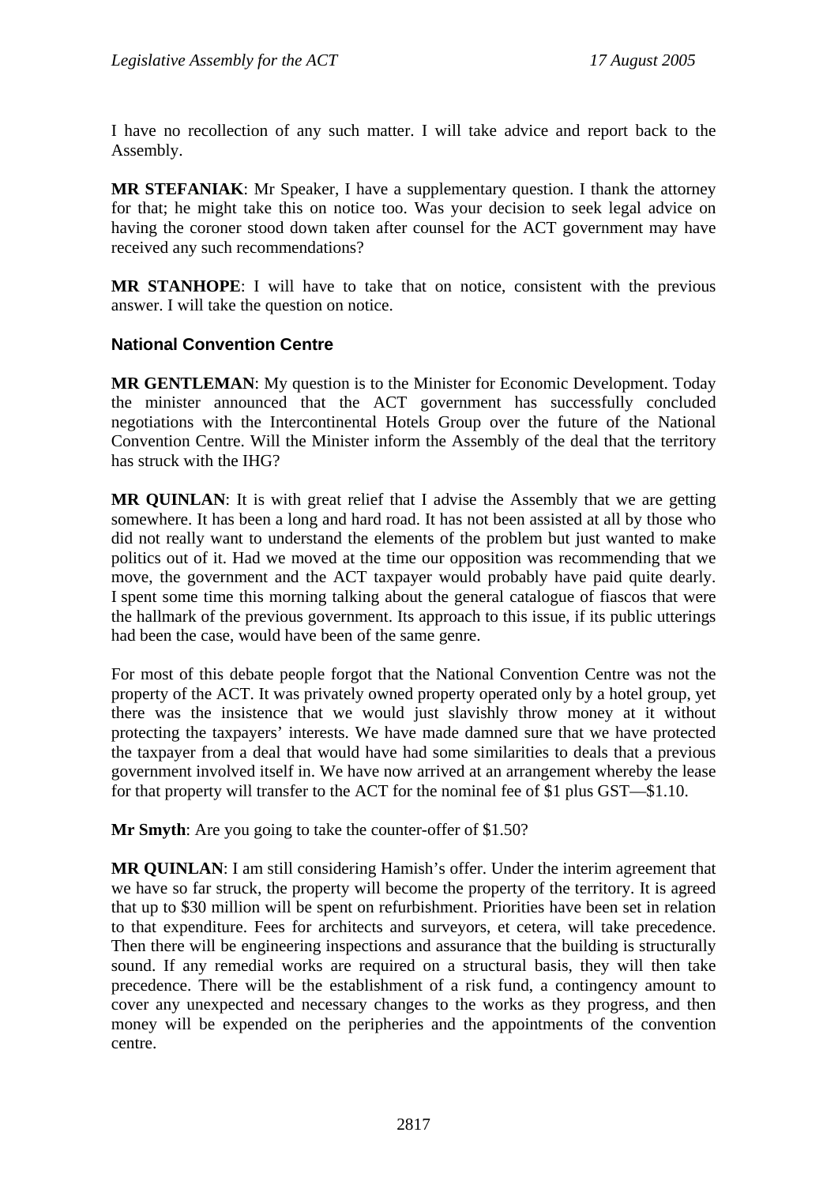I have no recollection of any such matter. I will take advice and report back to the Assembly.

**MR STEFANIAK**: Mr Speaker, I have a supplementary question. I thank the attorney for that; he might take this on notice too. Was your decision to seek legal advice on having the coroner stood down taken after counsel for the ACT government may have received any such recommendations?

**MR STANHOPE**: I will have to take that on notice, consistent with the previous answer. I will take the question on notice.

### National Convention Centre

**MR GENTLEMAN**: My question is to the Minister for Economic Development. Today the minister announced that the ACT government has successfully concluded negotiations with the Intercontinental Hotels Group over the future of the National Convention Centre. Will the Minister inform the Assembly of the deal that the territory has struck with the IHG?

**MR QUINLAN**: It is with great relief that I advise the Assembly that we are getting somewhere. It has been a long and hard road. It has not been assisted at all by those who did not really want to understand the elements of the problem but just wanted to make politics out of it. Had we moved at the time our opposition was recommending that we move, the government and the ACT taxpayer would probably have paid quite dearly. I spent some time this morning talking about the general catalogue of fiascos that were the hallmark of the previous government. Its approach to this issue, if its public utterings had been the case, would have been of the same genre.

For most of this debate people forgot that the National Convention Centre was not the property of the ACT. It was privately owned property operated only by a hotel group, yet there was the insistence that we would just slavishly throw money at it without protecting the taxpayers' interests. We have made damned sure that we have protected the taxpayer from a deal that would have had some similarities to deals that a previous government involved itself in. We have now arrived at an arrangement whereby the lease for that property will transfer to the ACT for the nominal fee of $1 plus GST—$1.10.

**Mr Smyth**: Are you going to take the counter-offer of $1.50?

**MR QUINLAN**: I am still considering Hamish's offer. Under the interim agreement that we have so far struck, the property will become the property of the territory. It is agreed that up to $30 million will be spent on refurbishment. Priorities have been set in relation to that expenditure. Fees for architects and surveyors, et cetera, will take precedence. Then there will be engineering inspections and assurance that the building is structurally sound. If any remedial works are required on a structural basis, they will then take precedence. There will be the establishment of a risk fund, a contingency amount to cover any unexpected and necessary changes to the works as they progress, and then money will be expended on the peripheries and the appointments of the convention centre.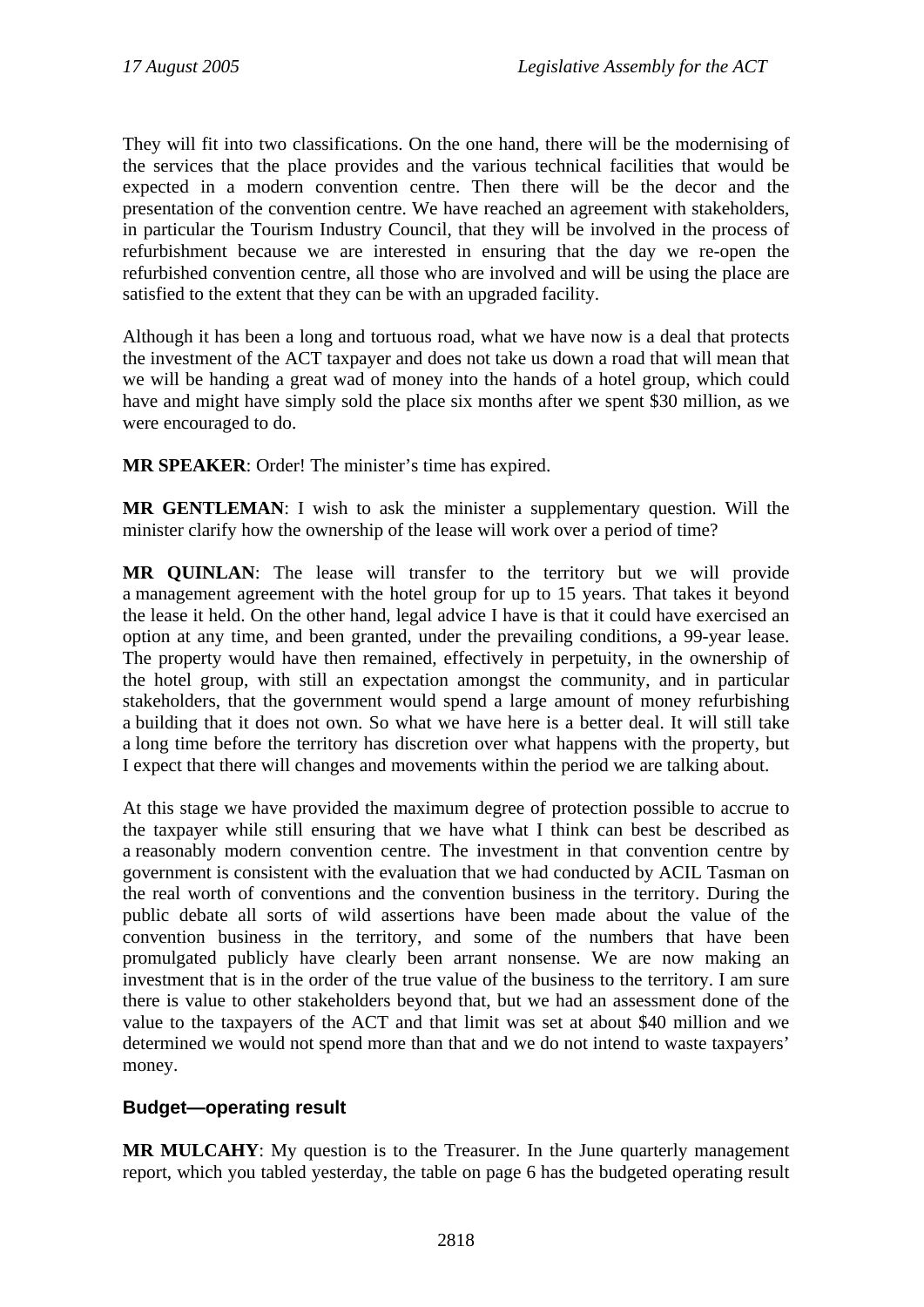They will fit into two classifications. On the one hand, there will be the modernising of the services that the place provides and the various technical facilities that would be expected in a modern convention centre. Then there will be the decor and the presentation of the convention centre. We have reached an agreement with stakeholders, in particular the Tourism Industry Council, that they will be involved in the process of refurbishment because we are interested in ensuring that the day we re-open the refurbished convention centre, all those who are involved and will be using the place are satisfied to the extent that they can be with an upgraded facility.

Although it has been a long and tortuous road, what we have now is a deal that protects the investment of the ACT taxpayer and does not take us down a road that will mean that we will be handing a great wad of money into the hands of a hotel group, which could have and might have simply sold the place six months after we spent $30 million, as we were encouraged to do.

**MR SPEAKER**: Order! The minister's time has expired.

**MR GENTLEMAN**: I wish to ask the minister a supplementary question. Will the minister clarify how the ownership of the lease will work over a period of time?

**MR QUINLAN**: The lease will transfer to the territory but we will provide a management agreement with the hotel group for up to 15 years. That takes it beyond the lease it held. On the other hand, legal advice I have is that it could have exercised an option at any time, and been granted, under the prevailing conditions, a 99-year lease. The property would have then remained, effectively in perpetuity, in the ownership of the hotel group, with still an expectation amongst the community, and in particular stakeholders, that the government would spend a large amount of money refurbishing a building that it does not own. So what we have here is a better deal. It will still take a long time before the territory has discretion over what happens with the property, but I expect that there will changes and movements within the period we are talking about.

At this stage we have provided the maximum degree of protection possible to accrue to the taxpayer while still ensuring that we have what I think can best be described as a reasonably modern convention centre. The investment in that convention centre by government is consistent with the evaluation that we had conducted by ACIL Tasman on the real worth of conventions and the convention business in the territory. During the public debate all sorts of wild assertions have been made about the value of the convention business in the territory, and some of the numbers that have been promulgated publicly have clearly been arrant nonsense. We are now making an investment that is in the order of the true value of the business to the territory. I am sure there is value to other stakeholders beyond that, but we had an assessment done of the value to the taxpayers of the ACT and that limit was set at about $40 million and we determined we would not spend more than that and we do not intend to waste taxpayers' money.

### Budget—operating result

**MR MULCAHY**: My question is to the Treasurer. In the June quarterly management report, which you tabled yesterday, the table on page 6 has the budgeted operating result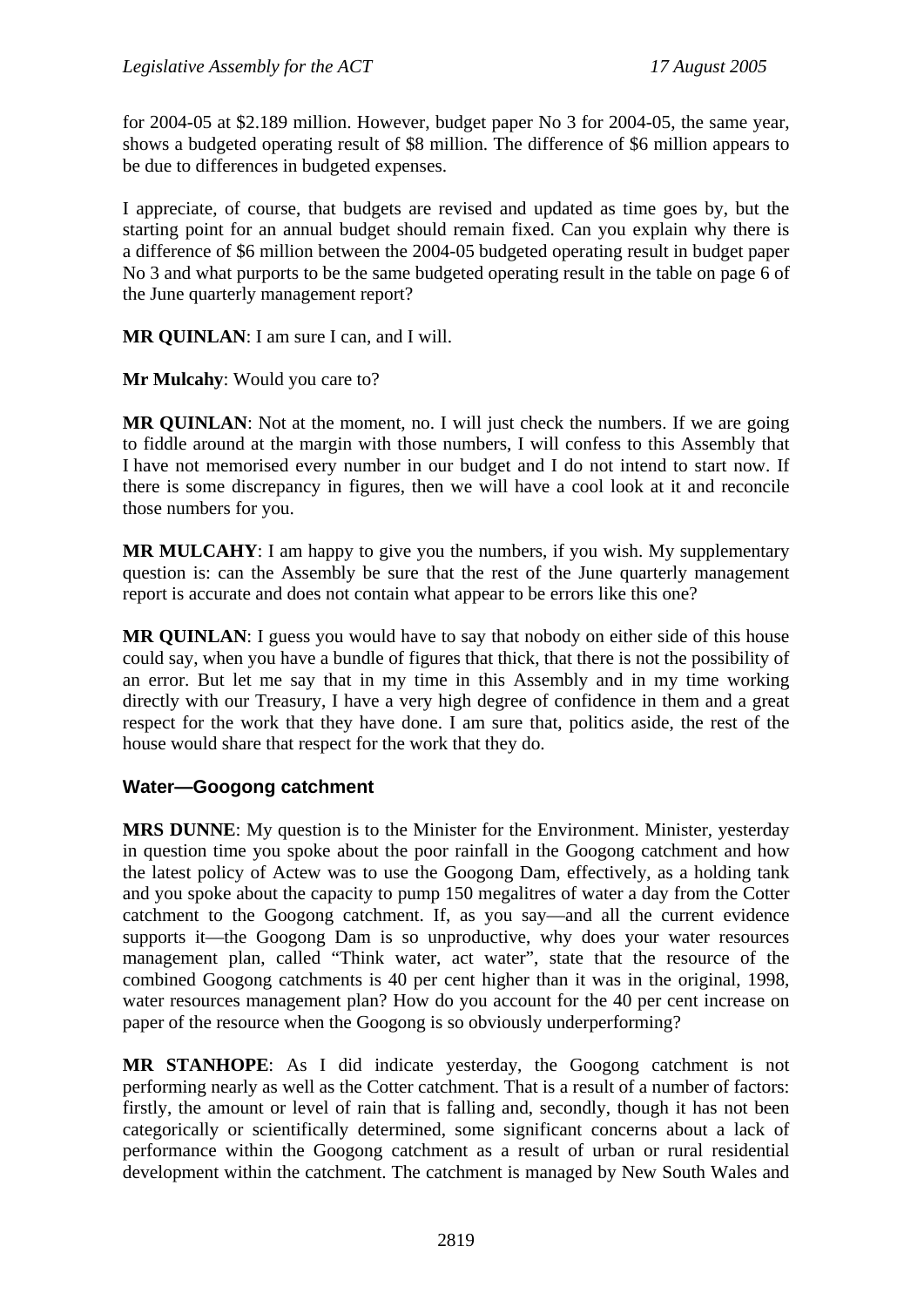for 2004-05 at $2.189 million. However, budget paper No 3 for 2004-05, the same year, shows a budgeted operating result of $8 million. The difference of $6 million appears to be due to differences in budgeted expenses.

I appreciate, of course, that budgets are revised and updated as time goes by, but the starting point for an annual budget should remain fixed. Can you explain why there is a difference of $6 million between the 2004-05 budgeted operating result in budget paper No 3 and what purports to be the same budgeted operating result in the table on page 6 of the June quarterly management report?

**MR QUINLAN**: I am sure I can, and I will.

**Mr Mulcahy**: Would you care to?

**MR QUINLAN**: Not at the moment, no. I will just check the numbers. If we are going to fiddle around at the margin with those numbers, I will confess to this Assembly that I have not memorised every number in our budget and I do not intend to start now. If there is some discrepancy in figures, then we will have a cool look at it and reconcile those numbers for you.

**MR MULCAHY**: I am happy to give you the numbers, if you wish. My supplementary question is: can the Assembly be sure that the rest of the June quarterly management report is accurate and does not contain what appear to be errors like this one?

**MR QUINLAN**: I guess you would have to say that nobody on either side of this house could say, when you have a bundle of figures that thick, that there is not the possibility of an error. But let me say that in my time in this Assembly and in my time working directly with our Treasury, I have a very high degree of confidence in them and a great respect for the work that they have done. I am sure that, politics aside, the rest of the house would share that respect for the work that they do.

## Water—Googong catchment

**MRS DUNNE**: My question is to the Minister for the Environment. Minister, yesterday in question time you spoke about the poor rainfall in the Googong catchment and how the latest policy of Actew was to use the Googong Dam, effectively, as a holding tank and you spoke about the capacity to pump 150 megalitres of water a day from the Cotter catchment to the Googong catchment. If, as you say—and all the current evidence supports it—the Googong Dam is so unproductive, why does your water resources management plan, called "Think water, act water", state that the resource of the combined Googong catchments is 40 per cent higher than it was in the original, 1998, water resources management plan? How do you account for the 40 per cent increase on paper of the resource when the Googong is so obviously underperforming?

**MR STANHOPE**: As I did indicate yesterday, the Googong catchment is not performing nearly as well as the Cotter catchment. That is a result of a number of factors: firstly, the amount or level of rain that is falling and, secondly, though it has not been categorically or scientifically determined, some significant concerns about a lack of performance within the Googong catchment as a result of urban or rural residential development within the catchment. The catchment is managed by New South Wales and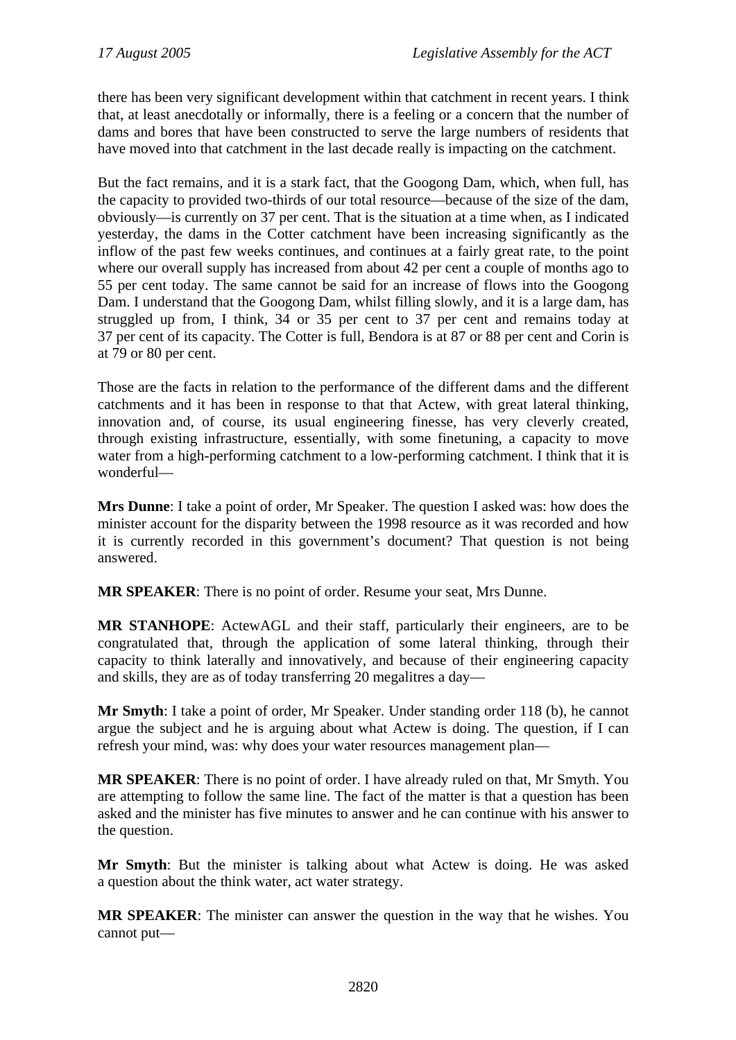there has been very significant development within that catchment in recent years. I think that, at least anecdotally or informally, there is a feeling or a concern that the number of dams and bores that have been constructed to serve the large numbers of residents that have moved into that catchment in the last decade really is impacting on the catchment.

But the fact remains, and it is a stark fact, that the Googong Dam, which, when full, has the capacity to provided two-thirds of our total resource—because of the size of the dam, obviously—is currently on 37 per cent. That is the situation at a time when, as I indicated yesterday, the dams in the Cotter catchment have been increasing significantly as the inflow of the past few weeks continues, and continues at a fairly great rate, to the point where our overall supply has increased from about 42 per cent a couple of months ago to 55 per cent today. The same cannot be said for an increase of flows into the Googong Dam. I understand that the Googong Dam, whilst filling slowly, and it is a large dam, has struggled up from, I think, 34 or 35 per cent to 37 per cent and remains today at 37 per cent of its capacity. The Cotter is full, Bendora is at 87 or 88 per cent and Corin is at 79 or 80 per cent.

Those are the facts in relation to the performance of the different dams and the different catchments and it has been in response to that that Actew, with great lateral thinking, innovation and, of course, its usual engineering finesse, has very cleverly created, through existing infrastructure, essentially, with some finetuning, a capacity to move water from a high-performing catchment to a low-performing catchment. I think that it is wonderful—

**Mrs Dunne**: I take a point of order, Mr Speaker. The question I asked was: how does the minister account for the disparity between the 1998 resource as it was recorded and how it is currently recorded in this government's document? That question is not being answered.

**MR SPEAKER**: There is no point of order. Resume your seat, Mrs Dunne.

**MR STANHOPE**: ActewAGL and their staff, particularly their engineers, are to be congratulated that, through the application of some lateral thinking, through their capacity to think laterally and innovatively, and because of their engineering capacity and skills, they are as of today transferring 20 megalitres a day—

**Mr Smyth**: I take a point of order, Mr Speaker. Under standing order 118 (b), he cannot argue the subject and he is arguing about what Actew is doing. The question, if I can refresh your mind, was: why does your water resources management plan—

**MR SPEAKER**: There is no point of order. I have already ruled on that, Mr Smyth. You are attempting to follow the same line. The fact of the matter is that a question has been asked and the minister has five minutes to answer and he can continue with his answer to the question.

**Mr Smyth**: But the minister is talking about what Actew is doing. He was asked a question about the think water, act water strategy.

**MR SPEAKER**: The minister can answer the question in the way that he wishes. You cannot put—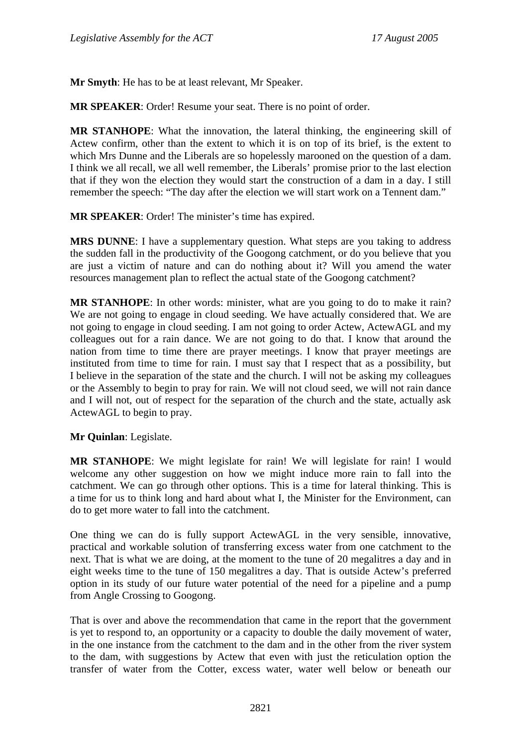**Mr Smyth**: He has to be at least relevant, Mr Speaker.

**MR SPEAKER**: Order! Resume your seat. There is no point of order.

**MR STANHOPE**: What the innovation, the lateral thinking, the engineering skill of Actew confirm, other than the extent to which it is on top of its brief, is the extent to which Mrs Dunne and the Liberals are so hopelessly marooned on the question of a dam. I think we all recall, we all well remember, the Liberals' promise prior to the last election that if they won the election they would start the construction of a dam in a day. I still remember the speech: "The day after the election we will start work on a Tennent dam."

**MR SPEAKER**: Order! The minister's time has expired.

**MRS DUNNE**: I have a supplementary question. What steps are you taking to address the sudden fall in the productivity of the Googong catchment, or do you believe that you are just a victim of nature and can do nothing about it? Will you amend the water resources management plan to reflect the actual state of the Googong catchment?

**MR STANHOPE**: In other words: minister, what are you going to do to make it rain? We are not going to engage in cloud seeding. We have actually considered that. We are not going to engage in cloud seeding. I am not going to order Actew, ActewAGL and my colleagues out for a rain dance. We are not going to do that. I know that around the nation from time to time there are prayer meetings. I know that prayer meetings are instituted from time to time for rain. I must say that I respect that as a possibility, but I believe in the separation of the state and the church. I will not be asking my colleagues or the Assembly to begin to pray for rain. We will not cloud seed, we will not rain dance and I will not, out of respect for the separation of the church and the state, actually ask ActewAGL to begin to pray.

**Mr Quinlan**: Legislate.

**MR STANHOPE**: We might legislate for rain! We will legislate for rain! I would welcome any other suggestion on how we might induce more rain to fall into the catchment. We can go through other options. This is a time for lateral thinking. This is a time for us to think long and hard about what I, the Minister for the Environment, can do to get more water to fall into the catchment.

One thing we can do is fully support ActewAGL in the very sensible, innovative, practical and workable solution of transferring excess water from one catchment to the next. That is what we are doing, at the moment to the tune of 20 megalitres a day and in eight weeks time to the tune of 150 megalitres a day. That is outside Actew's preferred option in its study of our future water potential of the need for a pipeline and a pump from Angle Crossing to Googong.

That is over and above the recommendation that came in the report that the government is yet to respond to, an opportunity or a capacity to double the daily movement of water, in the one instance from the catchment to the dam and in the other from the river system to the dam, with suggestions by Actew that even with just the reticulation option the transfer of water from the Cotter, excess water, water well below or beneath our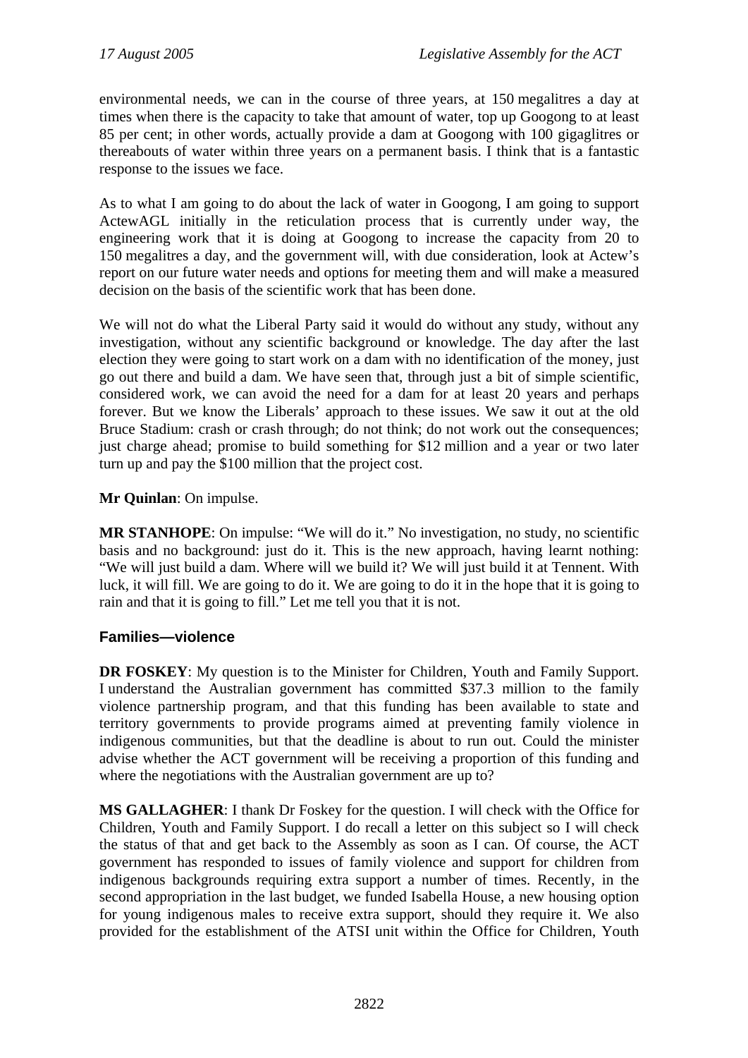environmental needs, we can in the course of three years, at 150 megalitres a day at times when there is the capacity to take that amount of water, top up Googong to at least 85 per cent; in other words, actually provide a dam at Googong with 100 gigaglitres or thereabouts of water within three years on a permanent basis. I think that is a fantastic response to the issues we face.

As to what I am going to do about the lack of water in Googong, I am going to support ActewAGL initially in the reticulation process that is currently under way, the engineering work that it is doing at Googong to increase the capacity from 20 to 150 megalitres a day, and the government will, with due consideration, look at Actew's report on our future water needs and options for meeting them and will make a measured decision on the basis of the scientific work that has been done.

We will not do what the Liberal Party said it would do without any study, without any investigation, without any scientific background or knowledge. The day after the last election they were going to start work on a dam with no identification of the money, just go out there and build a dam. We have seen that, through just a bit of simple scientific, considered work, we can avoid the need for a dam for at least 20 years and perhaps forever. But we know the Liberals' approach to these issues. We saw it out at the old Bruce Stadium: crash or crash through; do not think; do not work out the consequences; just charge ahead; promise to build something for $12 million and a year or two later turn up and pay the $100 million that the project cost.

**Mr Quinlan**: On impulse.

**MR STANHOPE**: On impulse: "We will do it." No investigation, no study, no scientific basis and no background: just do it. This is the new approach, having learnt nothing: "We will just build a dam. Where will we build it? We will just build it at Tennent. With luck, it will fill. We are going to do it. We are going to do it in the hope that it is going to rain and that it is going to fill." Let me tell you that it is not.

## Families—violence

**DR FOSKEY**: My question is to the Minister for Children, Youth and Family Support. I understand the Australian government has committed $37.3 million to the family violence partnership program, and that this funding has been available to state and territory governments to provide programs aimed at preventing family violence in indigenous communities, but that the deadline is about to run out. Could the minister advise whether the ACT government will be receiving a proportion of this funding and where the negotiations with the Australian government are up to?

**MS GALLAGHER**: I thank Dr Foskey for the question. I will check with the Office for Children, Youth and Family Support. I do recall a letter on this subject so I will check the status of that and get back to the Assembly as soon as I can. Of course, the ACT government has responded to issues of family violence and support for children from indigenous backgrounds requiring extra support a number of times. Recently, in the second appropriation in the last budget, we funded Isabella House, a new housing option for young indigenous males to receive extra support, should they require it. We also provided for the establishment of the ATSI unit within the Office for Children, Youth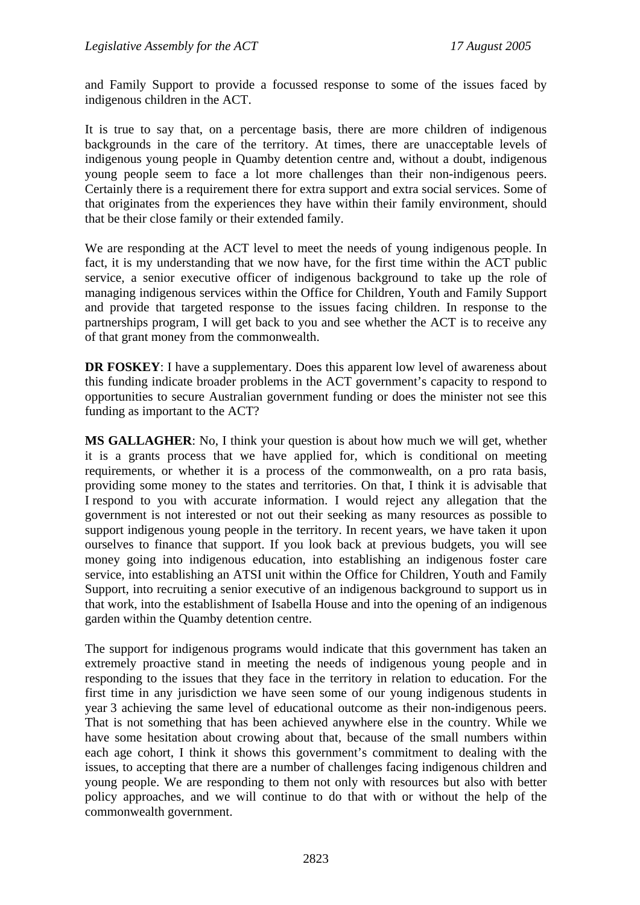and Family Support to provide a focussed response to some of the issues faced by indigenous children in the ACT.

It is true to say that, on a percentage basis, there are more children of indigenous backgrounds in the care of the territory. At times, there are unacceptable levels of indigenous young people in Quamby detention centre and, without a doubt, indigenous young people seem to face a lot more challenges than their non-indigenous peers. Certainly there is a requirement there for extra support and extra social services. Some of that originates from the experiences they have within their family environment, should that be their close family or their extended family.

We are responding at the ACT level to meet the needs of young indigenous people. In fact, it is my understanding that we now have, for the first time within the ACT public service, a senior executive officer of indigenous background to take up the role of managing indigenous services within the Office for Children, Youth and Family Support and provide that targeted response to the issues facing children. In response to the partnerships program, I will get back to you and see whether the ACT is to receive any of that grant money from the commonwealth.

**DR FOSKEY**: I have a supplementary. Does this apparent low level of awareness about this funding indicate broader problems in the ACT government's capacity to respond to opportunities to secure Australian government funding or does the minister not see this funding as important to the ACT?

**MS GALLAGHER**: No, I think your question is about how much we will get, whether it is a grants process that we have applied for, which is conditional on meeting requirements, or whether it is a process of the commonwealth, on a pro rata basis, providing some money to the states and territories. On that, I think it is advisable that I respond to you with accurate information. I would reject any allegation that the government is not interested or not out their seeking as many resources as possible to support indigenous young people in the territory. In recent years, we have taken it upon ourselves to finance that support. If you look back at previous budgets, you will see money going into indigenous education, into establishing an indigenous foster care service, into establishing an ATSI unit within the Office for Children, Youth and Family Support, into recruiting a senior executive of an indigenous background to support us in that work, into the establishment of Isabella House and into the opening of an indigenous garden within the Quamby detention centre.

The support for indigenous programs would indicate that this government has taken an extremely proactive stand in meeting the needs of indigenous young people and in responding to the issues that they face in the territory in relation to education. For the first time in any jurisdiction we have seen some of our young indigenous students in year 3 achieving the same level of educational outcome as their non-indigenous peers. That is not something that has been achieved anywhere else in the country. While we have some hesitation about crowing about that, because of the small numbers within each age cohort, I think it shows this government's commitment to dealing with the issues, to accepting that there are a number of challenges facing indigenous children and young people. We are responding to them not only with resources but also with better policy approaches, and we will continue to do that with or without the help of the commonwealth government.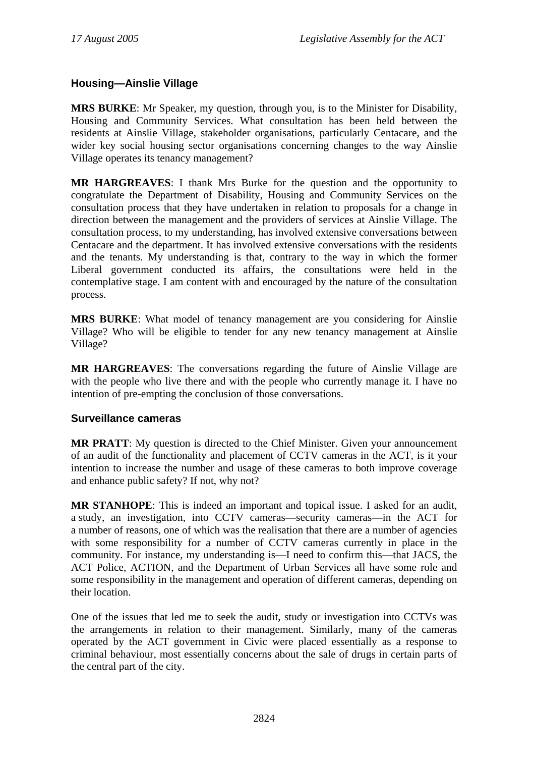### Housing—Ainslie Village

**MRS BURKE**: Mr Speaker, my question, through you, is to the Minister for Disability, Housing and Community Services. What consultation has been held between the residents at Ainslie Village, stakeholder organisations, particularly Centacare, and the wider key social housing sector organisations concerning changes to the way Ainslie Village operates its tenancy management?

**MR HARGREAVES**: I thank Mrs Burke for the question and the opportunity to congratulate the Department of Disability, Housing and Community Services on the consultation process that they have undertaken in relation to proposals for a change in direction between the management and the providers of services at Ainslie Village. The consultation process, to my understanding, has involved extensive conversations between Centacare and the department. It has involved extensive conversations with the residents and the tenants. My understanding is that, contrary to the way in which the former Liberal government conducted its affairs, the consultations were held in the contemplative stage. I am content with and encouraged by the nature of the consultation process.

**MRS BURKE**: What model of tenancy management are you considering for Ainslie Village? Who will be eligible to tender for any new tenancy management at Ainslie Village?

**MR HARGREAVES**: The conversations regarding the future of Ainslie Village are with the people who live there and with the people who currently manage it. I have no intention of pre-empting the conclusion of those conversations.

### Surveillance cameras

**MR PRATT**: My question is directed to the Chief Minister. Given your announcement of an audit of the functionality and placement of CCTV cameras in the ACT, is it your intention to increase the number and usage of these cameras to both improve coverage and enhance public safety? If not, why not?

**MR STANHOPE**: This is indeed an important and topical issue. I asked for an audit, a study, an investigation, into CCTV cameras—security cameras—in the ACT for a number of reasons, one of which was the realisation that there are a number of agencies with some responsibility for a number of CCTV cameras currently in place in the community. For instance, my understanding is—I need to confirm this—that JACS, the ACT Police, ACTION, and the Department of Urban Services all have some role and some responsibility in the management and operation of different cameras, depending on their location.

One of the issues that led me to seek the audit, study or investigation into CCTVs was the arrangements in relation to their management. Similarly, many of the cameras operated by the ACT government in Civic were placed essentially as a response to criminal behaviour, most essentially concerns about the sale of drugs in certain parts of the central part of the city.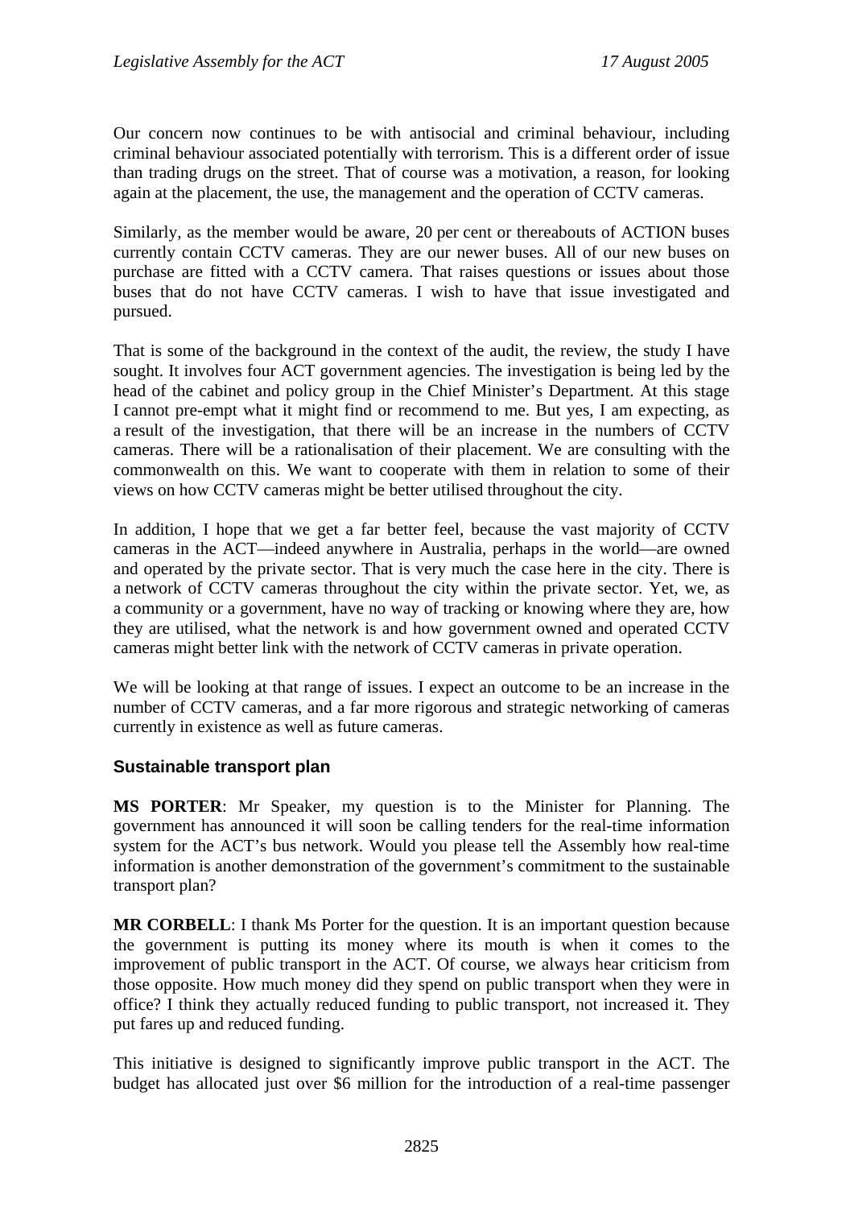Our concern now continues to be with antisocial and criminal behaviour, including criminal behaviour associated potentially with terrorism. This is a different order of issue than trading drugs on the street. That of course was a motivation, a reason, for looking again at the placement, the use, the management and the operation of CCTV cameras.

Similarly, as the member would be aware, 20 per cent or thereabouts of ACTION buses currently contain CCTV cameras. They are our newer buses. All of our new buses on purchase are fitted with a CCTV camera. That raises questions or issues about those buses that do not have CCTV cameras. I wish to have that issue investigated and pursued.

That is some of the background in the context of the audit, the review, the study I have sought. It involves four ACT government agencies. The investigation is being led by the head of the cabinet and policy group in the Chief Minister's Department. At this stage I cannot pre-empt what it might find or recommend to me. But yes, I am expecting, as a result of the investigation, that there will be an increase in the numbers of CCTV cameras. There will be a rationalisation of their placement. We are consulting with the commonwealth on this. We want to cooperate with them in relation to some of their views on how CCTV cameras might be better utilised throughout the city.

In addition, I hope that we get a far better feel, because the vast majority of CCTV cameras in the ACT—indeed anywhere in Australia, perhaps in the world—are owned and operated by the private sector. That is very much the case here in the city. There is a network of CCTV cameras throughout the city within the private sector. Yet, we, as a community or a government, have no way of tracking or knowing where they are, how they are utilised, what the network is and how government owned and operated CCTV cameras might better link with the network of CCTV cameras in private operation.

We will be looking at that range of issues. I expect an outcome to be an increase in the number of CCTV cameras, and a far more rigorous and strategic networking of cameras currently in existence as well as future cameras.

### Sustainable transport plan

**MS PORTER**: Mr Speaker, my question is to the Minister for Planning. The government has announced it will soon be calling tenders for the real-time information system for the ACT's bus network. Would you please tell the Assembly how real-time information is another demonstration of the government's commitment to the sustainable transport plan?

**MR CORBELL**: I thank Ms Porter for the question. It is an important question because the government is putting its money where its mouth is when it comes to the improvement of public transport in the ACT. Of course, we always hear criticism from those opposite. How much money did they spend on public transport when they were in office? I think they actually reduced funding to public transport, not increased it. They put fares up and reduced funding.

This initiative is designed to significantly improve public transport in the ACT. The budget has allocated just over $6 million for the introduction of a real-time passenger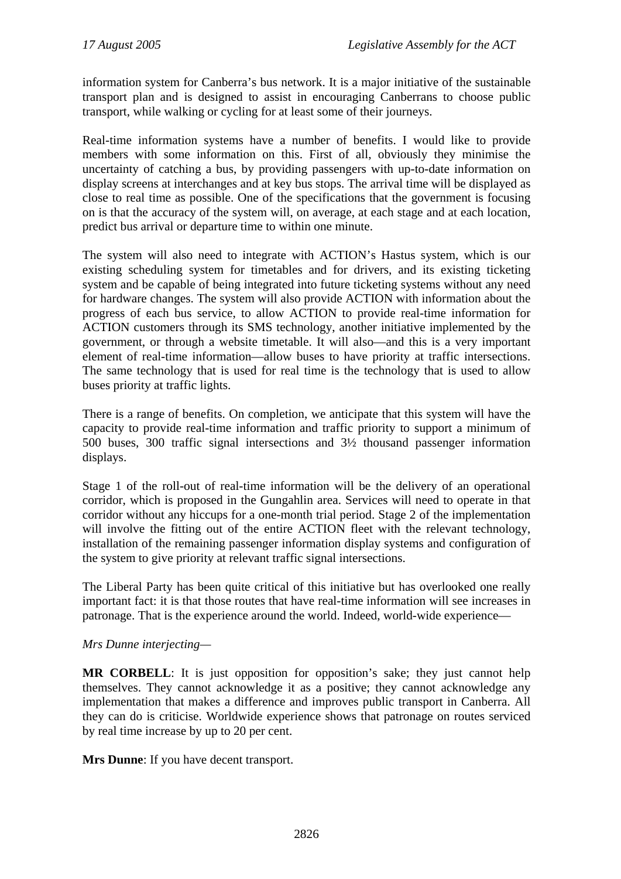information system for Canberra's bus network. It is a major initiative of the sustainable transport plan and is designed to assist in encouraging Canberrans to choose public transport, while walking or cycling for at least some of their journeys.

Real-time information systems have a number of benefits. I would like to provide members with some information on this. First of all, obviously they minimise the uncertainty of catching a bus, by providing passengers with up-to-date information on display screens at interchanges and at key bus stops. The arrival time will be displayed as close to real time as possible. One of the specifications that the government is focusing on is that the accuracy of the system will, on average, at each stage and at each location, predict bus arrival or departure time to within one minute.

The system will also need to integrate with ACTION's Hastus system, which is our existing scheduling system for timetables and for drivers, and its existing ticketing system and be capable of being integrated into future ticketing systems without any need for hardware changes. The system will also provide ACTION with information about the progress of each bus service, to allow ACTION to provide real-time information for ACTION customers through its SMS technology, another initiative implemented by the government, or through a website timetable. It will also—and this is a very important element of real-time information—allow buses to have priority at traffic intersections. The same technology that is used for real time is the technology that is used to allow buses priority at traffic lights.

There is a range of benefits. On completion, we anticipate that this system will have the capacity to provide real-time information and traffic priority to support a minimum of 500 buses, 300 traffic signal intersections and 3½ thousand passenger information displays.

Stage 1 of the roll-out of real-time information will be the delivery of an operational corridor, which is proposed in the Gungahlin area. Services will need to operate in that corridor without any hiccups for a one-month trial period. Stage 2 of the implementation will involve the fitting out of the entire ACTION fleet with the relevant technology, installation of the remaining passenger information display systems and configuration of the system to give priority at relevant traffic signal intersections.

The Liberal Party has been quite critical of this initiative but has overlooked one really important fact: it is that those routes that have real-time information will see increases in patronage. That is the experience around the world. Indeed, world-wide experience—

*Mrs Dunne interjecting*—

**MR CORBELL**: It is just opposition for opposition's sake; they just cannot help themselves. They cannot acknowledge it as a positive; they cannot acknowledge any implementation that makes a difference and improves public transport in Canberra. All they can do is criticise. Worldwide experience shows that patronage on routes serviced by real time increase by up to 20 per cent.

**Mrs Dunne**: If you have decent transport.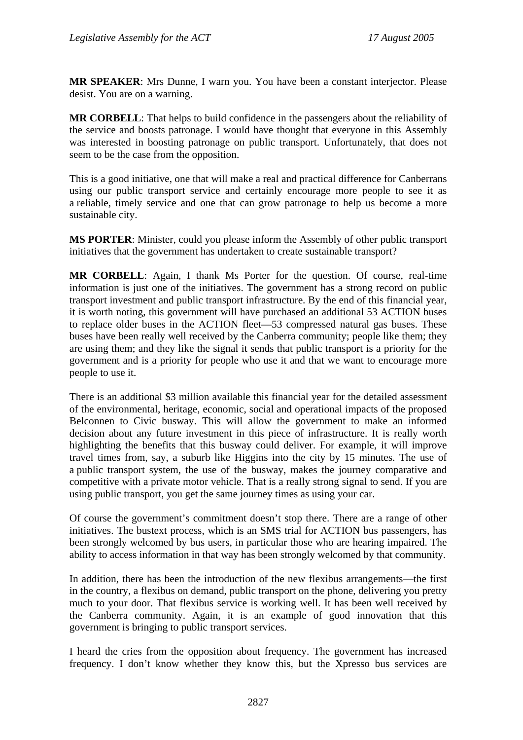**MR SPEAKER**: Mrs Dunne, I warn you. You have been a constant interjector. Please desist. You are on a warning.

**MR CORBELL**: That helps to build confidence in the passengers about the reliability of the service and boosts patronage. I would have thought that everyone in this Assembly was interested in boosting patronage on public transport. Unfortunately, that does not seem to be the case from the opposition.

This is a good initiative, one that will make a real and practical difference for Canberrans using our public transport service and certainly encourage more people to see it as a reliable, timely service and one that can grow patronage to help us become a more sustainable city.

**MS PORTER**: Minister, could you please inform the Assembly of other public transport initiatives that the government has undertaken to create sustainable transport?

**MR CORBELL**: Again, I thank Ms Porter for the question. Of course, real-time information is just one of the initiatives. The government has a strong record on public transport investment and public transport infrastructure. By the end of this financial year, it is worth noting, this government will have purchased an additional 53 ACTION buses to replace older buses in the ACTION fleet—53 compressed natural gas buses. These buses have been really well received by the Canberra community; people like them; they are using them; and they like the signal it sends that public transport is a priority for the government and is a priority for people who use it and that we want to encourage more people to use it.

There is an additional $3 million available this financial year for the detailed assessment of the environmental, heritage, economic, social and operational impacts of the proposed Belconnen to Civic busway. This will allow the government to make an informed decision about any future investment in this piece of infrastructure. It is really worth highlighting the benefits that this busway could deliver. For example, it will improve travel times from, say, a suburb like Higgins into the city by 15 minutes. The use of a public transport system, the use of the busway, makes the journey comparative and competitive with a private motor vehicle. That is a really strong signal to send. If you are using public transport, you get the same journey times as using your car.

Of course the government's commitment doesn't stop there. There are a range of other initiatives. The bustext process, which is an SMS trial for ACTION bus passengers, has been strongly welcomed by bus users, in particular those who are hearing impaired. The ability to access information in that way has been strongly welcomed by that community.

In addition, there has been the introduction of the new flexibus arrangements—the first in the country, a flexibus on demand, public transport on the phone, delivering you pretty much to your door. That flexibus service is working well. It has been well received by the Canberra community. Again, it is an example of good innovation that this government is bringing to public transport services.

I heard the cries from the opposition about frequency. The government has increased frequency. I don't know whether they know this, but the Xpresso bus services are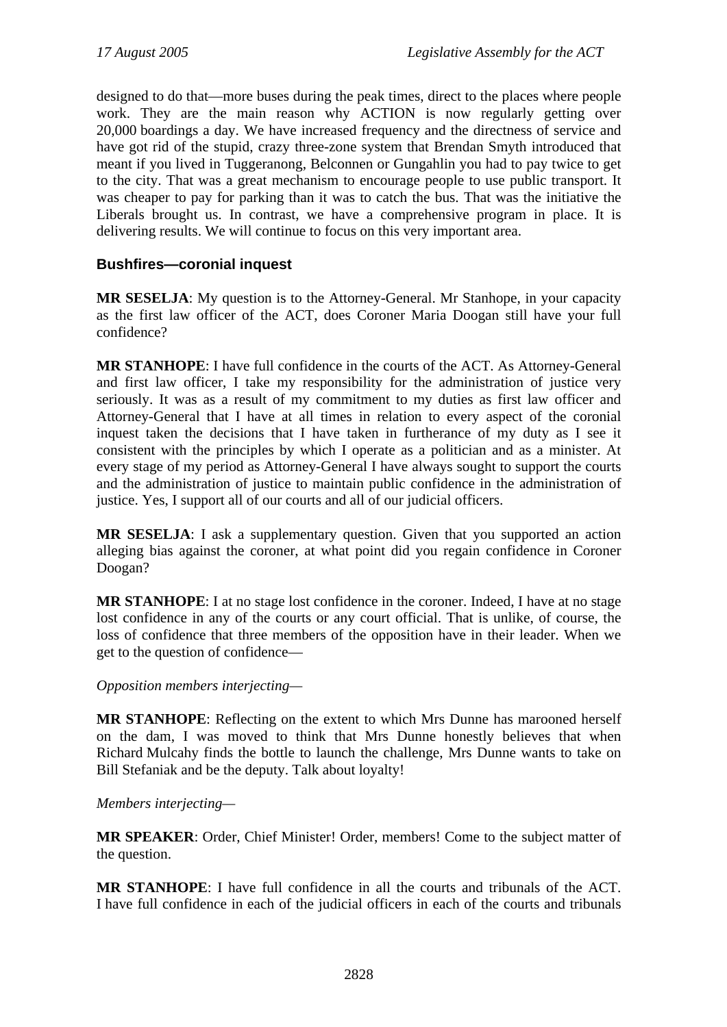designed to do that—more buses during the peak times, direct to the places where people work. They are the main reason why ACTION is now regularly getting over 20,000 boardings a day. We have increased frequency and the directness of service and have got rid of the stupid, crazy three-zone system that Brendan Smyth introduced that meant if you lived in Tuggeranong, Belconnen or Gungahlin you had to pay twice to get to the city. That was a great mechanism to encourage people to use public transport. It was cheaper to pay for parking than it was to catch the bus. That was the initiative the Liberals brought us. In contrast, we have a comprehensive program in place. It is delivering results. We will continue to focus on this very important area.

### Bushfires—coronial inquest

**MR SESELJA**: My question is to the Attorney-General. Mr Stanhope, in your capacity as the first law officer of the ACT, does Coroner Maria Doogan still have your full confidence?

**MR STANHOPE**: I have full confidence in the courts of the ACT. As Attorney-General and first law officer, I take my responsibility for the administration of justice very seriously. It was as a result of my commitment to my duties as first law officer and Attorney-General that I have at all times in relation to every aspect of the coronial inquest taken the decisions that I have taken in furtherance of my duty as I see it consistent with the principles by which I operate as a politician and as a minister. At every stage of my period as Attorney-General I have always sought to support the courts and the administration of justice to maintain public confidence in the administration of justice. Yes, I support all of our courts and all of our judicial officers.

**MR SESELJA**: I ask a supplementary question. Given that you supported an action alleging bias against the coroner, at what point did you regain confidence in Coroner Doogan?

**MR STANHOPE**: I at no stage lost confidence in the coroner. Indeed, I have at no stage lost confidence in any of the courts or any court official. That is unlike, of course, the loss of confidence that three members of the opposition have in their leader. When we get to the question of confidence—

*Opposition members interjecting*—

**MR STANHOPE**: Reflecting on the extent to which Mrs Dunne has marooned herself on the dam, I was moved to think that Mrs Dunne honestly believes that when Richard Mulcahy finds the bottle to launch the challenge, Mrs Dunne wants to take on Bill Stefaniak and be the deputy. Talk about loyalty!

*Members interjecting*—

**MR SPEAKER**: Order, Chief Minister! Order, members! Come to the subject matter of the question.

**MR STANHOPE**: I have full confidence in all the courts and tribunals of the ACT. I have full confidence in each of the judicial officers in each of the courts and tribunals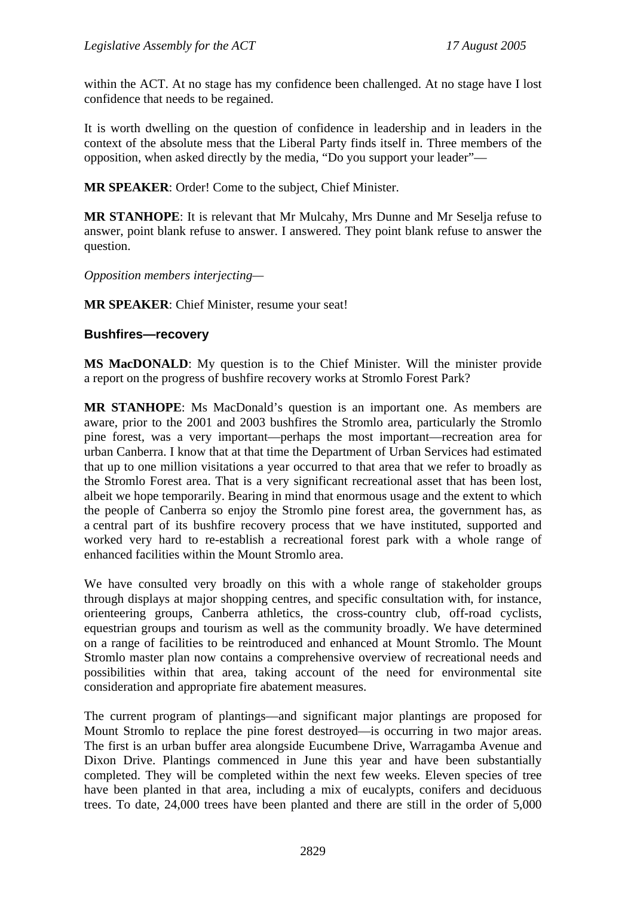within the ACT. At no stage has my confidence been challenged. At no stage have I lost confidence that needs to be regained.

It is worth dwelling on the question of confidence in leadership and in leaders in the context of the absolute mess that the Liberal Party finds itself in. Three members of the opposition, when asked directly by the media, "Do you support your leader"—

**MR SPEAKER**: Order! Come to the subject, Chief Minister.

**MR STANHOPE**: It is relevant that Mr Mulcahy, Mrs Dunne and Mr Seselja refuse to answer, point blank refuse to answer. I answered. They point blank refuse to answer the question.

*Opposition members interjecting*—

**MR SPEAKER**: Chief Minister, resume your seat!

### Bushfires—recovery

**MS MacDONALD**: My question is to the Chief Minister. Will the minister provide a report on the progress of bushfire recovery works at Stromlo Forest Park?

**MR STANHOPE**: Ms MacDonald's question is an important one. As members are aware, prior to the 2001 and 2003 bushfires the Stromlo area, particularly the Stromlo pine forest, was a very important—perhaps the most important—recreation area for urban Canberra. I know that at that time the Department of Urban Services had estimated that up to one million visitations a year occurred to that area that we refer to broadly as the Stromlo Forest area. That is a very significant recreational asset that has been lost, albeit we hope temporarily. Bearing in mind that enormous usage and the extent to which the people of Canberra so enjoy the Stromlo pine forest area, the government has, as a central part of its bushfire recovery process that we have instituted, supported and worked very hard to re-establish a recreational forest park with a whole range of enhanced facilities within the Mount Stromlo area.

We have consulted very broadly on this with a whole range of stakeholder groups through displays at major shopping centres, and specific consultation with, for instance, orienteering groups, Canberra athletics, the cross-country club, off-road cyclists, equestrian groups and tourism as well as the community broadly. We have determined on a range of facilities to be reintroduced and enhanced at Mount Stromlo. The Mount Stromlo master plan now contains a comprehensive overview of recreational needs and possibilities within that area, taking account of the need for environmental site consideration and appropriate fire abatement measures.

The current program of plantings—and significant major plantings are proposed for Mount Stromlo to replace the pine forest destroyed—is occurring in two major areas. The first is an urban buffer area alongside Eucumbene Drive, Warragamba Avenue and Dixon Drive. Plantings commenced in June this year and have been substantially completed. They will be completed within the next few weeks. Eleven species of tree have been planted in that area, including a mix of eucalypts, conifers and deciduous trees. To date, 24,000 trees have been planted and there are still in the order of 5,000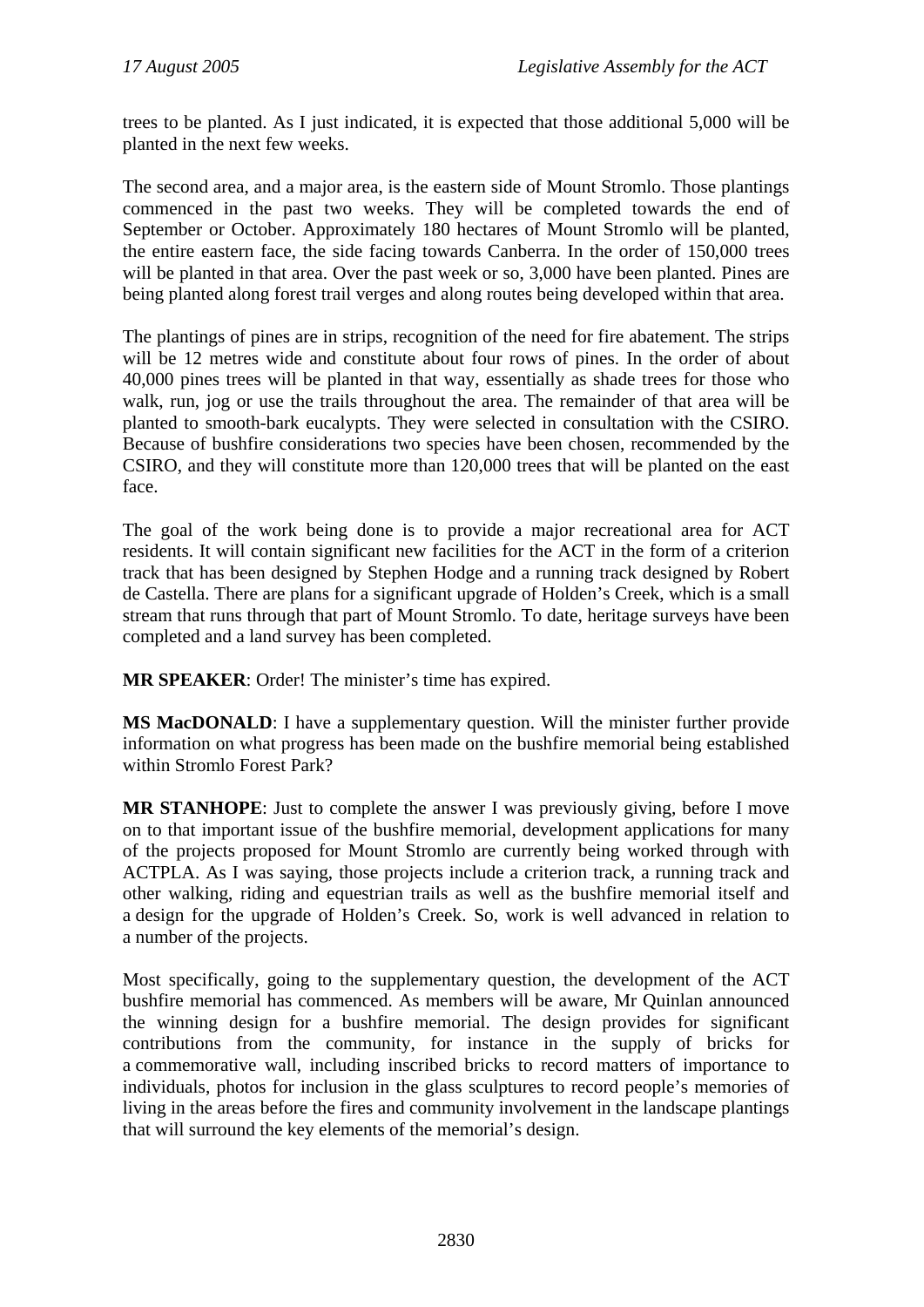trees to be planted. As I just indicated, it is expected that those additional 5,000 will be planted in the next few weeks.

The second area, and a major area, is the eastern side of Mount Stromlo. Those plantings commenced in the past two weeks. They will be completed towards the end of September or October. Approximately 180 hectares of Mount Stromlo will be planted, the entire eastern face, the side facing towards Canberra. In the order of 150,000 trees will be planted in that area. Over the past week or so, 3,000 have been planted. Pines are being planted along forest trail verges and along routes being developed within that area.

The plantings of pines are in strips, recognition of the need for fire abatement. The strips will be 12 metres wide and constitute about four rows of pines. In the order of about 40,000 pines trees will be planted in that way, essentially as shade trees for those who walk, run, jog or use the trails throughout the area. The remainder of that area will be planted to smooth-bark eucalypts. They were selected in consultation with the CSIRO. Because of bushfire considerations two species have been chosen, recommended by the CSIRO, and they will constitute more than 120,000 trees that will be planted on the east face.

The goal of the work being done is to provide a major recreational area for ACT residents. It will contain significant new facilities for the ACT in the form of a criterion track that has been designed by Stephen Hodge and a running track designed by Robert de Castella. There are plans for a significant upgrade of Holden's Creek, which is a small stream that runs through that part of Mount Stromlo. To date, heritage surveys have been completed and a land survey has been completed.

**MR SPEAKER**: Order! The minister's time has expired.

**MS MacDONALD**: I have a supplementary question. Will the minister further provide information on what progress has been made on the bushfire memorial being established within Stromlo Forest Park?

**MR STANHOPE**: Just to complete the answer I was previously giving, before I move on to that important issue of the bushfire memorial, development applications for many of the projects proposed for Mount Stromlo are currently being worked through with ACTPLA. As I was saying, those projects include a criterion track, a running track and other walking, riding and equestrian trails as well as the bushfire memorial itself and a design for the upgrade of Holden's Creek. So, work is well advanced in relation to a number of the projects.

Most specifically, going to the supplementary question, the development of the ACT bushfire memorial has commenced. As members will be aware, Mr Quinlan announced the winning design for a bushfire memorial. The design provides for significant contributions from the community, for instance in the supply of bricks for a commemorative wall, including inscribed bricks to record matters of importance to individuals, photos for inclusion in the glass sculptures to record people's memories of living in the areas before the fires and community involvement in the landscape plantings that will surround the key elements of the memorial's design.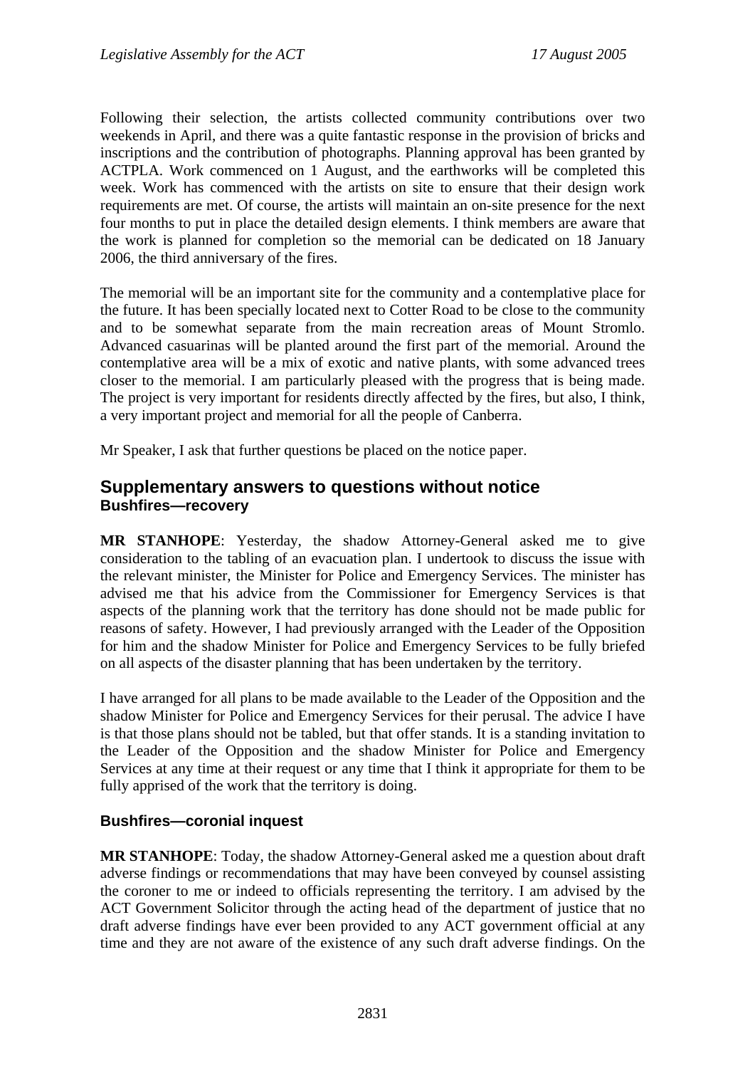Following their selection, the artists collected community contributions over two weekends in April, and there was a quite fantastic response in the provision of bricks and inscriptions and the contribution of photographs. Planning approval has been granted by ACTPLA. Work commenced on 1 August, and the earthworks will be completed this week. Work has commenced with the artists on site to ensure that their design work requirements are met. Of course, the artists will maintain an on-site presence for the next four months to put in place the detailed design elements. I think members are aware that the work is planned for completion so the memorial can be dedicated on 18 January 2006, the third anniversary of the fires.

The memorial will be an important site for the community and a contemplative place for the future. It has been specially located next to Cotter Road to be close to the community and to be somewhat separate from the main recreation areas of Mount Stromlo. Advanced casuarinas will be planted around the first part of the memorial. Around the contemplative area will be a mix of exotic and native plants, with some advanced trees closer to the memorial. I am particularly pleased with the progress that is being made. The project is very important for residents directly affected by the fires, but also, I think, a very important project and memorial for all the people of Canberra.

Mr Speaker, I ask that further questions be placed on the notice paper.

## Supplementary answers to questions without notice

### Bushfires—recovery

**MR STANHOPE**: Yesterday, the shadow Attorney-General asked me to give consideration to the tabling of an evacuation plan. I undertook to discuss the issue with the relevant minister, the Minister for Police and Emergency Services. The minister has advised me that his advice from the Commissioner for Emergency Services is that aspects of the planning work that the territory has done should not be made public for reasons of safety. However, I had previously arranged with the Leader of the Opposition for him and the shadow Minister for Police and Emergency Services to be fully briefed on all aspects of the disaster planning that has been undertaken by the territory.

I have arranged for all plans to be made available to the Leader of the Opposition and the shadow Minister for Police and Emergency Services for their perusal. The advice I have is that those plans should not be tabled, but that offer stands. It is a standing invitation to the Leader of the Opposition and the shadow Minister for Police and Emergency Services at any time at their request or any time that I think it appropriate for them to be fully apprised of the work that the territory is doing.

### Bushfires—coronial inquest

**MR STANHOPE**: Today, the shadow Attorney-General asked me a question about draft adverse findings or recommendations that may have been conveyed by counsel assisting the coroner to me or indeed to officials representing the territory. I am advised by the ACT Government Solicitor through the acting head of the department of justice that no draft adverse findings have ever been provided to any ACT government official at any time and they are not aware of the existence of any such draft adverse findings. On the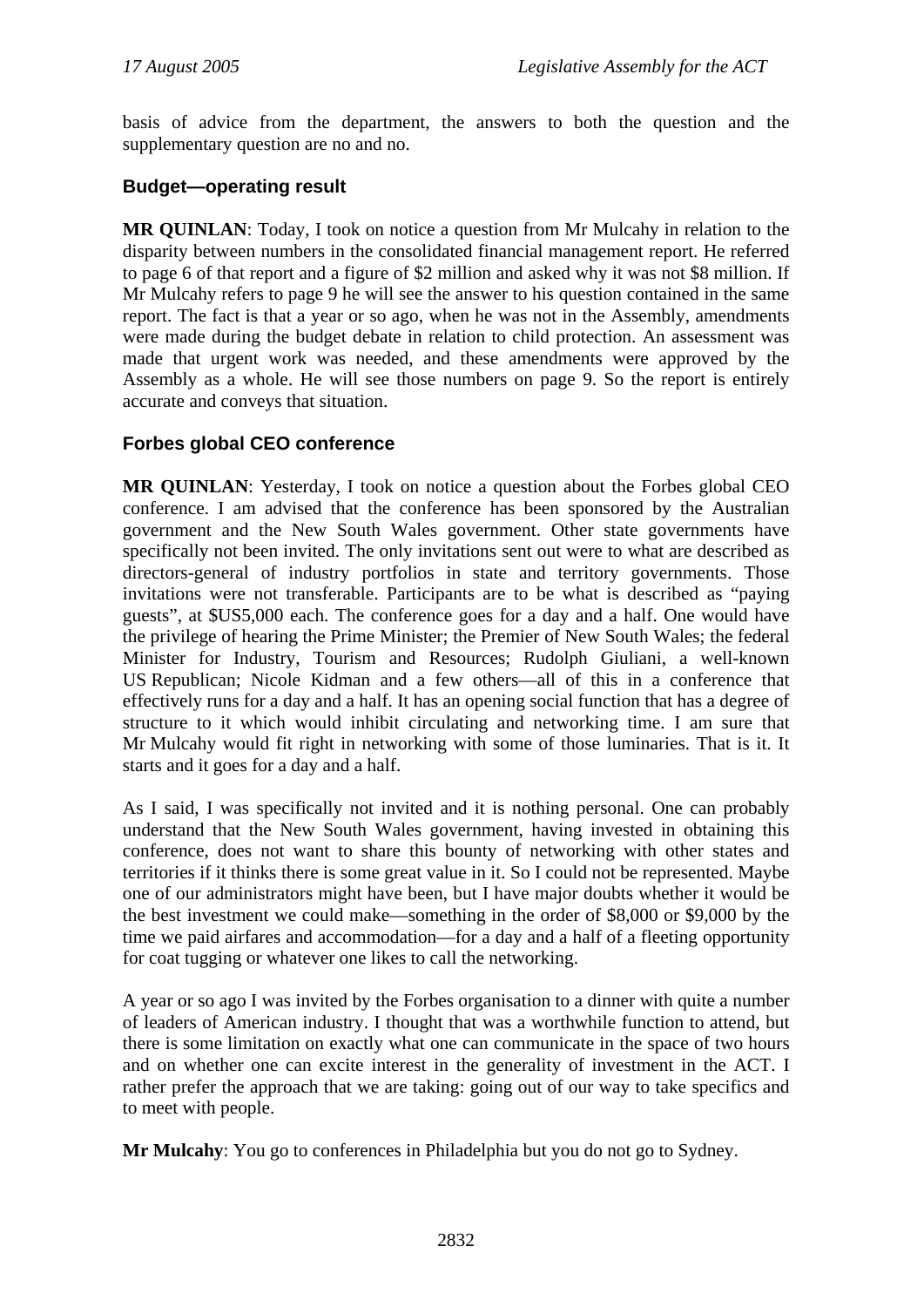basis of advice from the department, the answers to both the question and the supplementary question are no and no.

## Budget—operating result

**MR QUINLAN**: Today, I took on notice a question from Mr Mulcahy in relation to the disparity between numbers in the consolidated financial management report. He referred to page 6 of that report and a figure of $2 million and asked why it was not $8 million. If Mr Mulcahy refers to page 9 he will see the answer to his question contained in the same report. The fact is that a year or so ago, when he was not in the Assembly, amendments were made during the budget debate in relation to child protection. An assessment was made that urgent work was needed, and these amendments were approved by the Assembly as a whole. He will see those numbers on page 9. So the report is entirely accurate and conveys that situation.

## Forbes global CEO conference

**MR QUINLAN**: Yesterday, I took on notice a question about the Forbes global CEO conference. I am advised that the conference has been sponsored by the Australian government and the New South Wales government. Other state governments have specifically not been invited. The only invitations sent out were to what are described as directors-general of industry portfolios in state and territory governments. Those invitations were not transferable. Participants are to be what is described as "paying guests", at $US5,000 each. The conference goes for a day and a half. One would have the privilege of hearing the Prime Minister; the Premier of New South Wales; the federal Minister for Industry, Tourism and Resources; Rudolph Giuliani, a well-known US Republican; Nicole Kidman and a few others—all of this in a conference that effectively runs for a day and a half. It has an opening social function that has a degree of structure to it which would inhibit circulating and networking time. I am sure that Mr Mulcahy would fit right in networking with some of those luminaries. That is it. It starts and it goes for a day and a half.

As I said, I was specifically not invited and it is nothing personal. One can probably understand that the New South Wales government, having invested in obtaining this conference, does not want to share this bounty of networking with other states and territories if it thinks there is some great value in it. So I could not be represented. Maybe one of our administrators might have been, but I have major doubts whether it would be the best investment we could make—something in the order of $8,000 or $9,000 by the time we paid airfares and accommodation—for a day and a half of a fleeting opportunity for coat tugging or whatever one likes to call the networking.

A year or so ago I was invited by the Forbes organisation to a dinner with quite a number of leaders of American industry. I thought that was a worthwhile function to attend, but there is some limitation on exactly what one can communicate in the space of two hours and on whether one can excite interest in the generality of investment in the ACT. I rather prefer the approach that we are taking: going out of our way to take specifics and to meet with people.

**Mr Mulcahy**: You go to conferences in Philadelphia but you do not go to Sydney.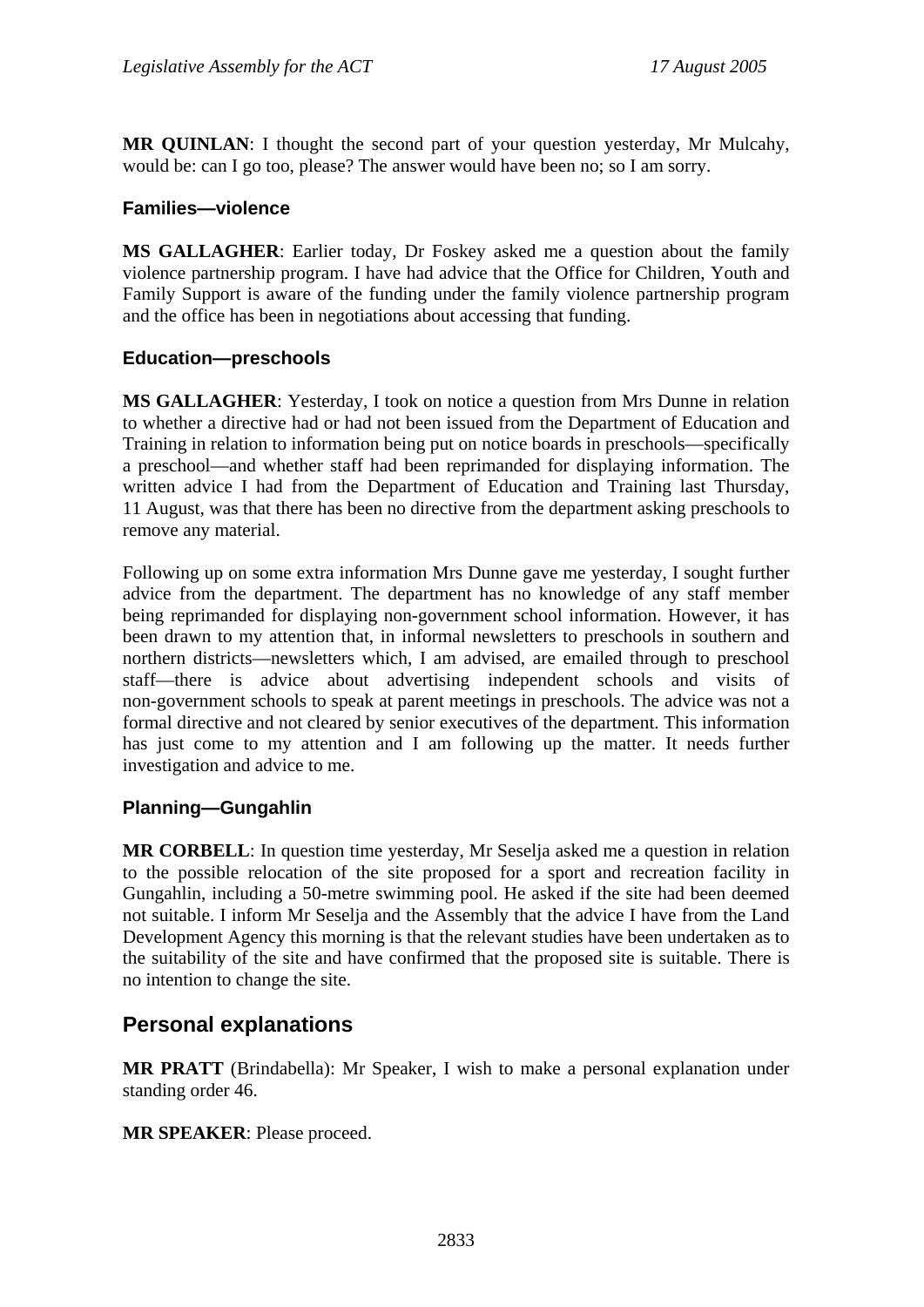**MR QUINLAN**: I thought the second part of your question yesterday, Mr Mulcahy, would be: can I go too, please? The answer would have been no; so I am sorry.

### Families—violence

**MS GALLAGHER**: Earlier today, Dr Foskey asked me a question about the family violence partnership program. I have had advice that the Office for Children, Youth and Family Support is aware of the funding under the family violence partnership program and the office has been in negotiations about accessing that funding.

### Education—preschools

**MS GALLAGHER**: Yesterday, I took on notice a question from Mrs Dunne in relation to whether a directive had or had not been issued from the Department of Education and Training in relation to information being put on notice boards in preschools—specifically a preschool—and whether staff had been reprimanded for displaying information. The written advice I had from the Department of Education and Training last Thursday, 11 August, was that there has been no directive from the department asking preschools to remove any material.

Following up on some extra information Mrs Dunne gave me yesterday, I sought further advice from the department. The department has no knowledge of any staff member being reprimanded for displaying non-government school information. However, it has been drawn to my attention that, in informal newsletters to preschools in southern and northern districts—newsletters which, I am advised, are emailed through to preschool staff—there is advice about advertising independent schools and visits of non-government schools to speak at parent meetings in preschools. The advice was not a formal directive and not cleared by senior executives of the department. This information has just come to my attention and I am following up the matter. It needs further investigation and advice to me.

### Planning—Gungahlin

**MR CORBELL**: In question time yesterday, Mr Seselja asked me a question in relation to the possible relocation of the site proposed for a sport and recreation facility in Gungahlin, including a 50-metre swimming pool. He asked if the site had been deemed not suitable. I inform Mr Seselja and the Assembly that the advice I have from the Land Development Agency this morning is that the relevant studies have been undertaken as to the suitability of the site and have confirmed that the proposed site is suitable. There is no intention to change the site.

## Personal explanations

**MR PRATT** (Brindabella): Mr Speaker, I wish to make a personal explanation under standing order 46.

**MR SPEAKER**: Please proceed.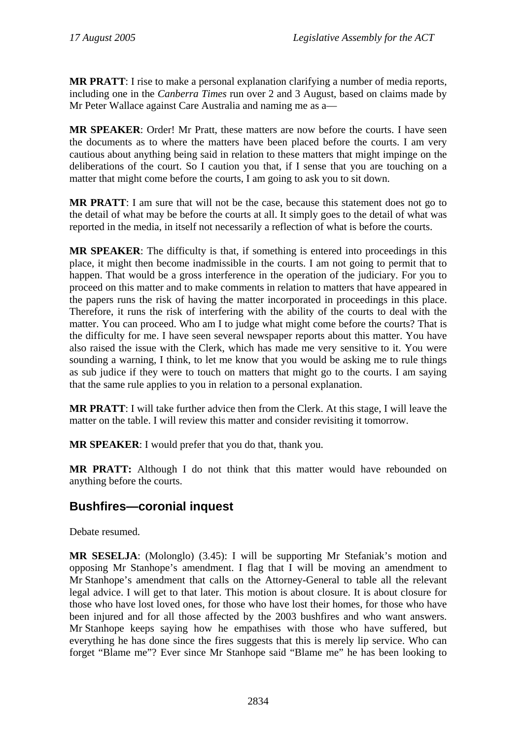**MR PRATT**: I rise to make a personal explanation clarifying a number of media reports, including one in the *Canberra Times* run over 2 and 3 August, based on claims made by Mr Peter Wallace against Care Australia and naming me as a—

**MR SPEAKER**: Order! Mr Pratt, these matters are now before the courts. I have seen the documents as to where the matters have been placed before the courts. I am very cautious about anything being said in relation to these matters that might impinge on the deliberations of the court. So I caution you that, if I sense that you are touching on a matter that might come before the courts, I am going to ask you to sit down.

**MR PRATT**: I am sure that will not be the case, because this statement does not go to the detail of what may be before the courts at all. It simply goes to the detail of what was reported in the media, in itself not necessarily a reflection of what is before the courts.

**MR SPEAKER**: The difficulty is that, if something is entered into proceedings in this place, it might then become inadmissible in the courts. I am not going to permit that to happen. That would be a gross interference in the operation of the judiciary. For you to proceed on this matter and to make comments in relation to matters that have appeared in the papers runs the risk of having the matter incorporated in proceedings in this place. Therefore, it runs the risk of interfering with the ability of the courts to deal with the matter. You can proceed. Who am I to judge what might come before the courts? That is the difficulty for me. I have seen several newspaper reports about this matter. You have also raised the issue with the Clerk, which has made me very sensitive to it. You were sounding a warning, I think, to let me know that you would be asking me to rule things as sub judice if they were to touch on matters that might go to the courts. I am saying that the same rule applies to you in relation to a personal explanation.

**MR PRATT**: I will take further advice then from the Clerk. At this stage, I will leave the matter on the table. I will review this matter and consider revisiting it tomorrow.

**MR SPEAKER**: I would prefer that you do that, thank you.

**MR PRATT:** Although I do not think that this matter would have rebounded on anything before the courts.

## Bushfires—coronial inquest

Debate resumed.

**MR SESELJA**: (Molonglo) (3.45): I will be supporting Mr Stefaniak's motion and opposing Mr Stanhope's amendment. I flag that I will be moving an amendment to Mr Stanhope's amendment that calls on the Attorney-General to table all the relevant legal advice. I will get to that later. This motion is about closure. It is about closure for those who have lost loved ones, for those who have lost their homes, for those who have been injured and for all those affected by the 2003 bushfires and who want answers. Mr Stanhope keeps saying how he empathises with those who have suffered, but everything he has done since the fires suggests that this is merely lip service. Who can forget "Blame me"? Ever since Mr Stanhope said "Blame me" he has been looking to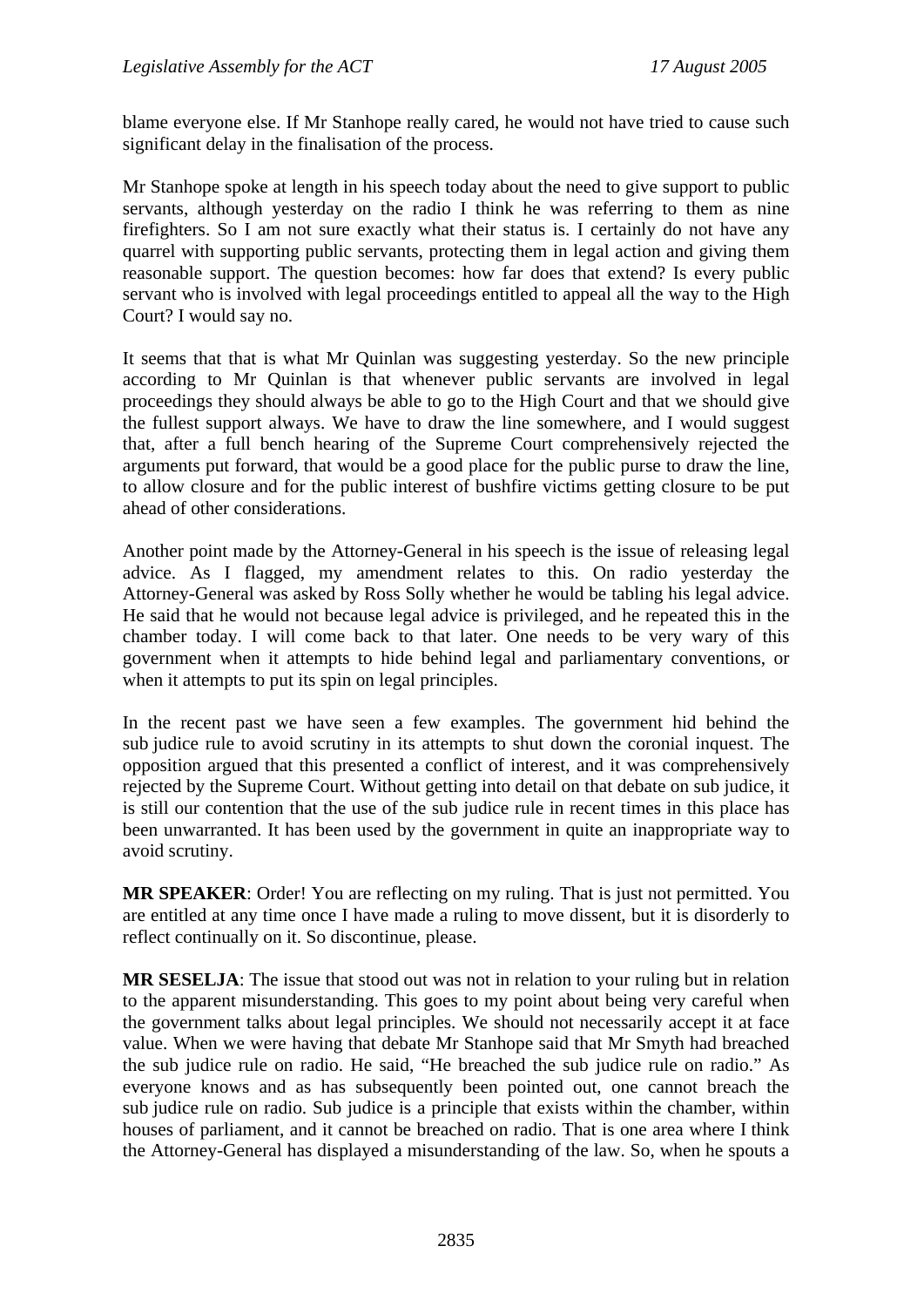blame everyone else. If Mr Stanhope really cared, he would not have tried to cause such significant delay in the finalisation of the process.

Mr Stanhope spoke at length in his speech today about the need to give support to public servants, although yesterday on the radio I think he was referring to them as nine firefighters. So I am not sure exactly what their status is. I certainly do not have any quarrel with supporting public servants, protecting them in legal action and giving them reasonable support. The question becomes: how far does that extend? Is every public servant who is involved with legal proceedings entitled to appeal all the way to the High Court? I would say no.

It seems that that is what Mr Quinlan was suggesting yesterday. So the new principle according to Mr Quinlan is that whenever public servants are involved in legal proceedings they should always be able to go to the High Court and that we should give the fullest support always. We have to draw the line somewhere, and I would suggest that, after a full bench hearing of the Supreme Court comprehensively rejected the arguments put forward, that would be a good place for the public purse to draw the line, to allow closure and for the public interest of bushfire victims getting closure to be put ahead of other considerations.

Another point made by the Attorney-General in his speech is the issue of releasing legal advice. As I flagged, my amendment relates to this. On radio yesterday the Attorney-General was asked by Ross Solly whether he would be tabling his legal advice. He said that he would not because legal advice is privileged, and he repeated this in the chamber today. I will come back to that later. One needs to be very wary of this government when it attempts to hide behind legal and parliamentary conventions, or when it attempts to put its spin on legal principles.

In the recent past we have seen a few examples. The government hid behind the sub judice rule to avoid scrutiny in its attempts to shut down the coronial inquest. The opposition argued that this presented a conflict of interest, and it was comprehensively rejected by the Supreme Court. Without getting into detail on that debate on sub judice, it is still our contention that the use of the sub judice rule in recent times in this place has been unwarranted. It has been used by the government in quite an inappropriate way to avoid scrutiny.

**MR SPEAKER**: Order! You are reflecting on my ruling. That is just not permitted. You are entitled at any time once I have made a ruling to move dissent, but it is disorderly to reflect continually on it. So discontinue, please.

**MR SESELJA**: The issue that stood out was not in relation to your ruling but in relation to the apparent misunderstanding. This goes to my point about being very careful when the government talks about legal principles. We should not necessarily accept it at face value. When we were having that debate Mr Stanhope said that Mr Smyth had breached the sub judice rule on radio. He said, "He breached the sub judice rule on radio." As everyone knows and as has subsequently been pointed out, one cannot breach the sub judice rule on radio. Sub judice is a principle that exists within the chamber, within houses of parliament, and it cannot be breached on radio. That is one area where I think the Attorney-General has displayed a misunderstanding of the law. So, when he spouts a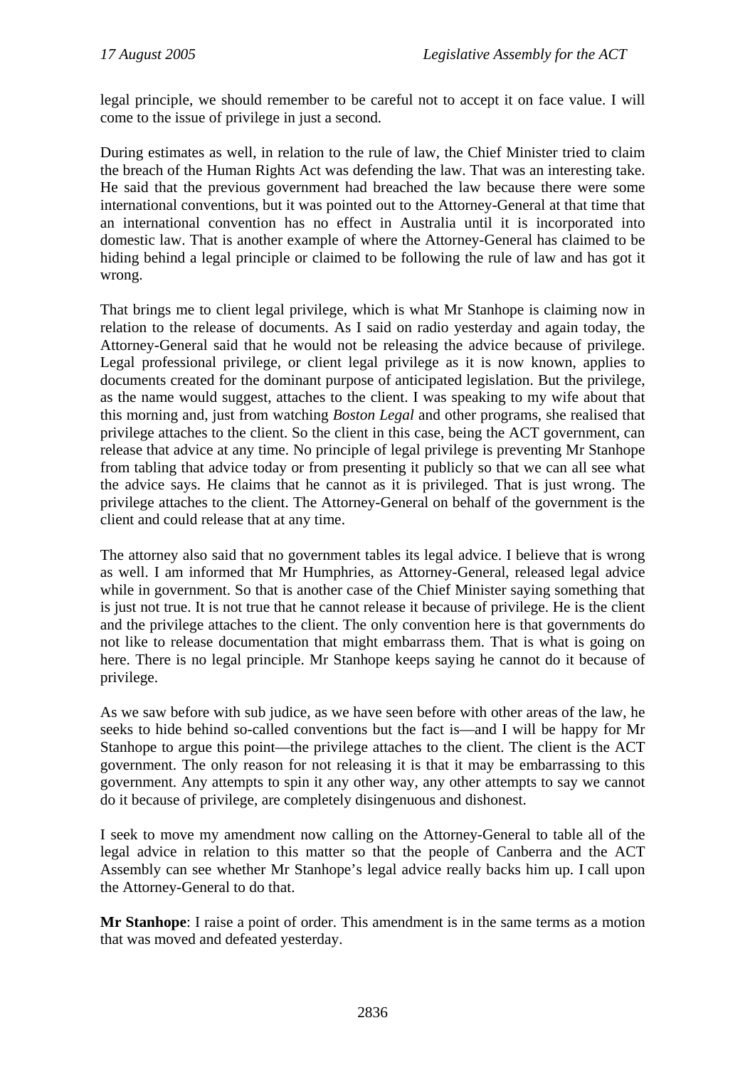legal principle, we should remember to be careful not to accept it on face value. I will come to the issue of privilege in just a second.

During estimates as well, in relation to the rule of law, the Chief Minister tried to claim the breach of the Human Rights Act was defending the law. That was an interesting take. He said that the previous government had breached the law because there were some international conventions, but it was pointed out to the Attorney-General at that time that an international convention has no effect in Australia until it is incorporated into domestic law. That is another example of where the Attorney-General has claimed to be hiding behind a legal principle or claimed to be following the rule of law and has got it wrong.

That brings me to client legal privilege, which is what Mr Stanhope is claiming now in relation to the release of documents. As I said on radio yesterday and again today, the Attorney-General said that he would not be releasing the advice because of privilege. Legal professional privilege, or client legal privilege as it is now known, applies to documents created for the dominant purpose of anticipated legislation. But the privilege, as the name would suggest, attaches to the client. I was speaking to my wife about that this morning and, just from watching *Boston Legal* and other programs, she realised that privilege attaches to the client. So the client in this case, being the ACT government, can release that advice at any time. No principle of legal privilege is preventing Mr Stanhope from tabling that advice today or from presenting it publicly so that we can all see what the advice says. He claims that he cannot as it is privileged. That is just wrong. The privilege attaches to the client. The Attorney-General on behalf of the government is the client and could release that at any time.

The attorney also said that no government tables its legal advice. I believe that is wrong as well. I am informed that Mr Humphries, as Attorney-General, released legal advice while in government. So that is another case of the Chief Minister saying something that is just not true. It is not true that he cannot release it because of privilege. He is the client and the privilege attaches to the client. The only convention here is that governments do not like to release documentation that might embarrass them. That is what is going on here. There is no legal principle. Mr Stanhope keeps saying he cannot do it because of privilege.

As we saw before with sub judice, as we have seen before with other areas of the law, he seeks to hide behind so-called conventions but the fact is—and I will be happy for Mr Stanhope to argue this point—the privilege attaches to the client. The client is the ACT government. The only reason for not releasing it is that it may be embarrassing to this government. Any attempts to spin it any other way, any other attempts to say we cannot do it because of privilege, are completely disingenuous and dishonest.

I seek to move my amendment now calling on the Attorney-General to table all of the legal advice in relation to this matter so that the people of Canberra and the ACT Assembly can see whether Mr Stanhope's legal advice really backs him up. I call upon the Attorney-General to do that.

**Mr Stanhope**: I raise a point of order. This amendment is in the same terms as a motion that was moved and defeated yesterday.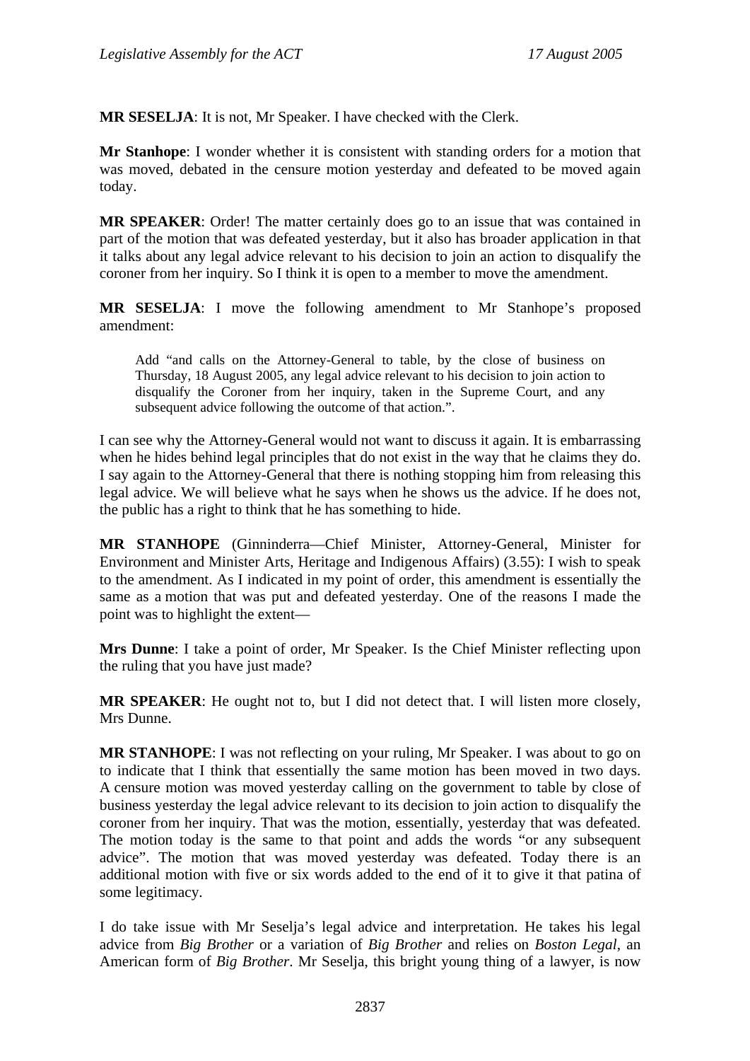**MR SESELJA**: It is not, Mr Speaker. I have checked with the Clerk.

**Mr Stanhope**: I wonder whether it is consistent with standing orders for a motion that was moved, debated in the censure motion yesterday and defeated to be moved again today.

**MR SPEAKER**: Order! The matter certainly does go to an issue that was contained in part of the motion that was defeated yesterday, but it also has broader application in that it talks about any legal advice relevant to his decision to join an action to disqualify the coroner from her inquiry. So I think it is open to a member to move the amendment.

**MR SESELJA**: I move the following amendment to Mr Stanhope's proposed amendment:

> Add "and calls on the Attorney-General to table, by the close of business on Thursday, 18 August 2005, any legal advice relevant to his decision to join action to disqualify the Coroner from her inquiry, taken in the Supreme Court, and any subsequent advice following the outcome of that action.".

I can see why the Attorney-General would not want to discuss it again. It is embarrassing when he hides behind legal principles that do not exist in the way that he claims they do. I say again to the Attorney-General that there is nothing stopping him from releasing this legal advice. We will believe what he says when he shows us the advice. If he does not, the public has a right to think that he has something to hide.

**MR STANHOPE** (Ginninderra—Chief Minister, Attorney-General, Minister for Environment and Minister Arts, Heritage and Indigenous Affairs) (3.55): I wish to speak to the amendment. As I indicated in my point of order, this amendment is essentially the same as a motion that was put and defeated yesterday. One of the reasons I made the point was to highlight the extent—

**Mrs Dunne**: I take a point of order, Mr Speaker. Is the Chief Minister reflecting upon the ruling that you have just made?

**MR SPEAKER**: He ought not to, but I did not detect that. I will listen more closely, Mrs Dunne.

**MR STANHOPE**: I was not reflecting on your ruling, Mr Speaker. I was about to go on to indicate that I think that essentially the same motion has been moved in two days. A censure motion was moved yesterday calling on the government to table by close of business yesterday the legal advice relevant to its decision to join action to disqualify the coroner from her inquiry. That was the motion, essentially, yesterday that was defeated. The motion today is the same to that point and adds the words "or any subsequent advice". The motion that was moved yesterday was defeated. Today there is an additional motion with five or six words added to the end of it to give it that patina of some legitimacy.

I do take issue with Mr Seselja's legal advice and interpretation. He takes his legal advice from *Big Brother* or a variation of *Big Brother* and relies on *Boston Legal*, an American form of *Big Brother*. Mr Seselja, this bright young thing of a lawyer, is now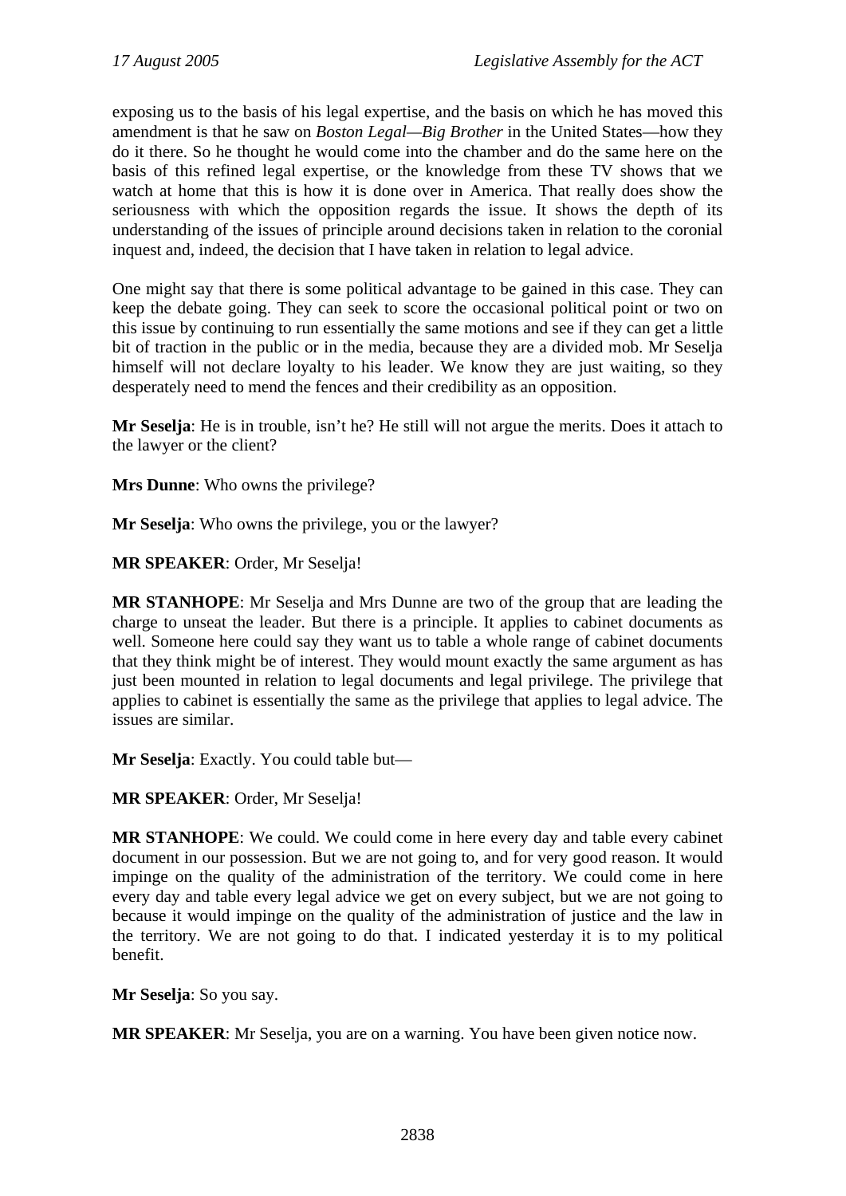exposing us to the basis of his legal expertise, and the basis on which he has moved this amendment is that he saw on *Boston Legal—Big Brother* in the United States—how they do it there. So he thought he would come into the chamber and do the same here on the basis of this refined legal expertise, or the knowledge from these TV shows that we watch at home that this is how it is done over in America. That really does show the seriousness with which the opposition regards the issue. It shows the depth of its understanding of the issues of principle around decisions taken in relation to the coronial inquest and, indeed, the decision that I have taken in relation to legal advice.

One might say that there is some political advantage to be gained in this case. They can keep the debate going. They can seek to score the occasional political point or two on this issue by continuing to run essentially the same motions and see if they can get a little bit of traction in the public or in the media, because they are a divided mob. Mr Seselja himself will not declare loyalty to his leader. We know they are just waiting, so they desperately need to mend the fences and their credibility as an opposition.

**Mr Seselja**: He is in trouble, isn't he? He still will not argue the merits. Does it attach to the lawyer or the client?

**Mrs Dunne**: Who owns the privilege?

**Mr Seselja**: Who owns the privilege, you or the lawyer?

**MR SPEAKER**: Order, Mr Seselja!

**MR STANHOPE**: Mr Seselja and Mrs Dunne are two of the group that are leading the charge to unseat the leader. But there is a principle. It applies to cabinet documents as well. Someone here could say they want us to table a whole range of cabinet documents that they think might be of interest. They would mount exactly the same argument as has just been mounted in relation to legal documents and legal privilege. The privilege that applies to cabinet is essentially the same as the privilege that applies to legal advice. The issues are similar.

**Mr Seselja**: Exactly. You could table but—

**MR SPEAKER**: Order, Mr Seselja!

**MR STANHOPE**: We could. We could come in here every day and table every cabinet document in our possession. But we are not going to, and for very good reason. It would impinge on the quality of the administration of the territory. We could come in here every day and table every legal advice we get on every subject, but we are not going to because it would impinge on the quality of the administration of justice and the law in the territory. We are not going to do that. I indicated yesterday it is to my political benefit.

**Mr Seselja**: So you say.

**MR SPEAKER**: Mr Seselja, you are on a warning. You have been given notice now.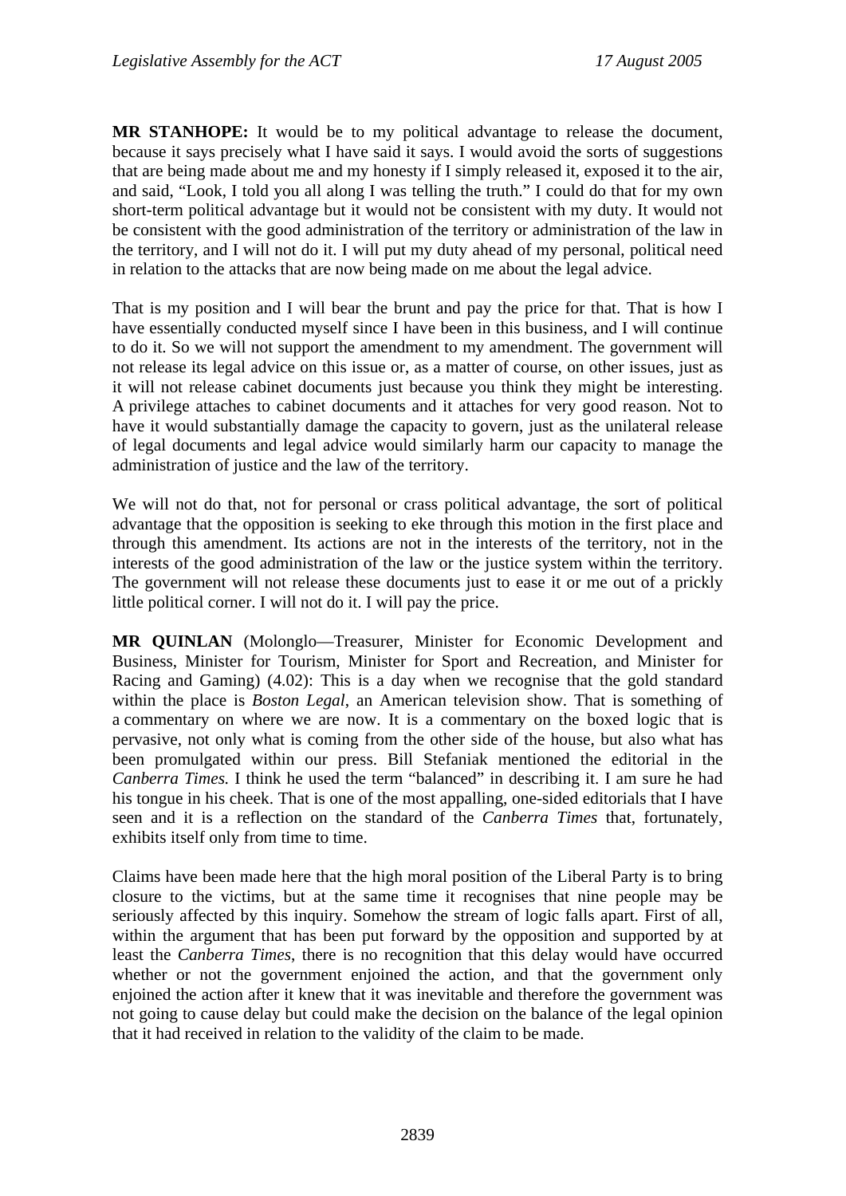**MR STANHOPE:** It would be to my political advantage to release the document, because it says precisely what I have said it says. I would avoid the sorts of suggestions that are being made about me and my honesty if I simply released it, exposed it to the air, and said, "Look, I told you all along I was telling the truth." I could do that for my own short-term political advantage but it would not be consistent with my duty. It would not be consistent with the good administration of the territory or administration of the law in the territory, and I will not do it. I will put my duty ahead of my personal, political need in relation to the attacks that are now being made on me about the legal advice.

That is my position and I will bear the brunt and pay the price for that. That is how I have essentially conducted myself since I have been in this business, and I will continue to do it. So we will not support the amendment to my amendment. The government will not release its legal advice on this issue or, as a matter of course, on other issues, just as it will not release cabinet documents just because you think they might be interesting. A privilege attaches to cabinet documents and it attaches for very good reason. Not to have it would substantially damage the capacity to govern, just as the unilateral release of legal documents and legal advice would similarly harm our capacity to manage the administration of justice and the law of the territory.

We will not do that, not for personal or crass political advantage, the sort of political advantage that the opposition is seeking to eke through this motion in the first place and through this amendment. Its actions are not in the interests of the territory, not in the interests of the good administration of the law or the justice system within the territory. The government will not release these documents just to ease it or me out of a prickly little political corner. I will not do it. I will pay the price.

**MR QUINLAN** (Molonglo—Treasurer, Minister for Economic Development and Business, Minister for Tourism, Minister for Sport and Recreation, and Minister for Racing and Gaming) (4.02): This is a day when we recognise that the gold standard within the place is *Boston Legal*, an American television show. That is something of a commentary on where we are now. It is a commentary on the boxed logic that is pervasive, not only what is coming from the other side of the house, but also what has been promulgated within our press. Bill Stefaniak mentioned the editorial in the *Canberra Times*. I think he used the term "balanced" in describing it. I am sure he had his tongue in his cheek. That is one of the most appalling, one-sided editorials that I have seen and it is a reflection on the standard of the *Canberra Times* that, fortunately, exhibits itself only from time to time.

Claims have been made here that the high moral position of the Liberal Party is to bring closure to the victims, but at the same time it recognises that nine people may be seriously affected by this inquiry. Somehow the stream of logic falls apart. First of all, within the argument that has been put forward by the opposition and supported by at least the *Canberra Times*, there is no recognition that this delay would have occurred whether or not the government enjoined the action, and that the government only enjoined the action after it knew that it was inevitable and therefore the government was not going to cause delay but could make the decision on the balance of the legal opinion that it had received in relation to the validity of the claim to be made.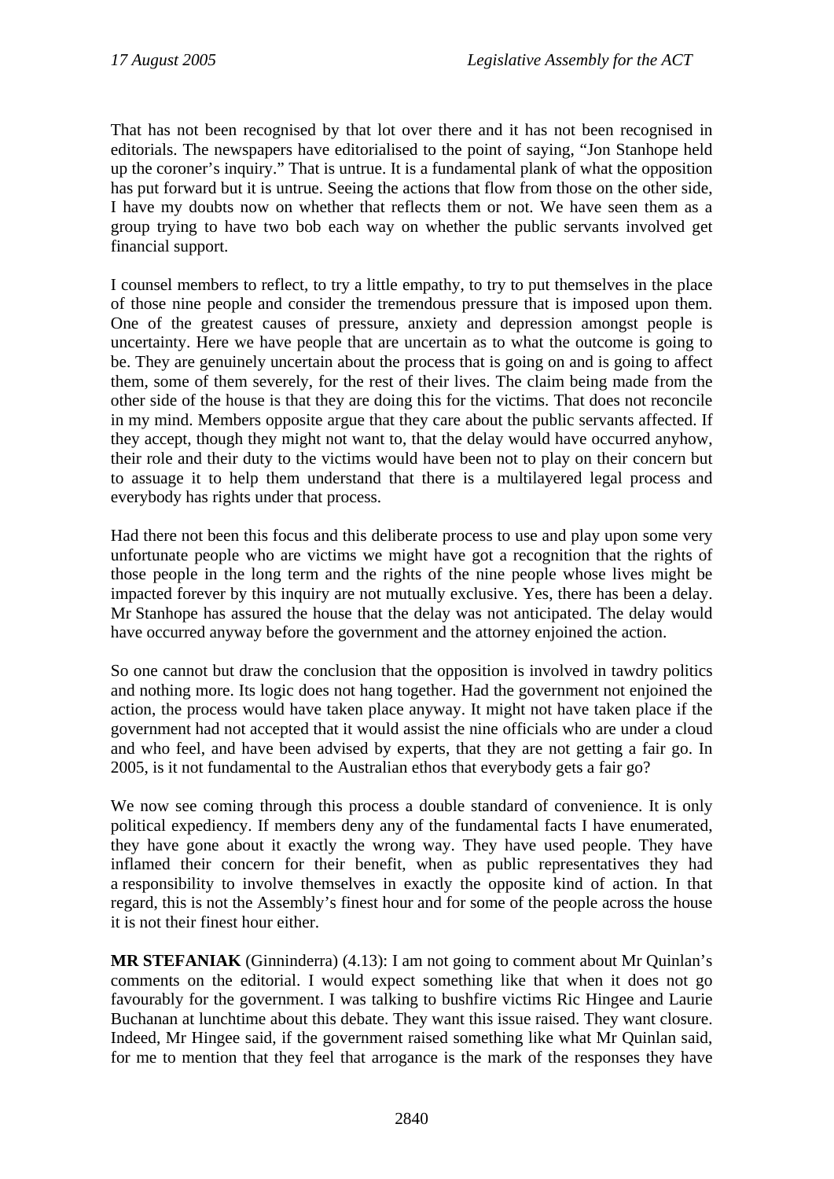That has not been recognised by that lot over there and it has not been recognised in editorials. The newspapers have editorialised to the point of saying, "Jon Stanhope held up the coroner's inquiry." That is untrue. It is a fundamental plank of what the opposition has put forward but it is untrue. Seeing the actions that flow from those on the other side, I have my doubts now on whether that reflects them or not. We have seen them as a group trying to have two bob each way on whether the public servants involved get financial support.

I counsel members to reflect, to try a little empathy, to try to put themselves in the place of those nine people and consider the tremendous pressure that is imposed upon them. One of the greatest causes of pressure, anxiety and depression amongst people is uncertainty. Here we have people that are uncertain as to what the outcome is going to be. They are genuinely uncertain about the process that is going on and is going to affect them, some of them severely, for the rest of their lives. The claim being made from the other side of the house is that they are doing this for the victims. That does not reconcile in my mind. Members opposite argue that they care about the public servants affected. If they accept, though they might not want to, that the delay would have occurred anyhow, their role and their duty to the victims would have been not to play on their concern but to assuage it to help them understand that there is a multilayered legal process and everybody has rights under that process.

Had there not been this focus and this deliberate process to use and play upon some very unfortunate people who are victims we might have got a recognition that the rights of those people in the long term and the rights of the nine people whose lives might be impacted forever by this inquiry are not mutually exclusive. Yes, there has been a delay. Mr Stanhope has assured the house that the delay was not anticipated. The delay would have occurred anyway before the government and the attorney enjoined the action.

So one cannot but draw the conclusion that the opposition is involved in tawdry politics and nothing more. Its logic does not hang together. Had the government not enjoined the action, the process would have taken place anyway. It might not have taken place if the government had not accepted that it would assist the nine officials who are under a cloud and who feel, and have been advised by experts, that they are not getting a fair go. In 2005, is it not fundamental to the Australian ethos that everybody gets a fair go?

We now see coming through this process a double standard of convenience. It is only political expediency. If members deny any of the fundamental facts I have enumerated, they have gone about it exactly the wrong way. They have used people. They have inflamed their concern for their benefit, when as public representatives they had a responsibility to involve themselves in exactly the opposite kind of action. In that regard, this is not the Assembly's finest hour and for some of the people across the house it is not their finest hour either.

**MR STEFANIAK** (Ginninderra) (4.13): I am not going to comment about Mr Quinlan's comments on the editorial. I would expect something like that when it does not go favourably for the government. I was talking to bushfire victims Ric Hingee and Laurie Buchanan at lunchtime about this debate. They want this issue raised. They want closure. Indeed, Mr Hingee said, if the government raised something like what Mr Quinlan said, for me to mention that they feel that arrogance is the mark of the responses they have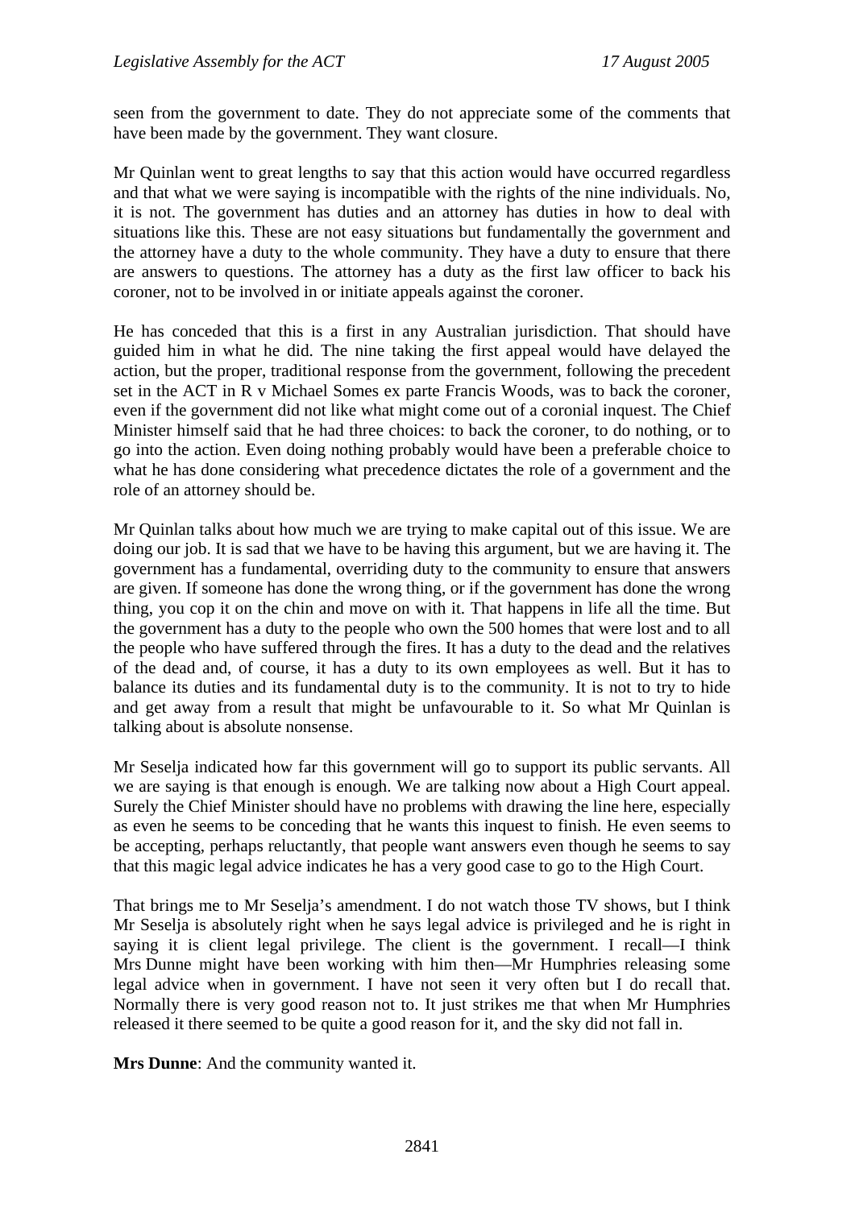seen from the government to date. They do not appreciate some of the comments that have been made by the government. They want closure.

Mr Quinlan went to great lengths to say that this action would have occurred regardless and that what we were saying is incompatible with the rights of the nine individuals. No, it is not. The government has duties and an attorney has duties in how to deal with situations like this. These are not easy situations but fundamentally the government and the attorney have a duty to the whole community. They have a duty to ensure that there are answers to questions. The attorney has a duty as the first law officer to back his coroner, not to be involved in or initiate appeals against the coroner.

He has conceded that this is a first in any Australian jurisdiction. That should have guided him in what he did. The nine taking the first appeal would have delayed the action, but the proper, traditional response from the government, following the precedent set in the ACT in R v Michael Somes ex parte Francis Woods, was to back the coroner, even if the government did not like what might come out of a coronial inquest. The Chief Minister himself said that he had three choices: to back the coroner, to do nothing, or to go into the action. Even doing nothing probably would have been a preferable choice to what he has done considering what precedence dictates the role of a government and the role of an attorney should be.

Mr Quinlan talks about how much we are trying to make capital out of this issue. We are doing our job. It is sad that we have to be having this argument, but we are having it. The government has a fundamental, overriding duty to the community to ensure that answers are given. If someone has done the wrong thing, or if the government has done the wrong thing, you cop it on the chin and move on with it. That happens in life all the time. But the government has a duty to the people who own the 500 homes that were lost and to all the people who have suffered through the fires. It has a duty to the dead and the relatives of the dead and, of course, it has a duty to its own employees as well. But it has to balance its duties and its fundamental duty is to the community. It is not to try to hide and get away from a result that might be unfavourable to it. So what Mr Quinlan is talking about is absolute nonsense.

Mr Seselja indicated how far this government will go to support its public servants. All we are saying is that enough is enough. We are talking now about a High Court appeal. Surely the Chief Minister should have no problems with drawing the line here, especially as even he seems to be conceding that he wants this inquest to finish. He even seems to be accepting, perhaps reluctantly, that people want answers even though he seems to say that this magic legal advice indicates he has a very good case to go to the High Court.

That brings me to Mr Seselja's amendment. I do not watch those TV shows, but I think Mr Seselja is absolutely right when he says legal advice is privileged and he is right in saying it is client legal privilege. The client is the government. I recall—I think Mrs Dunne might have been working with him then—Mr Humphries releasing some legal advice when in government. I have not seen it very often but I do recall that. Normally there is very good reason not to. It just strikes me that when Mr Humphries released it there seemed to be quite a good reason for it, and the sky did not fall in.

**Mrs Dunne**: And the community wanted it.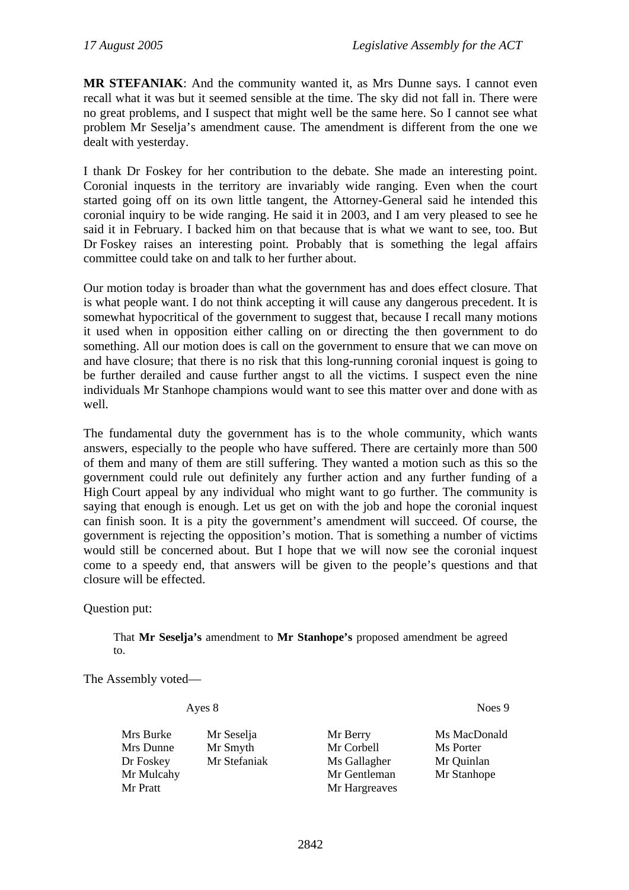**MR STEFANIAK**: And the community wanted it, as Mrs Dunne says. I cannot even recall what it was but it seemed sensible at the time. The sky did not fall in. There were no great problems, and I suspect that might well be the same here. So I cannot see what problem Mr Seselja's amendment cause. The amendment is different from the one we dealt with yesterday.

I thank Dr Foskey for her contribution to the debate. She made an interesting point. Coronial inquests in the territory are invariably wide ranging. Even when the court started going off on its own little tangent, the Attorney-General said he intended this coronial inquiry to be wide ranging. He said it in 2003, and I am very pleased to see he said it in February. I backed him on that because that is what we want to see, too. But Dr Foskey raises an interesting point. Probably that is something the legal affairs committee could take on and talk to her further about.

Our motion today is broader than what the government has and does effect closure. That is what people want. I do not think accepting it will cause any dangerous precedent. It is somewhat hypocritical of the government to suggest that, because I recall many motions it used when in opposition either calling on or directing the then government to do something. All our motion does is call on the government to ensure that we can move on and have closure; that there is no risk that this long-running coronial inquest is going to be further derailed and cause further angst to all the victims. I suspect even the nine individuals Mr Stanhope champions would want to see this matter over and done with as well.

The fundamental duty the government has is to the whole community, which wants answers, especially to the people who have suffered. There are certainly more than 500 of them and many of them are still suffering. They wanted a motion such as this so the government could rule out definitely any further action and any further funding of a High Court appeal by any individual who might want to go further. The community is saying that enough is enough. Let us get on with the job and hope the coronial inquest can finish soon. It is a pity the government's amendment will succeed. Of course, the government is rejecting the opposition's motion. That is something a number of victims would still be concerned about. But I hope that we will now see the coronial inquest come to a speedy end, that answers will be given to the people's questions and that closure will be effected.

Question put:

> That **Mr Seselja's** amendment to **Mr Stanhope's** proposed amendment be agreed to.

The Assembly voted—

| Ayes 8 | | Noes 9 | |
|---|---|---|---|
| Mrs Burke | Mr Seselja | Mr Berry | Ms MacDonald |
| Mrs Dunne | Mr Smyth | Mr Corbell | Ms Porter |
| Dr Foskey | Mr Stefaniak | Ms Gallagher | Mr Quinlan |
| Mr Mulcahy | | Mr Gentleman | Mr Stanhope |
| Mr Pratt | | Mr Hargreaves | |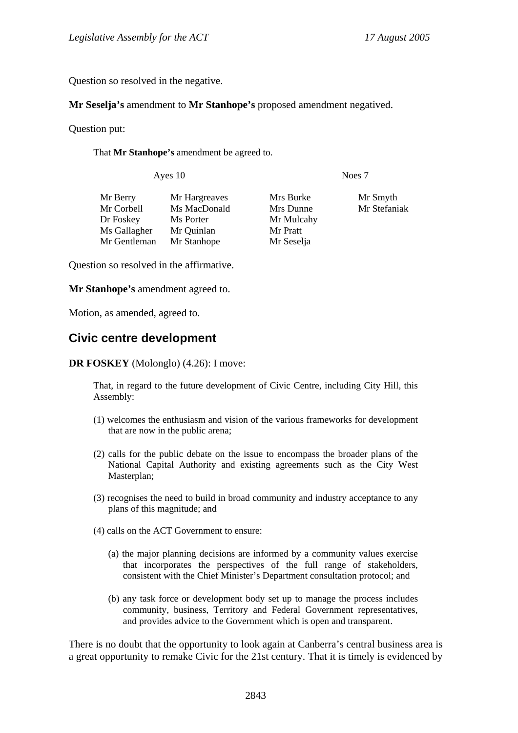Question so resolved in the negative.

**Mr Seselja's** amendment to **Mr Stanhope's** proposed amendment negatived.

Question put:

> That **Mr Stanhope's** amendment be agreed to.

| Ayes 10 | | Noes 7 | |
|---|---|---|---|
| Mr Berry | Mr Hargreaves | Mrs Burke | Mr Smyth |
| Mr Corbell | Ms MacDonald | Mrs Dunne | Mr Stefaniak |
| Dr Foskey | Ms Porter | Mr Mulcahy | |
| Ms Gallagher | Mr Quinlan | Mr Pratt | |
| Mr Gentleman | Mr Stanhope | Mr Seselja | |

Question so resolved in the affirmative.

**Mr Stanhope's** amendment agreed to.

Motion, as amended, agreed to.

## Civic centre development

**DR FOSKEY** (Molonglo) (4.26): I move:

> That, in regard to the future development of Civic Centre, including City Hill, this Assembly:
>
> (1) welcomes the enthusiasm and vision of the various frameworks for development that are now in the public arena;
>
> (2) calls for the public debate on the issue to encompass the broader plans of the National Capital Authority and existing agreements such as the City West Masterplan;
>
> (3) recognises the need to build in broad community and industry acceptance to any plans of this magnitude; and
>
> (4) calls on the ACT Government to ensure:
>
> (a) the major planning decisions are informed by a community values exercise that incorporates the perspectives of the full range of stakeholders, consistent with the Chief Minister's Department consultation protocol; and
>
> (b) any task force or development body set up to manage the process includes community, business, Territory and Federal Government representatives, and provides advice to the Government which is open and transparent.

There is no doubt that the opportunity to look again at Canberra's central business area is a great opportunity to remake Civic for the 21st century. That it is timely is evidenced by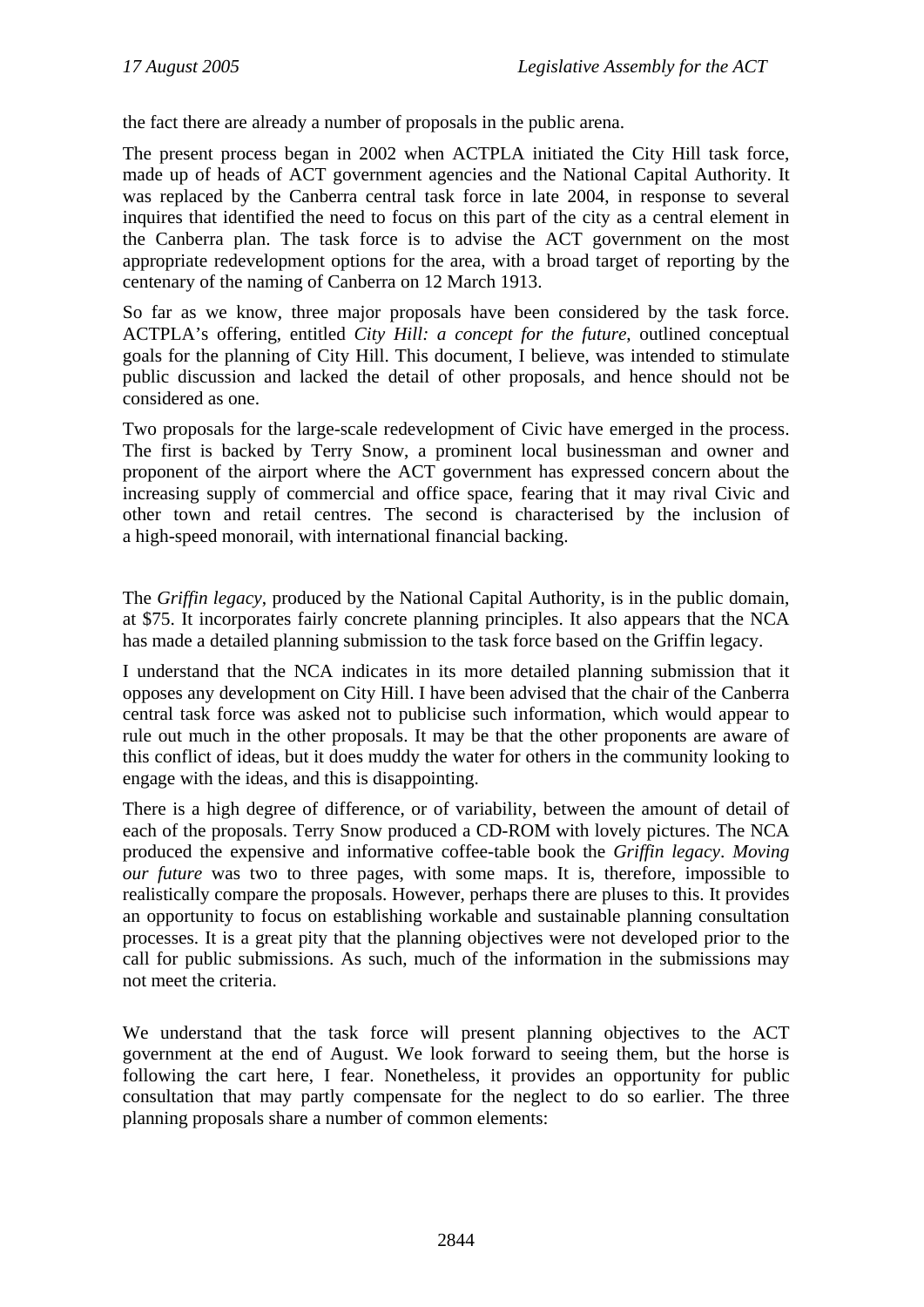the fact there are already a number of proposals in the public arena.

The present process began in 2002 when ACTPLA initiated the City Hill task force, made up of heads of ACT government agencies and the National Capital Authority. It was replaced by the Canberra central task force in late 2004, in response to several inquires that identified the need to focus on this part of the city as a central element in the Canberra plan. The task force is to advise the ACT government on the most appropriate redevelopment options for the area, with a broad target of reporting by the centenary of the naming of Canberra on 12 March 1913.

So far as we know, three major proposals have been considered by the task force. ACTPLA's offering, entitled *City Hill: a concept for the future*, outlined conceptual goals for the planning of City Hill. This document, I believe, was intended to stimulate public discussion and lacked the detail of other proposals, and hence should not be considered as one.

Two proposals for the large-scale redevelopment of Civic have emerged in the process. The first is backed by Terry Snow, a prominent local businessman and owner and proponent of the airport where the ACT government has expressed concern about the increasing supply of commercial and office space, fearing that it may rival Civic and other town and retail centres. The second is characterised by the inclusion of a high-speed monorail, with international financial backing.

The *Griffin legacy*, produced by the National Capital Authority, is in the public domain, at $75. It incorporates fairly concrete planning principles. It also appears that the NCA has made a detailed planning submission to the task force based on the Griffin legacy.

I understand that the NCA indicates in its more detailed planning submission that it opposes any development on City Hill. I have been advised that the chair of the Canberra central task force was asked not to publicise such information, which would appear to rule out much in the other proposals. It may be that the other proponents are aware of this conflict of ideas, but it does muddy the water for others in the community looking to engage with the ideas, and this is disappointing.

There is a high degree of difference, or of variability, between the amount of detail of each of the proposals. Terry Snow produced a CD-ROM with lovely pictures. The NCA produced the expensive and informative coffee-table book the *Griffin legacy*. *Moving our future* was two to three pages, with some maps. It is, therefore, impossible to realistically compare the proposals. However, perhaps there are pluses to this. It provides an opportunity to focus on establishing workable and sustainable planning consultation processes. It is a great pity that the planning objectives were not developed prior to the call for public submissions. As such, much of the information in the submissions may not meet the criteria.

We understand that the task force will present planning objectives to the ACT government at the end of August. We look forward to seeing them, but the horse is following the cart here, I fear. Nonetheless, it provides an opportunity for public consultation that may partly compensate for the neglect to do so earlier. The three planning proposals share a number of common elements: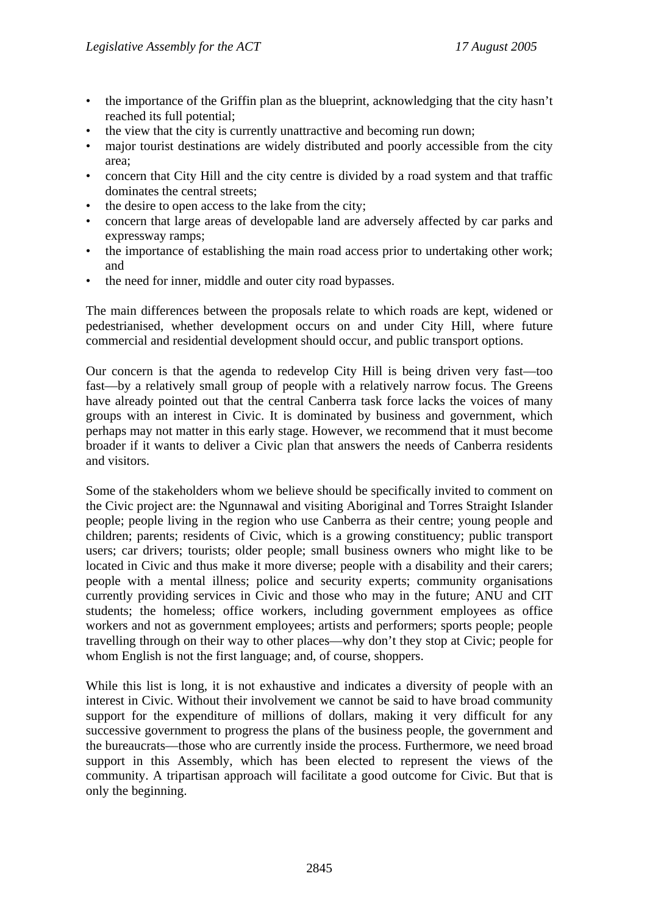- the importance of the Griffin plan as the blueprint, acknowledging that the city hasn't reached its full potential;
- the view that the city is currently unattractive and becoming run down;
- major tourist destinations are widely distributed and poorly accessible from the city area;
- concern that City Hill and the city centre is divided by a road system and that traffic dominates the central streets;
- the desire to open access to the lake from the city;
- concern that large areas of developable land are adversely affected by car parks and expressway ramps;
- the importance of establishing the main road access prior to undertaking other work; and
- the need for inner, middle and outer city road bypasses.

The main differences between the proposals relate to which roads are kept, widened or pedestrianised, whether development occurs on and under City Hill, where future commercial and residential development should occur, and public transport options.

Our concern is that the agenda to redevelop City Hill is being driven very fast—too fast—by a relatively small group of people with a relatively narrow focus. The Greens have already pointed out that the central Canberra task force lacks the voices of many groups with an interest in Civic. It is dominated by business and government, which perhaps may not matter in this early stage. However, we recommend that it must become broader if it wants to deliver a Civic plan that answers the needs of Canberra residents and visitors.

Some of the stakeholders whom we believe should be specifically invited to comment on the Civic project are: the Ngunnawal and visiting Aboriginal and Torres Straight Islander people; people living in the region who use Canberra as their centre; young people and children; parents; residents of Civic, which is a growing constituency; public transport users; car drivers; tourists; older people; small business owners who might like to be located in Civic and thus make it more diverse; people with a disability and their carers; people with a mental illness; police and security experts; community organisations currently providing services in Civic and those who may in the future; ANU and CIT students; the homeless; office workers, including government employees as office workers and not as government employees; artists and performers; sports people; people travelling through on their way to other places—why don't they stop at Civic; people for whom English is not the first language; and, of course, shoppers.

While this list is long, it is not exhaustive and indicates a diversity of people with an interest in Civic. Without their involvement we cannot be said to have broad community support for the expenditure of millions of dollars, making it very difficult for any successive government to progress the plans of the business people, the government and the bureaucrats—those who are currently inside the process. Furthermore, we need broad support in this Assembly, which has been elected to represent the views of the community. A tripartisan approach will facilitate a good outcome for Civic. But that is only the beginning.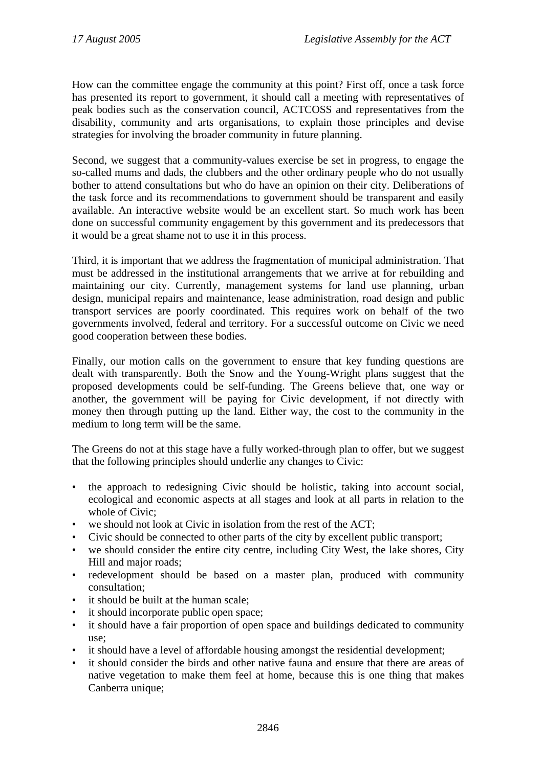How can the committee engage the community at this point? First off, once a task force has presented its report to government, it should call a meeting with representatives of peak bodies such as the conservation council, ACTCOSS and representatives from the disability, community and arts organisations, to explain those principles and devise strategies for involving the broader community in future planning.

Second, we suggest that a community-values exercise be set in progress, to engage the so-called mums and dads, the clubbers and the other ordinary people who do not usually bother to attend consultations but who do have an opinion on their city. Deliberations of the task force and its recommendations to government should be transparent and easily available. An interactive website would be an excellent start. So much work has been done on successful community engagement by this government and its predecessors that it would be a great shame not to use it in this process.

Third, it is important that we address the fragmentation of municipal administration. That must be addressed in the institutional arrangements that we arrive at for rebuilding and maintaining our city. Currently, management systems for land use planning, urban design, municipal repairs and maintenance, lease administration, road design and public transport services are poorly coordinated. This requires work on behalf of the two governments involved, federal and territory. For a successful outcome on Civic we need good cooperation between these bodies.

Finally, our motion calls on the government to ensure that key funding questions are dealt with transparently. Both the Snow and the Young-Wright plans suggest that the proposed developments could be self-funding. The Greens believe that, one way or another, the government will be paying for Civic development, if not directly with money then through putting up the land. Either way, the cost to the community in the medium to long term will be the same.

The Greens do not at this stage have a fully worked-through plan to offer, but we suggest that the following principles should underlie any changes to Civic:

- the approach to redesigning Civic should be holistic, taking into account social, ecological and economic aspects at all stages and look at all parts in relation to the whole of Civic;
- we should not look at Civic in isolation from the rest of the ACT;
- Civic should be connected to other parts of the city by excellent public transport;
- we should consider the entire city centre, including City West, the lake shores, City Hill and major roads;
- redevelopment should be based on a master plan, produced with community consultation;
- it should be built at the human scale;
- it should incorporate public open space;
- it should have a fair proportion of open space and buildings dedicated to community use;
- it should have a level of affordable housing amongst the residential development;
- it should consider the birds and other native fauna and ensure that there are areas of native vegetation to make them feel at home, because this is one thing that makes Canberra unique;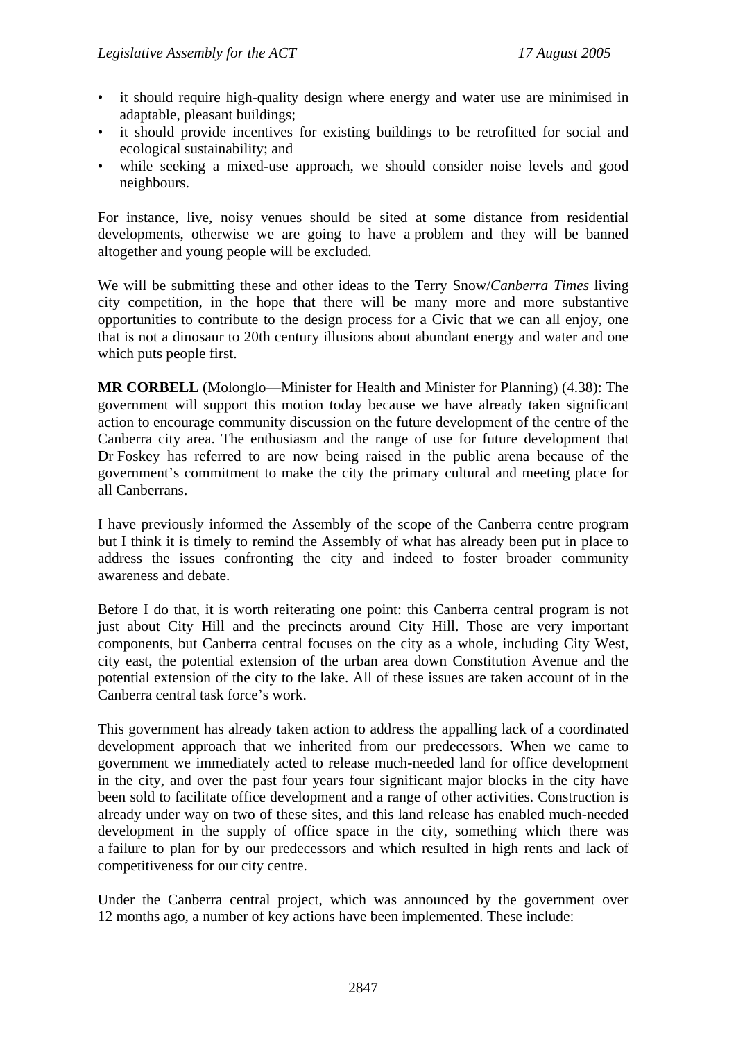- it should require high-quality design where energy and water use are minimised in adaptable, pleasant buildings;
- it should provide incentives for existing buildings to be retrofitted for social and ecological sustainability; and
- while seeking a mixed-use approach, we should consider noise levels and good neighbours.

For instance, live, noisy venues should be sited at some distance from residential developments, otherwise we are going to have a problem and they will be banned altogether and young people will be excluded.

We will be submitting these and other ideas to the Terry Snow/*Canberra Times* living city competition, in the hope that there will be many more and more substantive opportunities to contribute to the design process for a Civic that we can all enjoy, one that is not a dinosaur to 20th century illusions about abundant energy and water and one which puts people first.

**MR CORBELL** (Molonglo—Minister for Health and Minister for Planning) (4.38): The government will support this motion today because we have already taken significant action to encourage community discussion on the future development of the centre of the Canberra city area. The enthusiasm and the range of use for future development that Dr Foskey has referred to are now being raised in the public arena because of the government's commitment to make the city the primary cultural and meeting place for all Canberrans.

I have previously informed the Assembly of the scope of the Canberra centre program but I think it is timely to remind the Assembly of what has already been put in place to address the issues confronting the city and indeed to foster broader community awareness and debate.

Before I do that, it is worth reiterating one point: this Canberra central program is not just about City Hill and the precincts around City Hill. Those are very important components, but Canberra central focuses on the city as a whole, including City West, city east, the potential extension of the urban area down Constitution Avenue and the potential extension of the city to the lake. All of these issues are taken account of in the Canberra central task force's work.

This government has already taken action to address the appalling lack of a coordinated development approach that we inherited from our predecessors. When we came to government we immediately acted to release much-needed land for office development in the city, and over the past four years four significant major blocks in the city have been sold to facilitate office development and a range of other activities. Construction is already under way on two of these sites, and this land release has enabled much-needed development in the supply of office space in the city, something which there was a failure to plan for by our predecessors and which resulted in high rents and lack of competitiveness for our city centre.

Under the Canberra central project, which was announced by the government over 12 months ago, a number of key actions have been implemented. These include: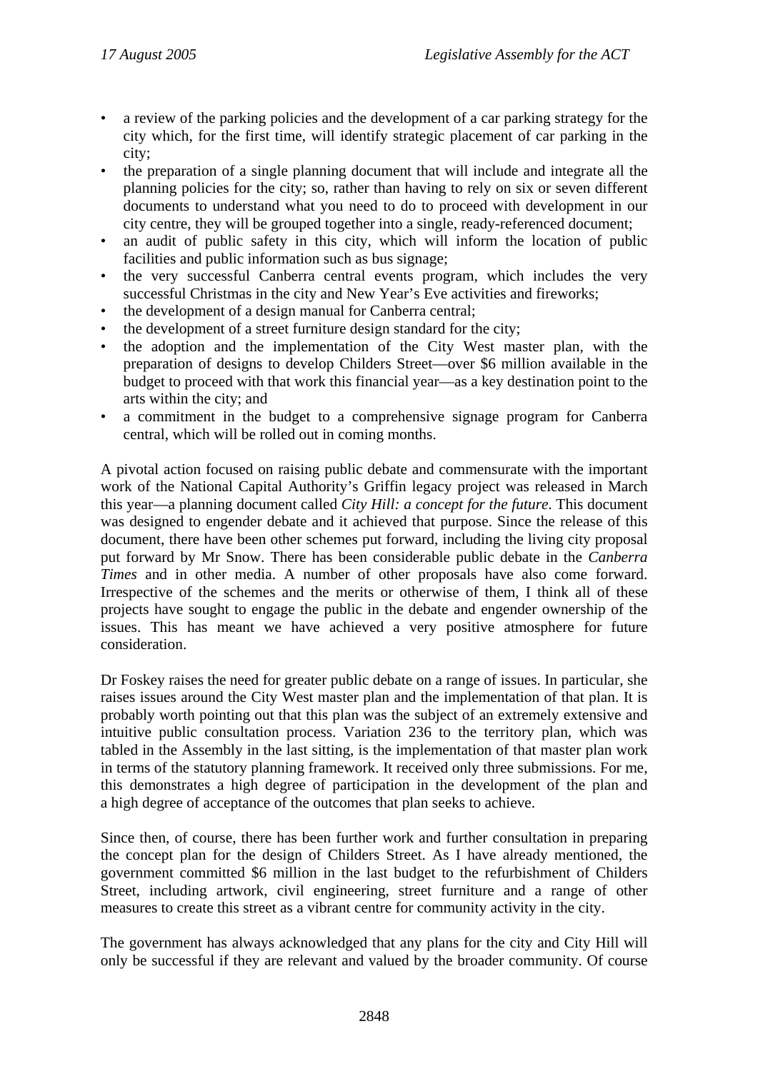- a review of the parking policies and the development of a car parking strategy for the city which, for the first time, will identify strategic placement of car parking in the city;
- the preparation of a single planning document that will include and integrate all the planning policies for the city; so, rather than having to rely on six or seven different documents to understand what you need to do to proceed with development in our city centre, they will be grouped together into a single, ready-referenced document;
- an audit of public safety in this city, which will inform the location of public facilities and public information such as bus signage;
- the very successful Canberra central events program, which includes the very successful Christmas in the city and New Year's Eve activities and fireworks;
- the development of a design manual for Canberra central;
- the development of a street furniture design standard for the city;
- the adoption and the implementation of the City West master plan, with the preparation of designs to develop Childers Street—over $6 million available in the budget to proceed with that work this financial year—as a key destination point to the arts within the city; and
- a commitment in the budget to a comprehensive signage program for Canberra central, which will be rolled out in coming months.

A pivotal action focused on raising public debate and commensurate with the important work of the National Capital Authority's Griffin legacy project was released in March this year—a planning document called *City Hill: a concept for the future*. This document was designed to engender debate and it achieved that purpose. Since the release of this document, there have been other schemes put forward, including the living city proposal put forward by Mr Snow. There has been considerable public debate in the *Canberra Times* and in other media. A number of other proposals have also come forward. Irrespective of the schemes and the merits or otherwise of them, I think all of these projects have sought to engage the public in the debate and engender ownership of the issues. This has meant we have achieved a very positive atmosphere for future consideration.

Dr Foskey raises the need for greater public debate on a range of issues. In particular, she raises issues around the City West master plan and the implementation of that plan. It is probably worth pointing out that this plan was the subject of an extremely extensive and intuitive public consultation process. Variation 236 to the territory plan, which was tabled in the Assembly in the last sitting, is the implementation of that master plan work in terms of the statutory planning framework. It received only three submissions. For me, this demonstrates a high degree of participation in the development of the plan and a high degree of acceptance of the outcomes that plan seeks to achieve.

Since then, of course, there has been further work and further consultation in preparing the concept plan for the design of Childers Street. As I have already mentioned, the government committed $6 million in the last budget to the refurbishment of Childers Street, including artwork, civil engineering, street furniture and a range of other measures to create this street as a vibrant centre for community activity in the city.

The government has always acknowledged that any plans for the city and City Hill will only be successful if they are relevant and valued by the broader community. Of course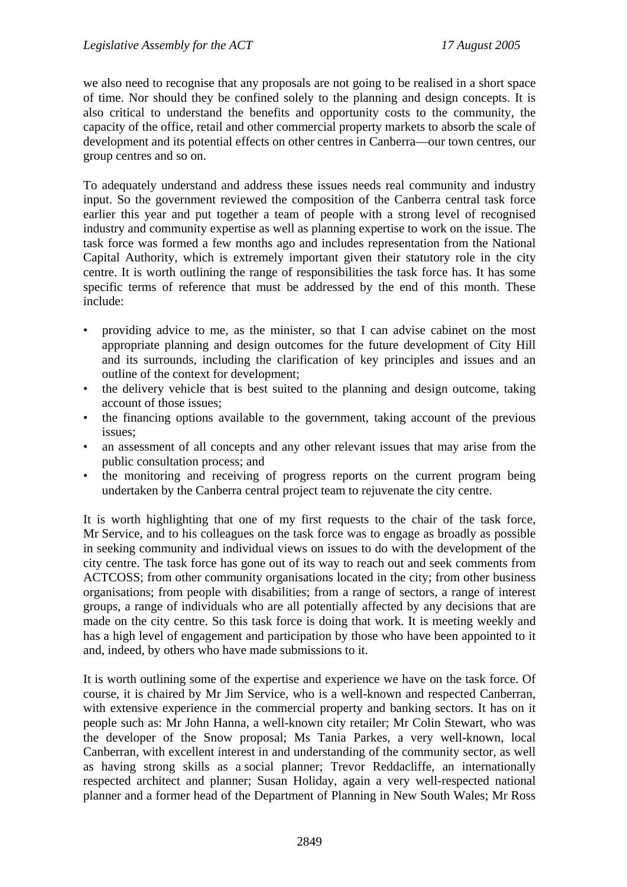we also need to recognise that any proposals are not going to be realised in a short space of time. Nor should they be confined solely to the planning and design concepts. It is also critical to understand the benefits and opportunity costs to the community, the capacity of the office, retail and other commercial property markets to absorb the scale of development and its potential effects on other centres in Canberra—our town centres, our group centres and so on.

To adequately understand and address these issues needs real community and industry input. So the government reviewed the composition of the Canberra central task force earlier this year and put together a team of people with a strong level of recognised industry and community expertise as well as planning expertise to work on the issue. The task force was formed a few months ago and includes representation from the National Capital Authority, which is extremely important given their statutory role in the city centre. It is worth outlining the range of responsibilities the task force has. It has some specific terms of reference that must be addressed by the end of this month. These include:

- providing advice to me, as the minister, so that I can advise cabinet on the most appropriate planning and design outcomes for the future development of City Hill and its surrounds, including the clarification of key principles and issues and an outline of the context for development;
- the delivery vehicle that is best suited to the planning and design outcome, taking account of those issues;
- the financing options available to the government, taking account of the previous issues;
- an assessment of all concepts and any other relevant issues that may arise from the public consultation process; and
- the monitoring and receiving of progress reports on the current program being undertaken by the Canberra central project team to rejuvenate the city centre.

It is worth highlighting that one of my first requests to the chair of the task force, Mr Service, and to his colleagues on the task force was to engage as broadly as possible in seeking community and individual views on issues to do with the development of the city centre. The task force has gone out of its way to reach out and seek comments from ACTCOSS; from other community organisations located in the city; from other business organisations; from people with disabilities; from a range of sectors, a range of interest groups, a range of individuals who are all potentially affected by any decisions that are made on the city centre. So this task force is doing that work. It is meeting weekly and has a high level of engagement and participation by those who have been appointed to it and, indeed, by others who have made submissions to it.

It is worth outlining some of the expertise and experience we have on the task force. Of course, it is chaired by Mr Jim Service, who is a well-known and respected Canberran, with extensive experience in the commercial property and banking sectors. It has on it people such as: Mr John Hanna, a well-known city retailer; Mr Colin Stewart, who was the developer of the Snow proposal; Ms Tania Parkes, a very well-known, local Canberran, with excellent interest in and understanding of the community sector, as well as having strong skills as a social planner; Trevor Reddacliffe, an internationally respected architect and planner; Susan Holiday, again a very well-respected national planner and a former head of the Department of Planning in New South Wales; Mr Ross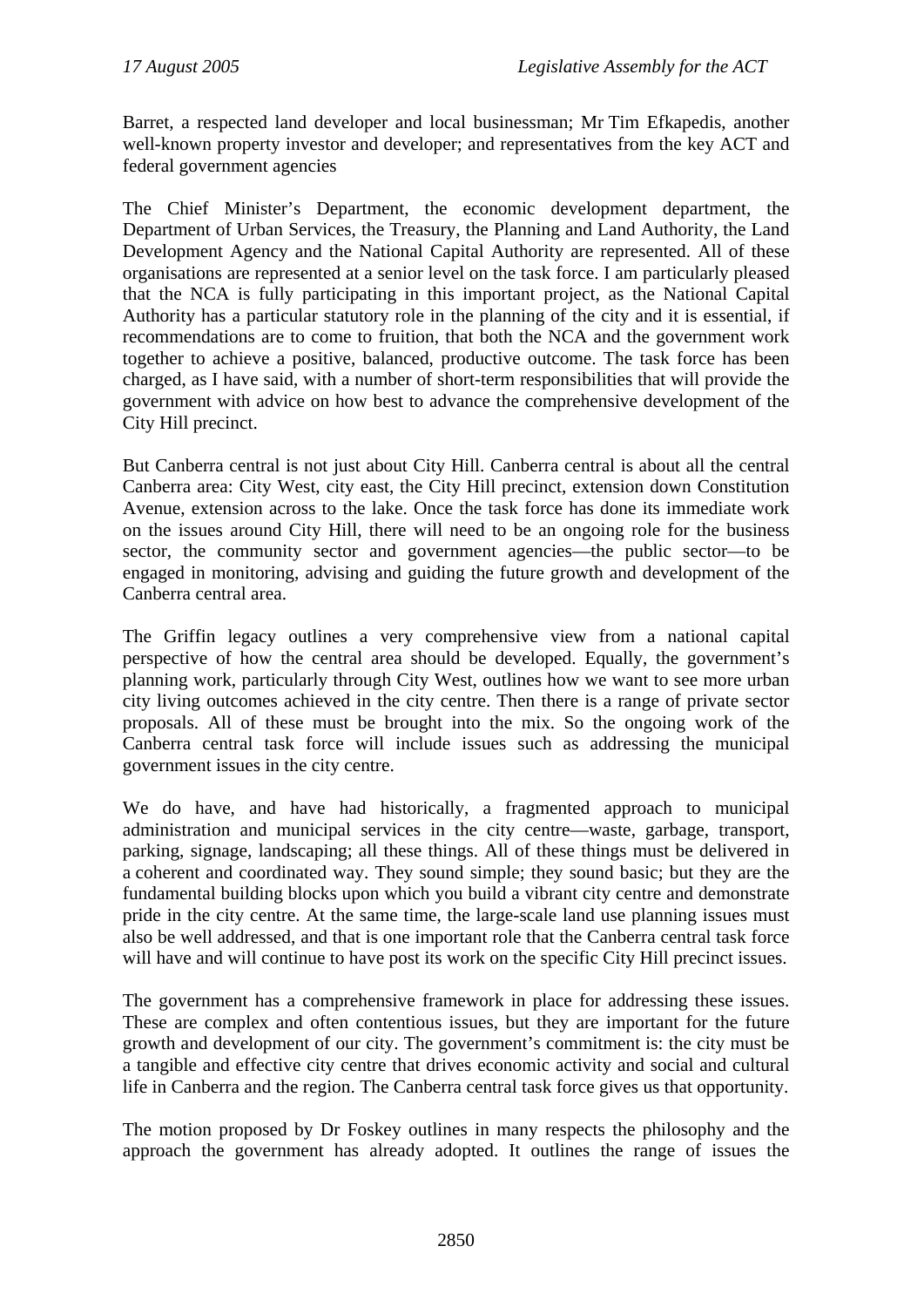Barret, a respected land developer and local businessman; Mr Tim Efkapedis, another well-known property investor and developer; and representatives from the key ACT and federal government agencies

The Chief Minister's Department, the economic development department, the Department of Urban Services, the Treasury, the Planning and Land Authority, the Land Development Agency and the National Capital Authority are represented. All of these organisations are represented at a senior level on the task force. I am particularly pleased that the NCA is fully participating in this important project, as the National Capital Authority has a particular statutory role in the planning of the city and it is essential, if recommendations are to come to fruition, that both the NCA and the government work together to achieve a positive, balanced, productive outcome. The task force has been charged, as I have said, with a number of short-term responsibilities that will provide the government with advice on how best to advance the comprehensive development of the City Hill precinct.

But Canberra central is not just about City Hill. Canberra central is about all the central Canberra area: City West, city east, the City Hill precinct, extension down Constitution Avenue, extension across to the lake. Once the task force has done its immediate work on the issues around City Hill, there will need to be an ongoing role for the business sector, the community sector and government agencies—the public sector—to be engaged in monitoring, advising and guiding the future growth and development of the Canberra central area.

The Griffin legacy outlines a very comprehensive view from a national capital perspective of how the central area should be developed. Equally, the government's planning work, particularly through City West, outlines how we want to see more urban city living outcomes achieved in the city centre. Then there is a range of private sector proposals. All of these must be brought into the mix. So the ongoing work of the Canberra central task force will include issues such as addressing the municipal government issues in the city centre.

We do have, and have had historically, a fragmented approach to municipal administration and municipal services in the city centre—waste, garbage, transport, parking, signage, landscaping; all these things. All of these things must be delivered in a coherent and coordinated way. They sound simple; they sound basic; but they are the fundamental building blocks upon which you build a vibrant city centre and demonstrate pride in the city centre. At the same time, the large-scale land use planning issues must also be well addressed, and that is one important role that the Canberra central task force will have and will continue to have post its work on the specific City Hill precinct issues.

The government has a comprehensive framework in place for addressing these issues. These are complex and often contentious issues, but they are important for the future growth and development of our city. The government's commitment is: the city must be a tangible and effective city centre that drives economic activity and social and cultural life in Canberra and the region. The Canberra central task force gives us that opportunity.

The motion proposed by Dr Foskey outlines in many respects the philosophy and the approach the government has already adopted. It outlines the range of issues the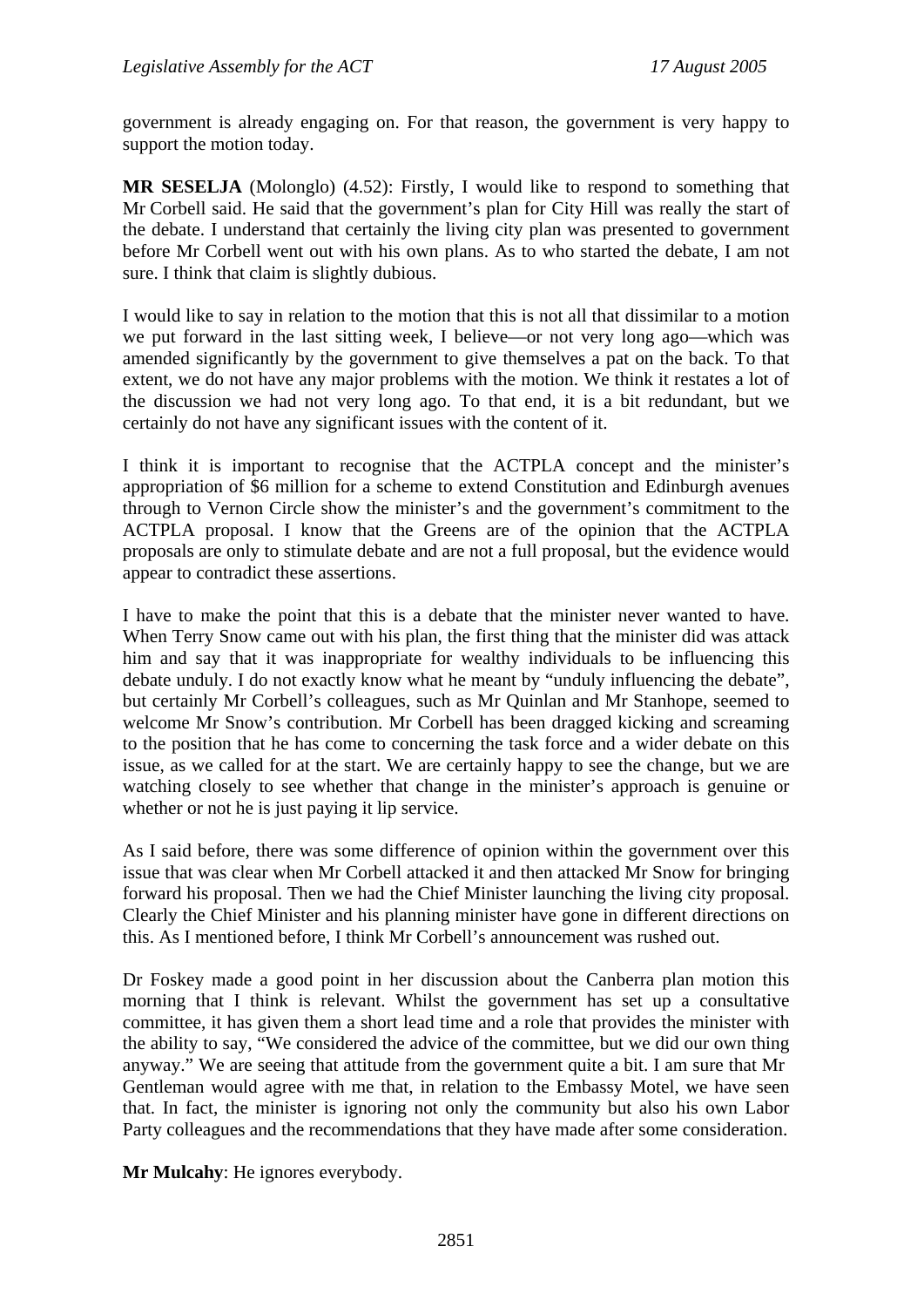government is already engaging on. For that reason, the government is very happy to support the motion today.

**MR SESELJA** (Molonglo) (4.52): Firstly, I would like to respond to something that Mr Corbell said. He said that the government's plan for City Hill was really the start of the debate. I understand that certainly the living city plan was presented to government before Mr Corbell went out with his own plans. As to who started the debate, I am not sure. I think that claim is slightly dubious.

I would like to say in relation to the motion that this is not all that dissimilar to a motion we put forward in the last sitting week, I believe—or not very long ago—which was amended significantly by the government to give themselves a pat on the back. To that extent, we do not have any major problems with the motion. We think it restates a lot of the discussion we had not very long ago. To that end, it is a bit redundant, but we certainly do not have any significant issues with the content of it.

I think it is important to recognise that the ACTPLA concept and the minister's appropriation of $6 million for a scheme to extend Constitution and Edinburgh avenues through to Vernon Circle show the minister's and the government's commitment to the ACTPLA proposal. I know that the Greens are of the opinion that the ACTPLA proposals are only to stimulate debate and are not a full proposal, but the evidence would appear to contradict these assertions.

I have to make the point that this is a debate that the minister never wanted to have. When Terry Snow came out with his plan, the first thing that the minister did was attack him and say that it was inappropriate for wealthy individuals to be influencing this debate unduly. I do not exactly know what he meant by "unduly influencing the debate", but certainly Mr Corbell's colleagues, such as Mr Quinlan and Mr Stanhope, seemed to welcome Mr Snow's contribution. Mr Corbell has been dragged kicking and screaming to the position that he has come to concerning the task force and a wider debate on this issue, as we called for at the start. We are certainly happy to see the change, but we are watching closely to see whether that change in the minister's approach is genuine or whether or not he is just paying it lip service.

As I said before, there was some difference of opinion within the government over this issue that was clear when Mr Corbell attacked it and then attacked Mr Snow for bringing forward his proposal. Then we had the Chief Minister launching the living city proposal. Clearly the Chief Minister and his planning minister have gone in different directions on this. As I mentioned before, I think Mr Corbell's announcement was rushed out.

Dr Foskey made a good point in her discussion about the Canberra plan motion this morning that I think is relevant. Whilst the government has set up a consultative committee, it has given them a short lead time and a role that provides the minister with the ability to say, "We considered the advice of the committee, but we did our own thing anyway." We are seeing that attitude from the government quite a bit. I am sure that Mr Gentleman would agree with me that, in relation to the Embassy Motel, we have seen that. In fact, the minister is ignoring not only the community but also his own Labor Party colleagues and the recommendations that they have made after some consideration.

**Mr Mulcahy**: He ignores everybody.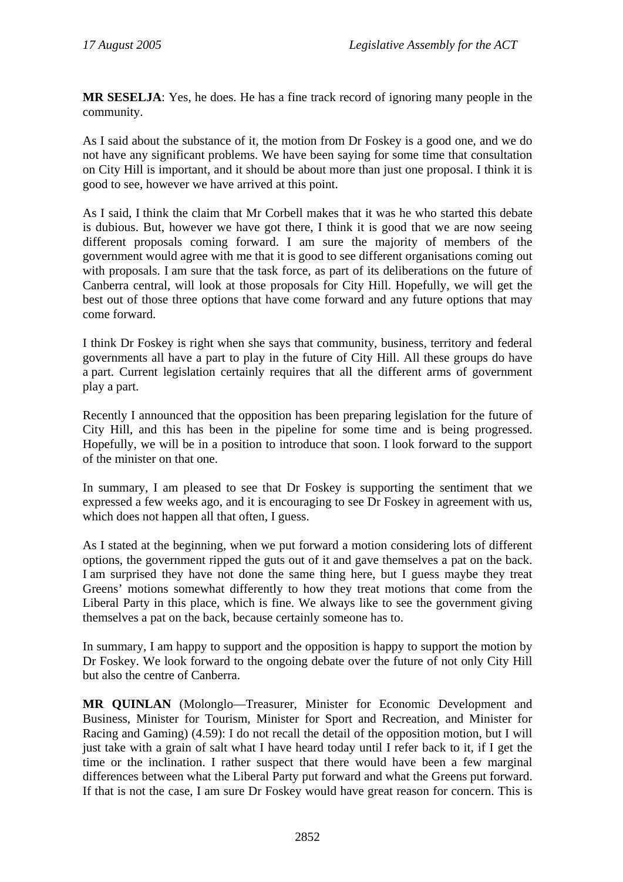**MR SESELJA**: Yes, he does. He has a fine track record of ignoring many people in the community.

As I said about the substance of it, the motion from Dr Foskey is a good one, and we do not have any significant problems. We have been saying for some time that consultation on City Hill is important, and it should be about more than just one proposal. I think it is good to see, however we have arrived at this point.

As I said, I think the claim that Mr Corbell makes that it was he who started this debate is dubious. But, however we have got there, I think it is good that we are now seeing different proposals coming forward. I am sure the majority of members of the government would agree with me that it is good to see different organisations coming out with proposals. I am sure that the task force, as part of its deliberations on the future of Canberra central, will look at those proposals for City Hill. Hopefully, we will get the best out of those three options that have come forward and any future options that may come forward.

I think Dr Foskey is right when she says that community, business, territory and federal governments all have a part to play in the future of City Hill. All these groups do have a part. Current legislation certainly requires that all the different arms of government play a part.

Recently I announced that the opposition has been preparing legislation for the future of City Hill, and this has been in the pipeline for some time and is being progressed. Hopefully, we will be in a position to introduce that soon. I look forward to the support of the minister on that one.

In summary, I am pleased to see that Dr Foskey is supporting the sentiment that we expressed a few weeks ago, and it is encouraging to see Dr Foskey in agreement with us, which does not happen all that often, I guess.

As I stated at the beginning, when we put forward a motion considering lots of different options, the government ripped the guts out of it and gave themselves a pat on the back. I am surprised they have not done the same thing here, but I guess maybe they treat Greens' motions somewhat differently to how they treat motions that come from the Liberal Party in this place, which is fine. We always like to see the government giving themselves a pat on the back, because certainly someone has to.

In summary, I am happy to support and the opposition is happy to support the motion by Dr Foskey. We look forward to the ongoing debate over the future of not only City Hill but also the centre of Canberra.

**MR QUINLAN** (Molonglo—Treasurer, Minister for Economic Development and Business, Minister for Tourism, Minister for Sport and Recreation, and Minister for Racing and Gaming) (4.59): I do not recall the detail of the opposition motion, but I will just take with a grain of salt what I have heard today until I refer back to it, if I get the time or the inclination. I rather suspect that there would have been a few marginal differences between what the Liberal Party put forward and what the Greens put forward. If that is not the case, I am sure Dr Foskey would have great reason for concern. This is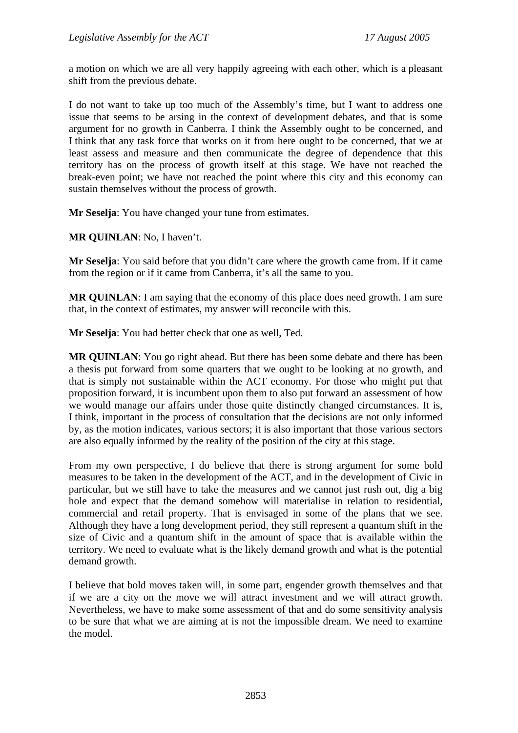a motion on which we are all very happily agreeing with each other, which is a pleasant shift from the previous debate.

I do not want to take up too much of the Assembly's time, but I want to address one issue that seems to be arsing in the context of development debates, and that is some argument for no growth in Canberra. I think the Assembly ought to be concerned, and I think that any task force that works on it from here ought to be concerned, that we at least assess and measure and then communicate the degree of dependence that this territory has on the process of growth itself at this stage. We have not reached the break-even point; we have not reached the point where this city and this economy can sustain themselves without the process of growth.

**Mr Seselja**: You have changed your tune from estimates.

**MR QUINLAN**: No, I haven't.

**Mr Seselja**: You said before that you didn't care where the growth came from. If it came from the region or if it came from Canberra, it's all the same to you.

**MR QUINLAN**: I am saying that the economy of this place does need growth. I am sure that, in the context of estimates, my answer will reconcile with this.

**Mr Seselja**: You had better check that one as well, Ted.

**MR QUINLAN**: You go right ahead. But there has been some debate and there has been a thesis put forward from some quarters that we ought to be looking at no growth, and that is simply not sustainable within the ACT economy. For those who might put that proposition forward, it is incumbent upon them to also put forward an assessment of how we would manage our affairs under those quite distinctly changed circumstances. It is, I think, important in the process of consultation that the decisions are not only informed by, as the motion indicates, various sectors; it is also important that those various sectors are also equally informed by the reality of the position of the city at this stage.

From my own perspective, I do believe that there is strong argument for some bold measures to be taken in the development of the ACT, and in the development of Civic in particular, but we still have to take the measures and we cannot just rush out, dig a big hole and expect that the demand somehow will materialise in relation to residential, commercial and retail property. That is envisaged in some of the plans that we see. Although they have a long development period, they still represent a quantum shift in the size of Civic and a quantum shift in the amount of space that is available within the territory. We need to evaluate what is the likely demand growth and what is the potential demand growth.

I believe that bold moves taken will, in some part, engender growth themselves and that if we are a city on the move we will attract investment and we will attract growth. Nevertheless, we have to make some assessment of that and do some sensitivity analysis to be sure that what we are aiming at is not the impossible dream. We need to examine the model.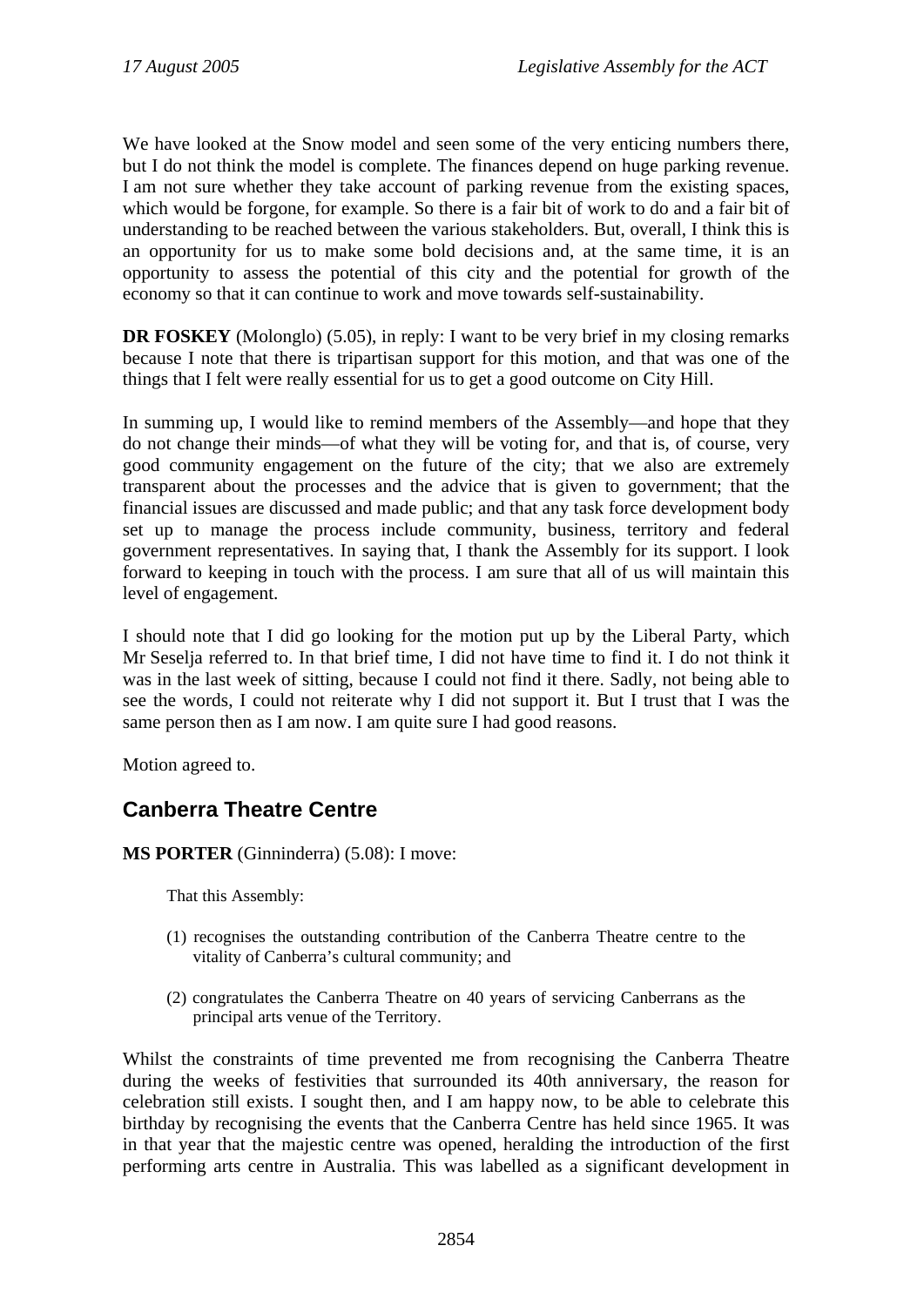We have looked at the Snow model and seen some of the very enticing numbers there, but I do not think the model is complete. The finances depend on huge parking revenue. I am not sure whether they take account of parking revenue from the existing spaces, which would be forgone, for example. So there is a fair bit of work to do and a fair bit of understanding to be reached between the various stakeholders. But, overall, I think this is an opportunity for us to make some bold decisions and, at the same time, it is an opportunity to assess the potential of this city and the potential for growth of the economy so that it can continue to work and move towards self-sustainability.

**DR FOSKEY** (Molonglo) (5.05), in reply: I want to be very brief in my closing remarks because I note that there is tripartisan support for this motion, and that was one of the things that I felt were really essential for us to get a good outcome on City Hill.

In summing up, I would like to remind members of the Assembly—and hope that they do not change their minds—of what they will be voting for, and that is, of course, very good community engagement on the future of the city; that we also are extremely transparent about the processes and the advice that is given to government; that the financial issues are discussed and made public; and that any task force development body set up to manage the process include community, business, territory and federal government representatives. In saying that, I thank the Assembly for its support. I look forward to keeping in touch with the process. I am sure that all of us will maintain this level of engagement.

I should note that I did go looking for the motion put up by the Liberal Party, which Mr Seselja referred to. In that brief time, I did not have time to find it. I do not think it was in the last week of sitting, because I could not find it there. Sadly, not being able to see the words, I could not reiterate why I did not support it. But I trust that I was the same person then as I am now. I am quite sure I had good reasons.

Motion agreed to.

## Canberra Theatre Centre

**MS PORTER** (Ginninderra) (5.08): I move:

> That this Assembly:
>
> (1) recognises the outstanding contribution of the Canberra Theatre centre to the vitality of Canberra's cultural community; and
>
> (2) congratulates the Canberra Theatre on 40 years of servicing Canberrans as the principal arts venue of the Territory.

Whilst the constraints of time prevented me from recognising the Canberra Theatre during the weeks of festivities that surrounded its 40th anniversary, the reason for celebration still exists. I sought then, and I am happy now, to be able to celebrate this birthday by recognising the events that the Canberra Centre has held since 1965. It was in that year that the majestic centre was opened, heralding the introduction of the first performing arts centre in Australia. This was labelled as a significant development in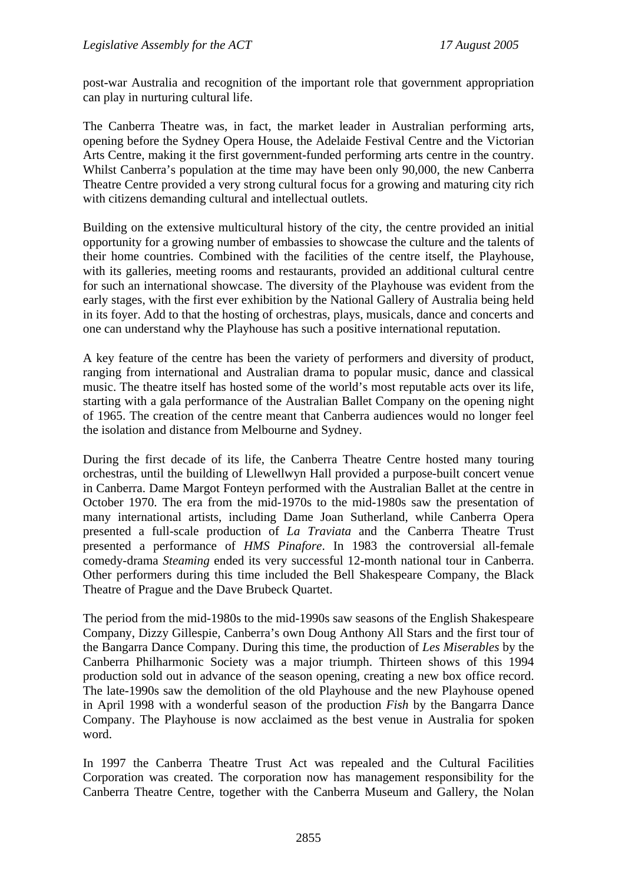post-war Australia and recognition of the important role that government appropriation can play in nurturing cultural life.

The Canberra Theatre was, in fact, the market leader in Australian performing arts, opening before the Sydney Opera House, the Adelaide Festival Centre and the Victorian Arts Centre, making it the first government-funded performing arts centre in the country. Whilst Canberra's population at the time may have been only 90,000, the new Canberra Theatre Centre provided a very strong cultural focus for a growing and maturing city rich with citizens demanding cultural and intellectual outlets.

Building on the extensive multicultural history of the city, the centre provided an initial opportunity for a growing number of embassies to showcase the culture and the talents of their home countries. Combined with the facilities of the centre itself, the Playhouse, with its galleries, meeting rooms and restaurants, provided an additional cultural centre for such an international showcase. The diversity of the Playhouse was evident from the early stages, with the first ever exhibition by the National Gallery of Australia being held in its foyer. Add to that the hosting of orchestras, plays, musicals, dance and concerts and one can understand why the Playhouse has such a positive international reputation.

A key feature of the centre has been the variety of performers and diversity of product, ranging from international and Australian drama to popular music, dance and classical music. The theatre itself has hosted some of the world's most reputable acts over its life, starting with a gala performance of the Australian Ballet Company on the opening night of 1965. The creation of the centre meant that Canberra audiences would no longer feel the isolation and distance from Melbourne and Sydney.

During the first decade of its life, the Canberra Theatre Centre hosted many touring orchestras, until the building of Llewellwyn Hall provided a purpose-built concert venue in Canberra. Dame Margot Fonteyn performed with the Australian Ballet at the centre in October 1970. The era from the mid-1970s to the mid-1980s saw the presentation of many international artists, including Dame Joan Sutherland, while Canberra Opera presented a full-scale production of *La Traviata* and the Canberra Theatre Trust presented a performance of *HMS Pinafore*. In 1983 the controversial all-female comedy-drama *Steaming* ended its very successful 12-month national tour in Canberra. Other performers during this time included the Bell Shakespeare Company, the Black Theatre of Prague and the Dave Brubeck Quartet.

The period from the mid-1980s to the mid-1990s saw seasons of the English Shakespeare Company, Dizzy Gillespie, Canberra's own Doug Anthony All Stars and the first tour of the Bangarra Dance Company. During this time, the production of *Les Miserables* by the Canberra Philharmonic Society was a major triumph. Thirteen shows of this 1994 production sold out in advance of the season opening, creating a new box office record. The late-1990s saw the demolition of the old Playhouse and the new Playhouse opened in April 1998 with a wonderful season of the production *Fish* by the Bangarra Dance Company. The Playhouse is now acclaimed as the best venue in Australia for spoken word.

In 1997 the Canberra Theatre Trust Act was repealed and the Cultural Facilities Corporation was created. The corporation now has management responsibility for the Canberra Theatre Centre, together with the Canberra Museum and Gallery, the Nolan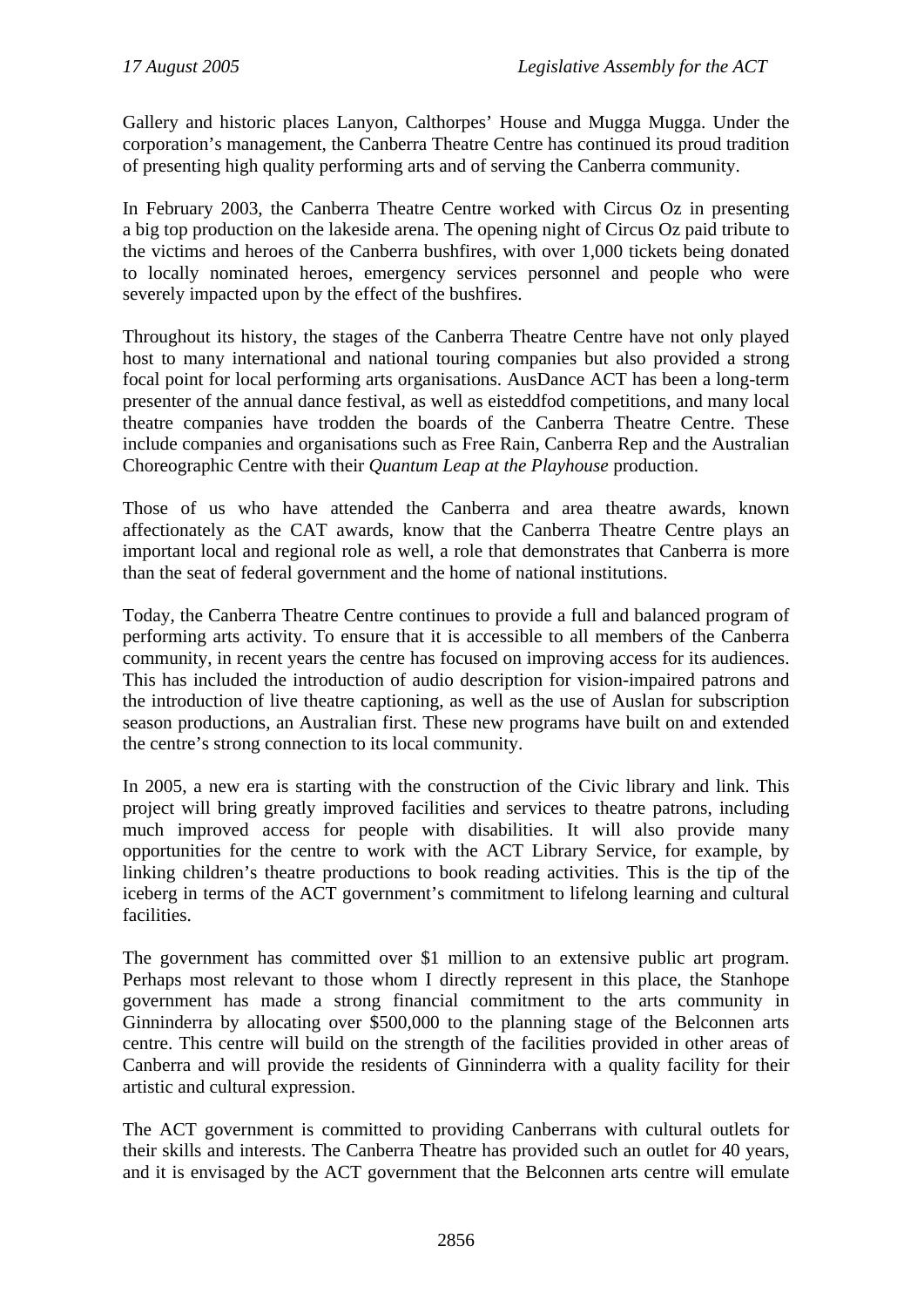Gallery and historic places Lanyon, Calthorpes' House and Mugga Mugga. Under the corporation's management, the Canberra Theatre Centre has continued its proud tradition of presenting high quality performing arts and of serving the Canberra community.

In February 2003, the Canberra Theatre Centre worked with Circus Oz in presenting a big top production on the lakeside arena. The opening night of Circus Oz paid tribute to the victims and heroes of the Canberra bushfires, with over 1,000 tickets being donated to locally nominated heroes, emergency services personnel and people who were severely impacted upon by the effect of the bushfires.

Throughout its history, the stages of the Canberra Theatre Centre have not only played host to many international and national touring companies but also provided a strong focal point for local performing arts organisations. AusDance ACT has been a long-term presenter of the annual dance festival, as well as eisteddfod competitions, and many local theatre companies have trodden the boards of the Canberra Theatre Centre. These include companies and organisations such as Free Rain, Canberra Rep and the Australian Choreographic Centre with their *Quantum Leap at the Playhouse* production.

Those of us who have attended the Canberra and area theatre awards, known affectionately as the CAT awards, know that the Canberra Theatre Centre plays an important local and regional role as well, a role that demonstrates that Canberra is more than the seat of federal government and the home of national institutions.

Today, the Canberra Theatre Centre continues to provide a full and balanced program of performing arts activity. To ensure that it is accessible to all members of the Canberra community, in recent years the centre has focused on improving access for its audiences. This has included the introduction of audio description for vision-impaired patrons and the introduction of live theatre captioning, as well as the use of Auslan for subscription season productions, an Australian first. These new programs have built on and extended the centre's strong connection to its local community.

In 2005, a new era is starting with the construction of the Civic library and link. This project will bring greatly improved facilities and services to theatre patrons, including much improved access for people with disabilities. It will also provide many opportunities for the centre to work with the ACT Library Service, for example, by linking children's theatre productions to book reading activities. This is the tip of the iceberg in terms of the ACT government's commitment to lifelong learning and cultural facilities.

The government has committed over $1 million to an extensive public art program. Perhaps most relevant to those whom I directly represent in this place, the Stanhope government has made a strong financial commitment to the arts community in Ginninderra by allocating over $500,000 to the planning stage of the Belconnen arts centre. This centre will build on the strength of the facilities provided in other areas of Canberra and will provide the residents of Ginninderra with a quality facility for their artistic and cultural expression.

The ACT government is committed to providing Canberrans with cultural outlets for their skills and interests. The Canberra Theatre has provided such an outlet for 40 years, and it is envisaged by the ACT government that the Belconnen arts centre will emulate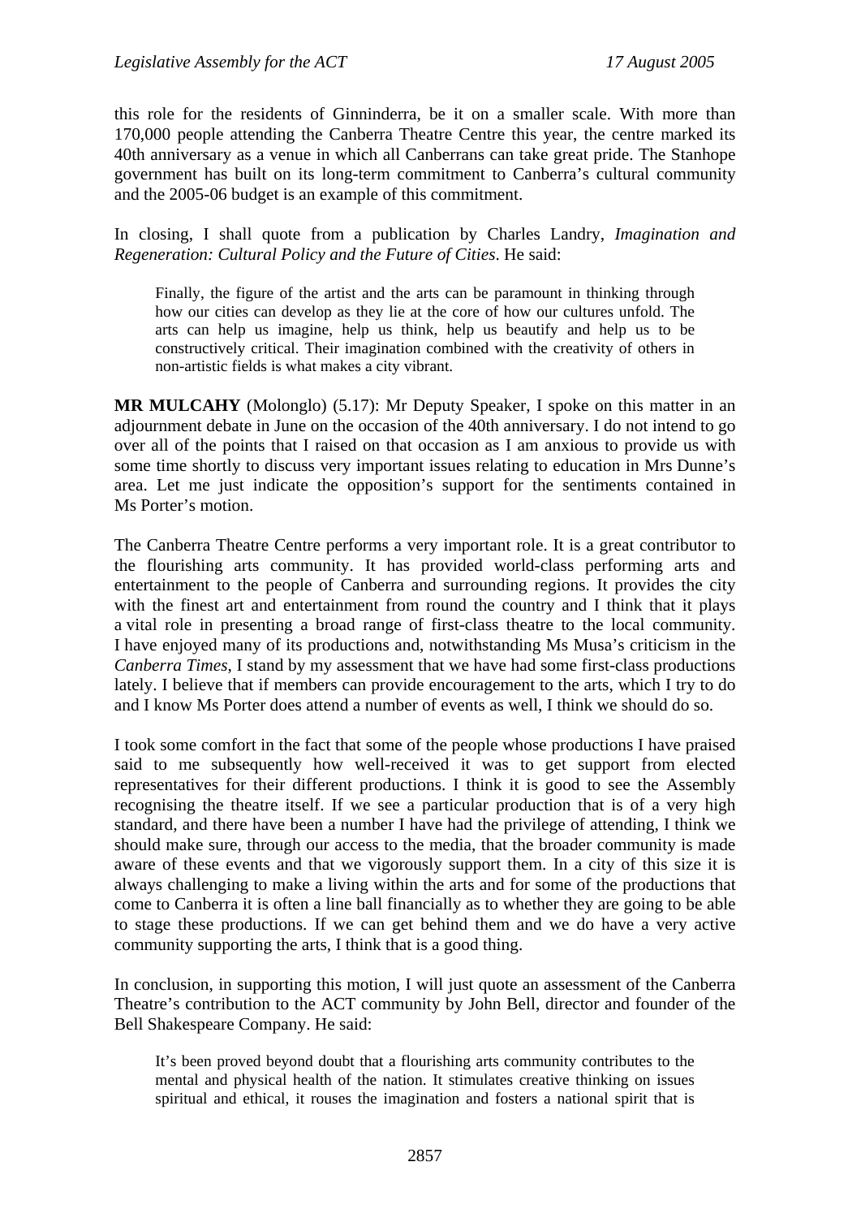this role for the residents of Ginninderra, be it on a smaller scale. With more than 170,000 people attending the Canberra Theatre Centre this year, the centre marked its 40th anniversary as a venue in which all Canberrans can take great pride. The Stanhope government has built on its long-term commitment to Canberra's cultural community and the 2005-06 budget is an example of this commitment.

In closing, I shall quote from a publication by Charles Landry, *Imagination and Regeneration: Cultural Policy and the Future of Cities*. He said:

> Finally, the figure of the artist and the arts can be paramount in thinking through how our cities can develop as they lie at the core of how our cultures unfold. The arts can help us imagine, help us think, help us beautify and help us to be constructively critical. Their imagination combined with the creativity of others in non-artistic fields is what makes a city vibrant.

**MR MULCAHY** (Molonglo) (5.17): Mr Deputy Speaker, I spoke on this matter in an adjournment debate in June on the occasion of the 40th anniversary. I do not intend to go over all of the points that I raised on that occasion as I am anxious to provide us with some time shortly to discuss very important issues relating to education in Mrs Dunne's area. Let me just indicate the opposition's support for the sentiments contained in Ms Porter's motion.

The Canberra Theatre Centre performs a very important role. It is a great contributor to the flourishing arts community. It has provided world-class performing arts and entertainment to the people of Canberra and surrounding regions. It provides the city with the finest art and entertainment from round the country and I think that it plays a vital role in presenting a broad range of first-class theatre to the local community. I have enjoyed many of its productions and, notwithstanding Ms Musa's criticism in the *Canberra Times*, I stand by my assessment that we have had some first-class productions lately. I believe that if members can provide encouragement to the arts, which I try to do and I know Ms Porter does attend a number of events as well, I think we should do so.

I took some comfort in the fact that some of the people whose productions I have praised said to me subsequently how well-received it was to get support from elected representatives for their different productions. I think it is good to see the Assembly recognising the theatre itself. If we see a particular production that is of a very high standard, and there have been a number I have had the privilege of attending, I think we should make sure, through our access to the media, that the broader community is made aware of these events and that we vigorously support them. In a city of this size it is always challenging to make a living within the arts and for some of the productions that come to Canberra it is often a line ball financially as to whether they are going to be able to stage these productions. If we can get behind them and we do have a very active community supporting the arts, I think that is a good thing.

In conclusion, in supporting this motion, I will just quote an assessment of the Canberra Theatre's contribution to the ACT community by John Bell, director and founder of the Bell Shakespeare Company. He said:

> It's been proved beyond doubt that a flourishing arts community contributes to the mental and physical health of the nation. It stimulates creative thinking on issues spiritual and ethical, it rouses the imagination and fosters a national spirit that is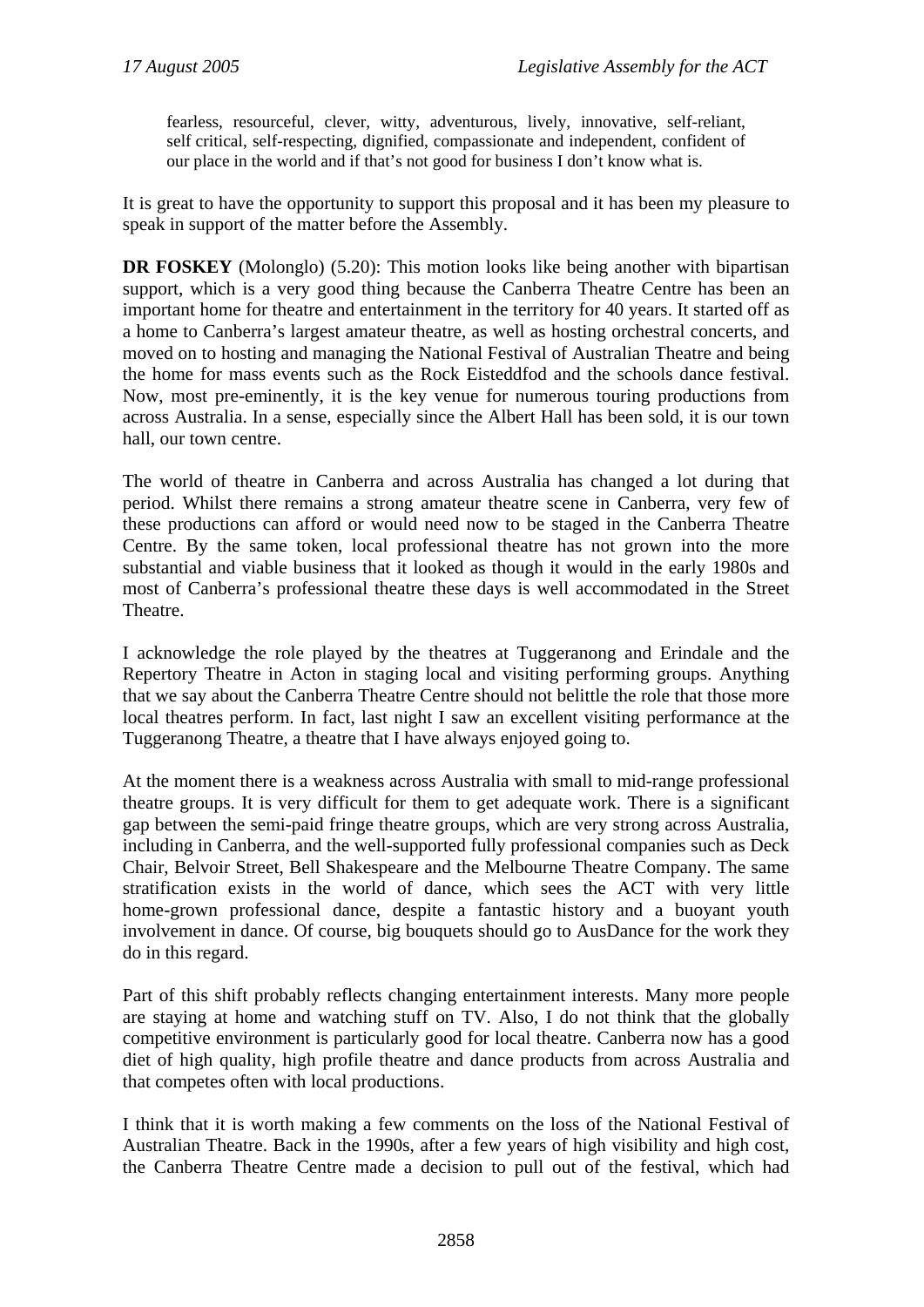> fearless, resourceful, clever, witty, adventurous, lively, innovative, self-reliant, self critical, self-respecting, dignified, compassionate and independent, confident of our place in the world and if that's not good for business I don't know what is.

It is great to have the opportunity to support this proposal and it has been my pleasure to speak in support of the matter before the Assembly.

**DR FOSKEY** (Molonglo) (5.20): This motion looks like being another with bipartisan support, which is a very good thing because the Canberra Theatre Centre has been an important home for theatre and entertainment in the territory for 40 years. It started off as a home to Canberra's largest amateur theatre, as well as hosting orchestral concerts, and moved on to hosting and managing the National Festival of Australian Theatre and being the home for mass events such as the Rock Eisteddfod and the schools dance festival. Now, most pre-eminently, it is the key venue for numerous touring productions from across Australia. In a sense, especially since the Albert Hall has been sold, it is our town hall, our town centre.

The world of theatre in Canberra and across Australia has changed a lot during that period. Whilst there remains a strong amateur theatre scene in Canberra, very few of these productions can afford or would need now to be staged in the Canberra Theatre Centre. By the same token, local professional theatre has not grown into the more substantial and viable business that it looked as though it would in the early 1980s and most of Canberra's professional theatre these days is well accommodated in the Street Theatre.

I acknowledge the role played by the theatres at Tuggeranong and Erindale and the Repertory Theatre in Acton in staging local and visiting performing groups. Anything that we say about the Canberra Theatre Centre should not belittle the role that those more local theatres perform. In fact, last night I saw an excellent visiting performance at the Tuggeranong Theatre, a theatre that I have always enjoyed going to.

At the moment there is a weakness across Australia with small to mid-range professional theatre groups. It is very difficult for them to get adequate work. There is a significant gap between the semi-paid fringe theatre groups, which are very strong across Australia, including in Canberra, and the well-supported fully professional companies such as Deck Chair, Belvoir Street, Bell Shakespeare and the Melbourne Theatre Company. The same stratification exists in the world of dance, which sees the ACT with very little home-grown professional dance, despite a fantastic history and a buoyant youth involvement in dance. Of course, big bouquets should go to AusDance for the work they do in this regard.

Part of this shift probably reflects changing entertainment interests. Many more people are staying at home and watching stuff on TV. Also, I do not think that the globally competitive environment is particularly good for local theatre. Canberra now has a good diet of high quality, high profile theatre and dance products from across Australia and that competes often with local productions.

I think that it is worth making a few comments on the loss of the National Festival of Australian Theatre. Back in the 1990s, after a few years of high visibility and high cost, the Canberra Theatre Centre made a decision to pull out of the festival, which had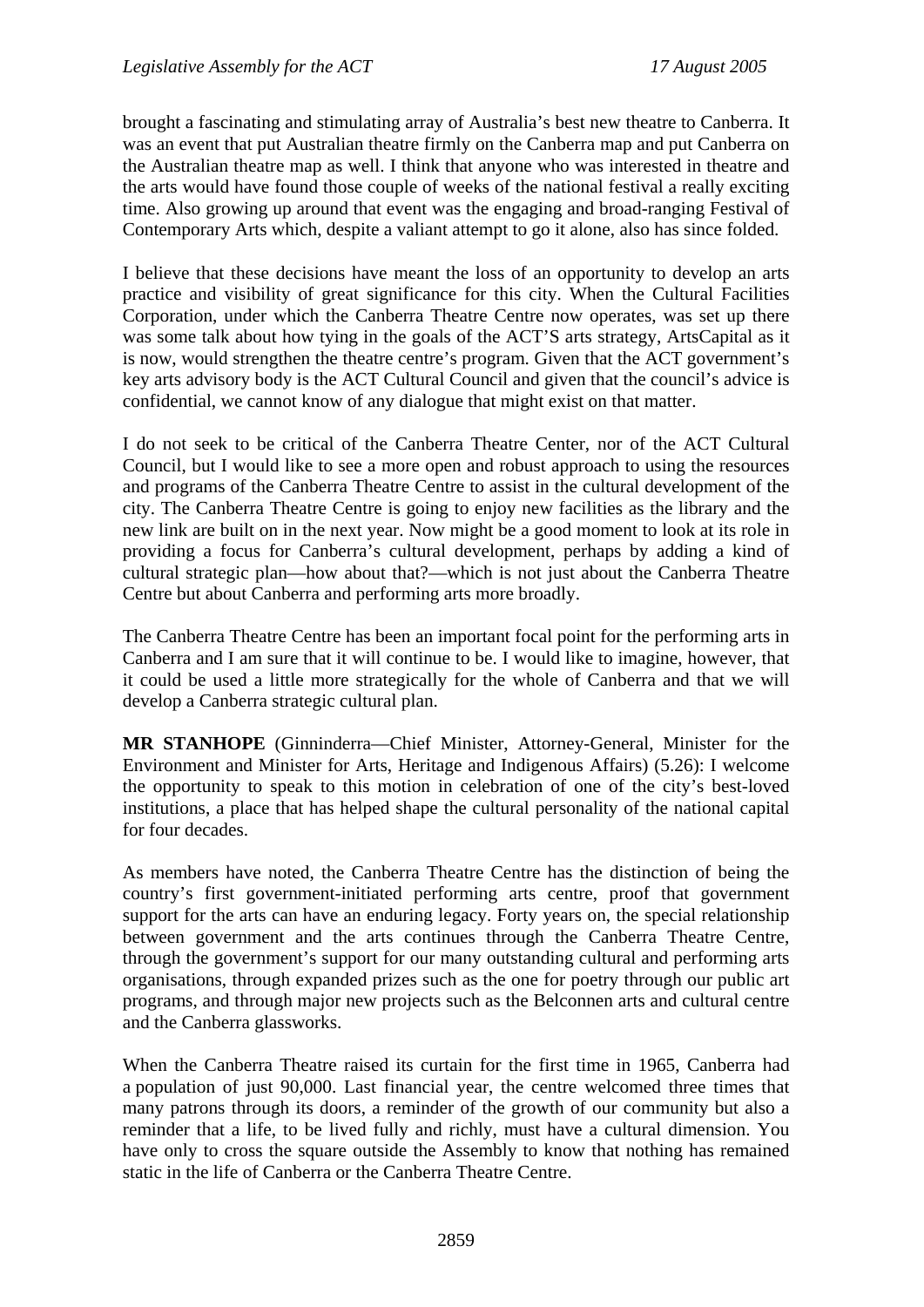brought a fascinating and stimulating array of Australia's best new theatre to Canberra. It was an event that put Australian theatre firmly on the Canberra map and put Canberra on the Australian theatre map as well. I think that anyone who was interested in theatre and the arts would have found those couple of weeks of the national festival a really exciting time. Also growing up around that event was the engaging and broad-ranging Festival of Contemporary Arts which, despite a valiant attempt to go it alone, also has since folded.

I believe that these decisions have meant the loss of an opportunity to develop an arts practice and visibility of great significance for this city. When the Cultural Facilities Corporation, under which the Canberra Theatre Centre now operates, was set up there was some talk about how tying in the goals of the ACT'S arts strategy, ArtsCapital as it is now, would strengthen the theatre centre's program. Given that the ACT government's key arts advisory body is the ACT Cultural Council and given that the council's advice is confidential, we cannot know of any dialogue that might exist on that matter.

I do not seek to be critical of the Canberra Theatre Center, nor of the ACT Cultural Council, but I would like to see a more open and robust approach to using the resources and programs of the Canberra Theatre Centre to assist in the cultural development of the city. The Canberra Theatre Centre is going to enjoy new facilities as the library and the new link are built on in the next year. Now might be a good moment to look at its role in providing a focus for Canberra's cultural development, perhaps by adding a kind of cultural strategic plan—how about that?—which is not just about the Canberra Theatre Centre but about Canberra and performing arts more broadly.

The Canberra Theatre Centre has been an important focal point for the performing arts in Canberra and I am sure that it will continue to be. I would like to imagine, however, that it could be used a little more strategically for the whole of Canberra and that we will develop a Canberra strategic cultural plan.

**MR STANHOPE** (Ginninderra—Chief Minister, Attorney-General, Minister for the Environment and Minister for Arts, Heritage and Indigenous Affairs) (5.26): I welcome the opportunity to speak to this motion in celebration of one of the city's best-loved institutions, a place that has helped shape the cultural personality of the national capital for four decades.

As members have noted, the Canberra Theatre Centre has the distinction of being the country's first government-initiated performing arts centre, proof that government support for the arts can have an enduring legacy. Forty years on, the special relationship between government and the arts continues through the Canberra Theatre Centre, through the government's support for our many outstanding cultural and performing arts organisations, through expanded prizes such as the one for poetry through our public art programs, and through major new projects such as the Belconnen arts and cultural centre and the Canberra glassworks.

When the Canberra Theatre raised its curtain for the first time in 1965, Canberra had a population of just 90,000. Last financial year, the centre welcomed three times that many patrons through its doors, a reminder of the growth of our community but also a reminder that a life, to be lived fully and richly, must have a cultural dimension. You have only to cross the square outside the Assembly to know that nothing has remained static in the life of Canberra or the Canberra Theatre Centre.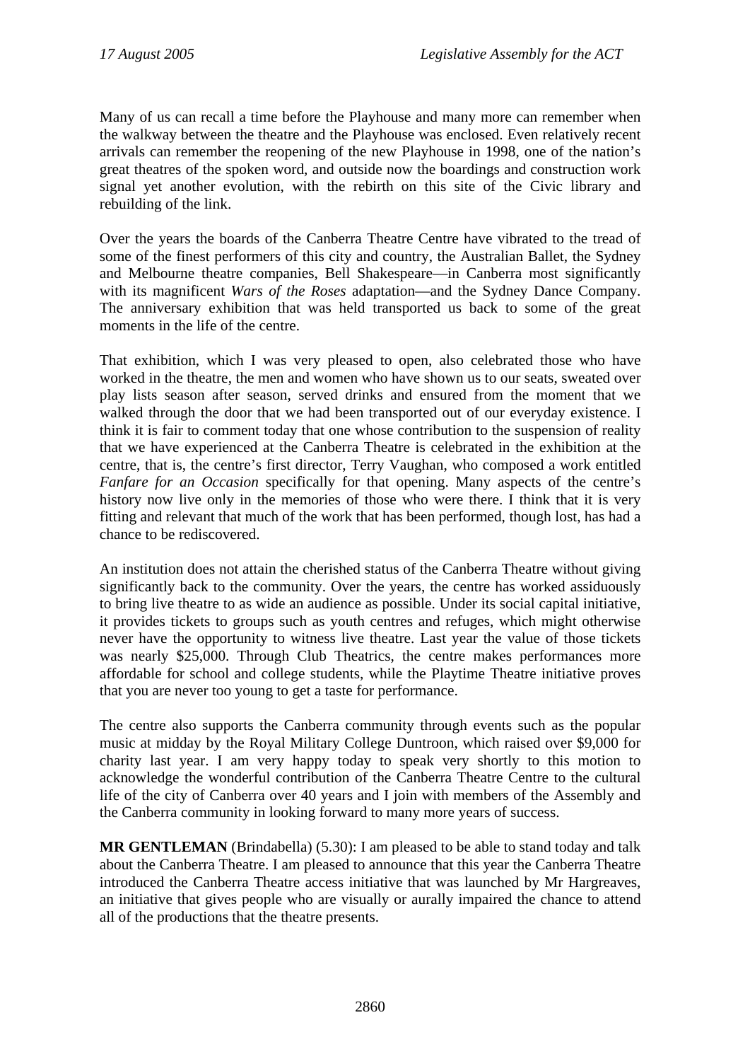Many of us can recall a time before the Playhouse and many more can remember when the walkway between the theatre and the Playhouse was enclosed. Even relatively recent arrivals can remember the reopening of the new Playhouse in 1998, one of the nation's great theatres of the spoken word, and outside now the boardings and construction work signal yet another evolution, with the rebirth on this site of the Civic library and rebuilding of the link.

Over the years the boards of the Canberra Theatre Centre have vibrated to the tread of some of the finest performers of this city and country, the Australian Ballet, the Sydney and Melbourne theatre companies, Bell Shakespeare—in Canberra most significantly with its magnificent *Wars of the Roses* adaptation—and the Sydney Dance Company. The anniversary exhibition that was held transported us back to some of the great moments in the life of the centre.

That exhibition, which I was very pleased to open, also celebrated those who have worked in the theatre, the men and women who have shown us to our seats, sweated over play lists season after season, served drinks and ensured from the moment that we walked through the door that we had been transported out of our everyday existence. I think it is fair to comment today that one whose contribution to the suspension of reality that we have experienced at the Canberra Theatre is celebrated in the exhibition at the centre, that is, the centre's first director, Terry Vaughan, who composed a work entitled *Fanfare for an Occasion* specifically for that opening. Many aspects of the centre's history now live only in the memories of those who were there. I think that it is very fitting and relevant that much of the work that has been performed, though lost, has had a chance to be rediscovered.

An institution does not attain the cherished status of the Canberra Theatre without giving significantly back to the community. Over the years, the centre has worked assiduously to bring live theatre to as wide an audience as possible. Under its social capital initiative, it provides tickets to groups such as youth centres and refuges, which might otherwise never have the opportunity to witness live theatre. Last year the value of those tickets was nearly $25,000. Through Club Theatrics, the centre makes performances more affordable for school and college students, while the Playtime Theatre initiative proves that you are never too young to get a taste for performance.

The centre also supports the Canberra community through events such as the popular music at midday by the Royal Military College Duntroon, which raised over $9,000 for charity last year. I am very happy today to speak very shortly to this motion to acknowledge the wonderful contribution of the Canberra Theatre Centre to the cultural life of the city of Canberra over 40 years and I join with members of the Assembly and the Canberra community in looking forward to many more years of success.

**MR GENTLEMAN** (Brindabella) (5.30): I am pleased to be able to stand today and talk about the Canberra Theatre. I am pleased to announce that this year the Canberra Theatre introduced the Canberra Theatre access initiative that was launched by Mr Hargreaves, an initiative that gives people who are visually or aurally impaired the chance to attend all of the productions that the theatre presents.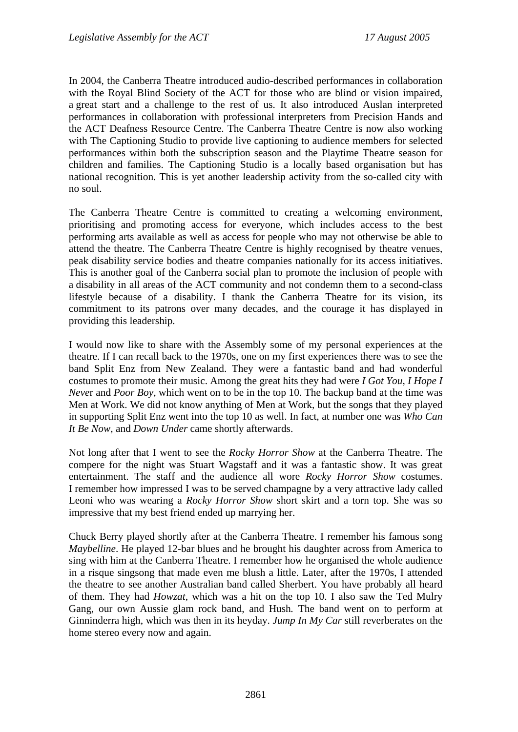In 2004, the Canberra Theatre introduced audio-described performances in collaboration with the Royal Blind Society of the ACT for those who are blind or vision impaired, a great start and a challenge to the rest of us. It also introduced Auslan interpreted performances in collaboration with professional interpreters from Precision Hands and the ACT Deafness Resource Centre. The Canberra Theatre Centre is now also working with The Captioning Studio to provide live captioning to audience members for selected performances within both the subscription season and the Playtime Theatre season for children and families. The Captioning Studio is a locally based organisation but has national recognition. This is yet another leadership activity from the so-called city with no soul.

The Canberra Theatre Centre is committed to creating a welcoming environment, prioritising and promoting access for everyone, which includes access to the best performing arts available as well as access for people who may not otherwise be able to attend the theatre. The Canberra Theatre Centre is highly recognised by theatre venues, peak disability service bodies and theatre companies nationally for its access initiatives. This is another goal of the Canberra social plan to promote the inclusion of people with a disability in all areas of the ACT community and not condemn them to a second-class lifestyle because of a disability. I thank the Canberra Theatre for its vision, its commitment to its patrons over many decades, and the courage it has displayed in providing this leadership.

I would now like to share with the Assembly some of my personal experiences at the theatre. If I can recall back to the 1970s, one on my first experiences there was to see the band Split Enz from New Zealand. They were a fantastic band and had wonderful costumes to promote their music. Among the great hits they had were *I Got You*, *I Hope I Never* and *Poor Boy,* which went on to be in the top 10. The backup band at the time was Men at Work. We did not know anything of Men at Work, but the songs that they played in supporting Split Enz went into the top 10 as well. In fact, at number one was *Who Can It Be Now,* and *Down Under* came shortly afterwards.

Not long after that I went to see the *Rocky Horror Show* at the Canberra Theatre. The compere for the night was Stuart Wagstaff and it was a fantastic show. It was great entertainment. The staff and the audience all wore *Rocky Horror Show* costumes. I remember how impressed I was to be served champagne by a very attractive lady called Leoni who was wearing a *Rocky Horror Show* short skirt and a torn top. She was so impressive that my best friend ended up marrying her.

Chuck Berry played shortly after at the Canberra Theatre. I remember his famous song *Maybelline*. He played 12-bar blues and he brought his daughter across from America to sing with him at the Canberra Theatre. I remember how he organised the whole audience in a risque singsong that made even me blush a little. Later, after the 1970s, I attended the theatre to see another Australian band called Sherbert. You have probably all heard of them. They had *Howzat*, which was a hit on the top 10. I also saw the Ted Mulry Gang, our own Aussie glam rock band, and Hush. The band went on to perform at Ginninderra high, which was then in its heyday. *Jump In My Car* still reverberates on the home stereo every now and again.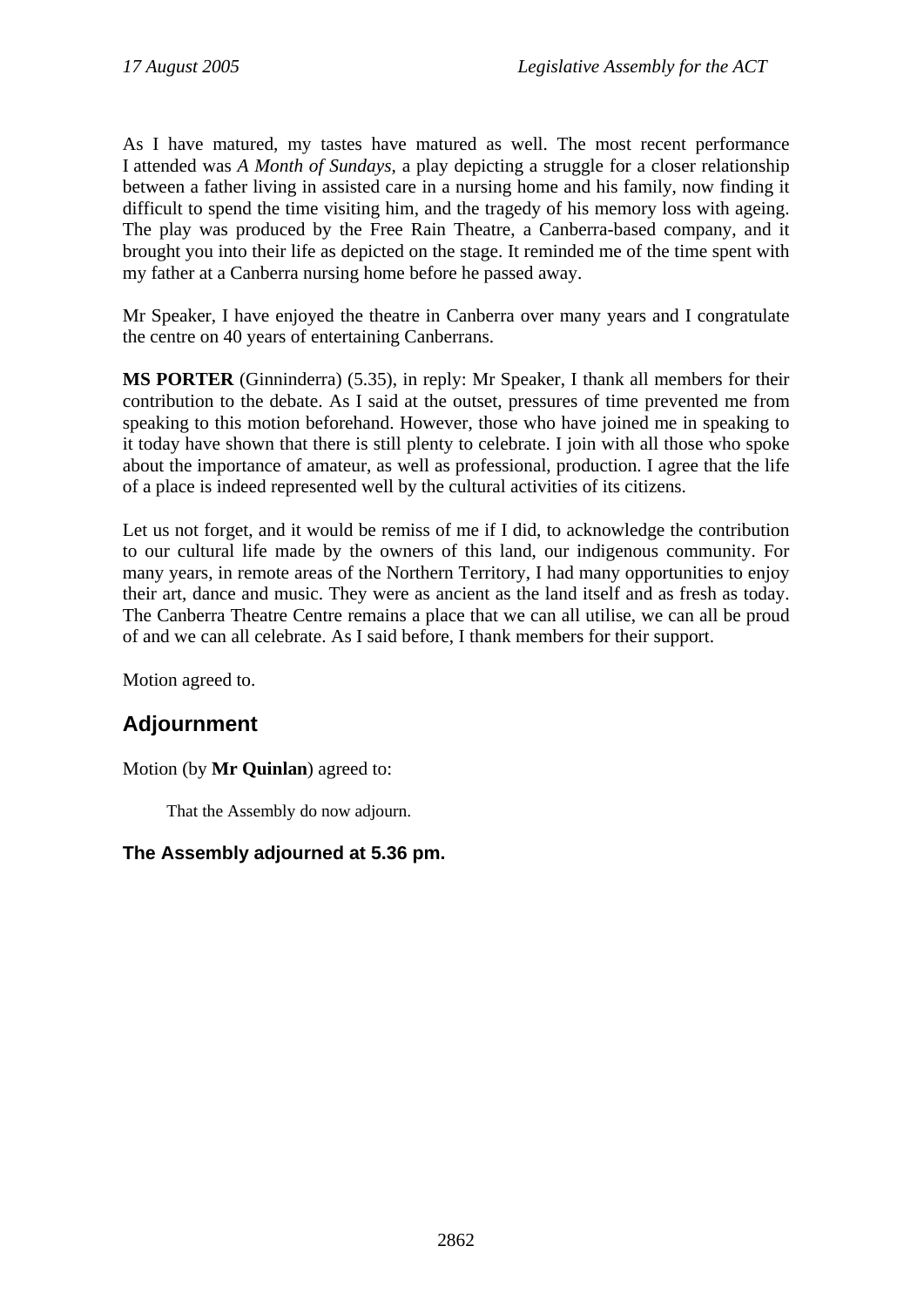As I have matured, my tastes have matured as well. The most recent performance I attended was *A Month of Sundays*, a play depicting a struggle for a closer relationship between a father living in assisted care in a nursing home and his family, now finding it difficult to spend the time visiting him, and the tragedy of his memory loss with ageing. The play was produced by the Free Rain Theatre, a Canberra-based company, and it brought you into their life as depicted on the stage. It reminded me of the time spent with my father at a Canberra nursing home before he passed away.

Mr Speaker, I have enjoyed the theatre in Canberra over many years and I congratulate the centre on 40 years of entertaining Canberrans.

**MS PORTER** (Ginninderra) (5.35), in reply: Mr Speaker, I thank all members for their contribution to the debate. As I said at the outset, pressures of time prevented me from speaking to this motion beforehand. However, those who have joined me in speaking to it today have shown that there is still plenty to celebrate. I join with all those who spoke about the importance of amateur, as well as professional, production. I agree that the life of a place is indeed represented well by the cultural activities of its citizens.

Let us not forget, and it would be remiss of me if I did, to acknowledge the contribution to our cultural life made by the owners of this land, our indigenous community. For many years, in remote areas of the Northern Territory, I had many opportunities to enjoy their art, dance and music. They were as ancient as the land itself and as fresh as today. The Canberra Theatre Centre remains a place that we can all utilise, we can all be proud of and we can all celebrate. As I said before, I thank members for their support.

Motion agreed to.

## Adjournment

Motion (by **Mr Quinlan**) agreed to:

> That the Assembly do now adjourn.

### The Assembly adjourned at 5.36 pm.